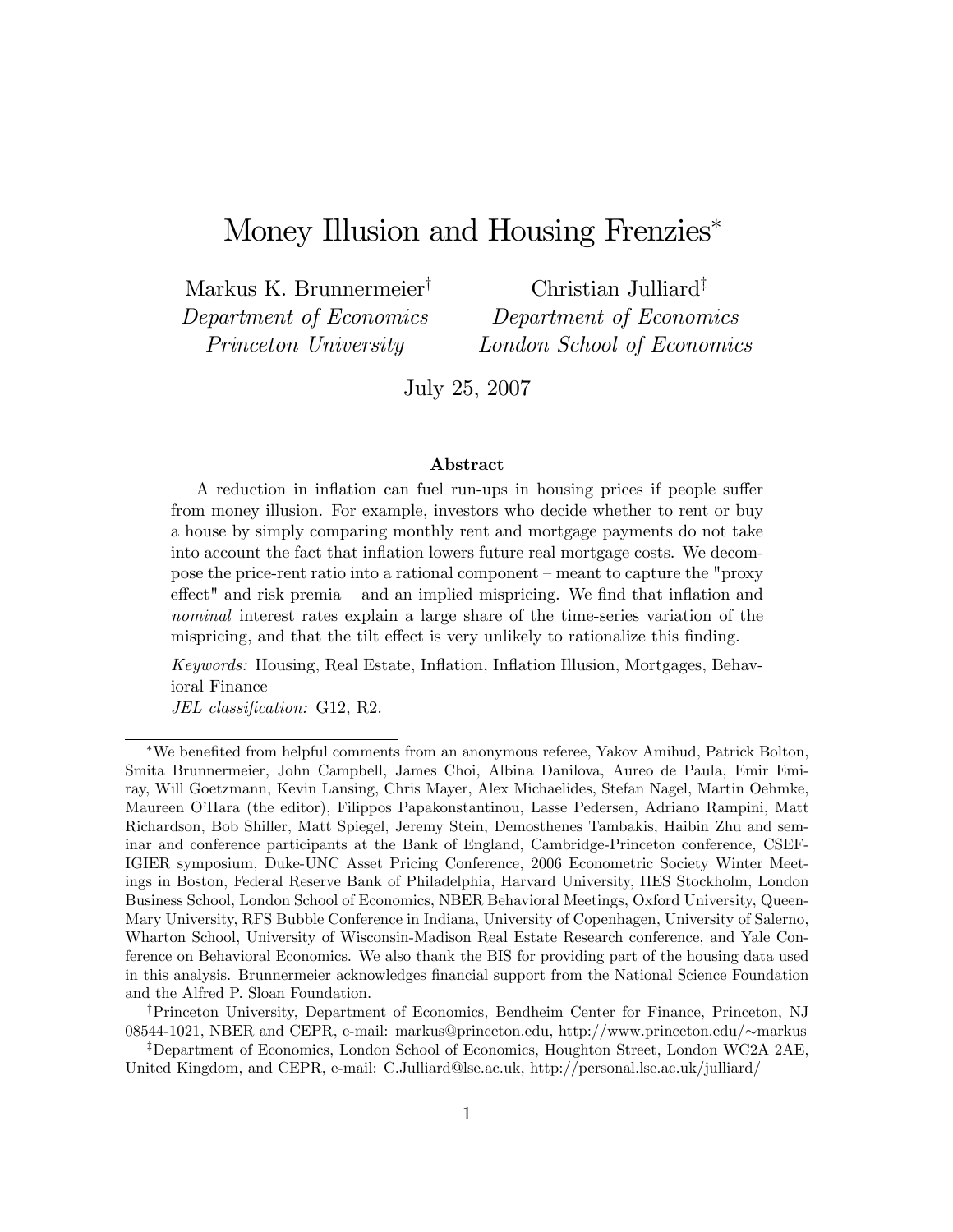# Money Illusion and Housing Frenzies*

Markus K. Brunnermeier[†]
*Department of Economics*
*Princeton University*

Christian Julliard[‡]
*Department of Economics*
*London School of Economics*

July 25, 2007

### Abstract

A reduction in inflation can fuel run-ups in housing prices if people suffer from money illusion. For example, investors who decide whether to rent or buy a house by simply comparing monthly rent and mortgage payments do not take into account the fact that inflation lowers future real mortgage costs. We decompose the price-rent ratio into a rational component – meant to capture the "proxy effect" and risk premia – and an implied mispricing. We find that inflation and *nominal* interest rates explain a large share of the time-series variation of the mispricing, and that the tilt effect is very unlikely to rationalize this finding.

*Keywords:* Housing, Real Estate, Inflation, Inflation Illusion, Mortgages, Behavioral Finance

*JEL classification:* G12, R2.

---

*We benefited from helpful comments from an anonymous referee, Yakov Amihud, Patrick Bolton, Smita Brunnermeier, John Campbell, James Choi, Albina Danilova, Aureo de Paula, Emir Emiray, Will Goetzmann, Kevin Lansing, Chris Mayer, Alex Michaelides, Stefan Nagel, Martin Oehmke, Maureen O'Hara (the editor), Filippos Papakonstantinou, Lasse Pedersen, Adriano Rampini, Matt Richardson, Bob Shiller, Matt Spiegel, Jeremy Stein, Demosthenes Tambakis, Haibin Zhu and seminar and conference participants at the Bank of England, Cambridge-Princeton conference, CSEF-IGIER symposium, Duke-UNC Asset Pricing Conference, 2006 Econometric Society Winter Meetings in Boston, Federal Reserve Bank of Philadelphia, Harvard University, IIES Stockholm, London Business School, London School of Economics, NBER Behavioral Meetings, Oxford University, Queen-Mary University, RFS Bubble Conference in Indiana, University of Copenhagen, University of Salerno, Wharton School, University of Wisconsin-Madison Real Estate Research conference, and Yale Conference on Behavioral Economics. We also thank the BIS for providing part of the housing data used in this analysis. Brunnermeier acknowledges financial support from the National Science Foundation and the Alfred P. Sloan Foundation.

[†]Princeton University, Department of Economics, Bendheim Center for Finance, Princeton, NJ 08544-1021, NBER and CEPR, e-mail: markus@princeton.edu, http://www.princeton.edu/∼markus

[‡]Department of Economics, London School of Economics, Houghton Street, London WC2A 2AE, United Kingdom, and CEPR, e-mail: C.Julliard@lse.ac.uk, http://personal.lse.ac.uk/julliard/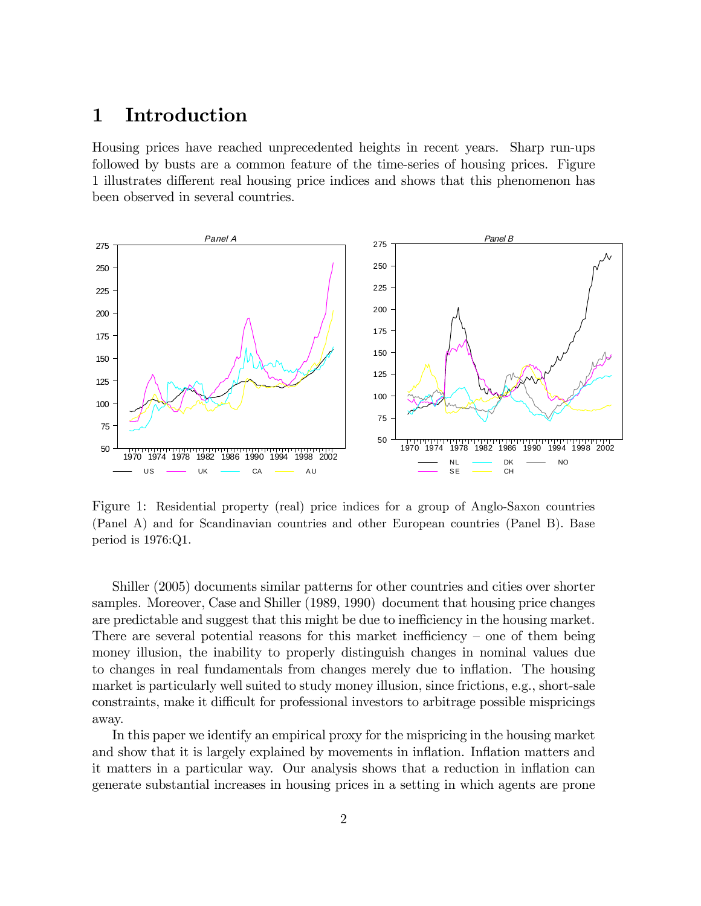# 1 Introduction

Housing prices have reached unprecedented heights in recent years. Sharp run-ups followed by busts are a common feature of the time-series of housing prices. Figure 1 illustrates different real housing price indices and shows that this phenomenon has been observed in several countries.

Figure 1: Residential property (real) price indices for a group of Anglo-Saxon countries (Panel A) and for Scandinavian countries and other European countries (Panel B). Base period is 1976:Q1.

Shiller (2005) documents similar patterns for other countries and cities over shorter samples. Moreover, Case and Shiller (1989, 1990) document that housing price changes are predictable and suggest that this might be due to inefficiency in the housing market. There are several potential reasons for this market inefficiency – one of them being money illusion, the inability to properly distinguish changes in nominal values due to changes in real fundamentals from changes merely due to inflation. The housing market is particularly well suited to study money illusion, since frictions, e.g., short-sale constraints, make it difficult for professional investors to arbitrage possible mispricings away.

In this paper we identify an empirical proxy for the mispricing in the housing market and show that it is largely explained by movements in inflation. Inflation matters and it matters in a particular way. Our analysis shows that a reduction in inflation can generate substantial increases in housing prices in a setting in which agents are prone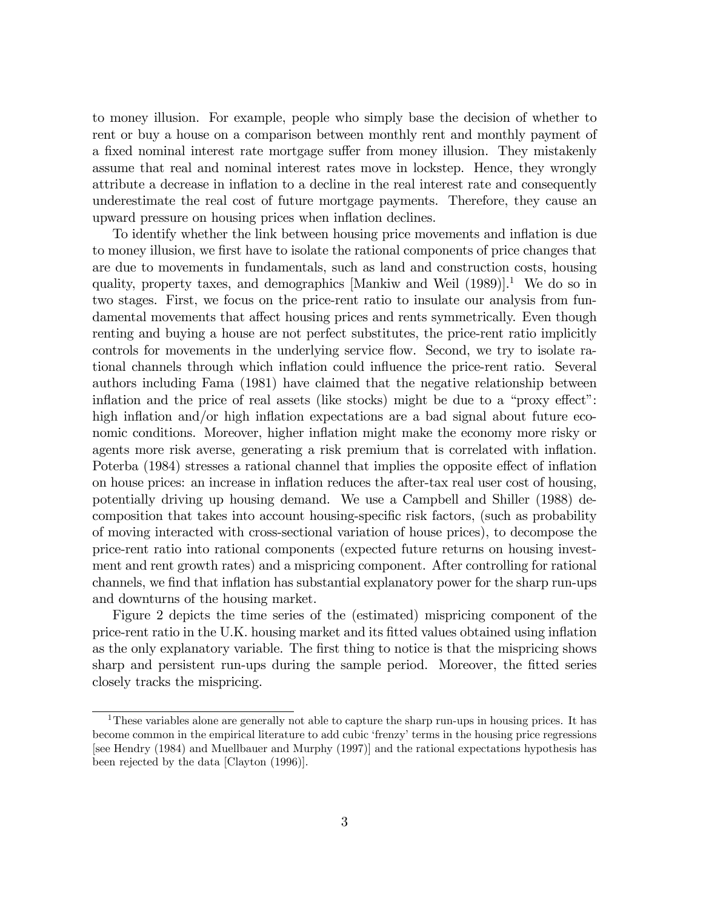to money illusion. For example, people who simply base the decision of whether to rent or buy a house on a comparison between monthly rent and monthly payment of a fixed nominal interest rate mortgage suffer from money illusion. They mistakenly assume that real and nominal interest rates move in lockstep. Hence, they wrongly attribute a decrease in inflation to a decline in the real interest rate and consequently underestimate the real cost of future mortgage payments. Therefore, they cause an upward pressure on housing prices when inflation declines.

To identify whether the link between housing price movements and inflation is due to money illusion, we first have to isolate the rational components of price changes that are due to movements in fundamentals, such as land and construction costs, housing quality, property taxes, and demographics [Mankiw and Weil (1989)].[1] We do so in two stages. First, we focus on the price-rent ratio to insulate our analysis from fundamental movements that affect housing prices and rents symmetrically. Even though renting and buying a house are not perfect substitutes, the price-rent ratio implicitly controls for movements in the underlying service flow. Second, we try to isolate rational channels through which inflation could influence the price-rent ratio. Several authors including Fama (1981) have claimed that the negative relationship between inflation and the price of real assets (like stocks) might be due to a "proxy effect": high inflation and/or high inflation expectations are a bad signal about future economic conditions. Moreover, higher inflation might make the economy more risky or agents more risk averse, generating a risk premium that is correlated with inflation. Poterba (1984) stresses a rational channel that implies the opposite effect of inflation on house prices: an increase in inflation reduces the after-tax real user cost of housing, potentially driving up housing demand. We use a Campbell and Shiller (1988) decomposition that takes into account housing-specific risk factors, (such as probability of moving interacted with cross-sectional variation of house prices), to decompose the price-rent ratio into rational components (expected future returns on housing investment and rent growth rates) and a mispricing component. After controlling for rational channels, we find that inflation has substantial explanatory power for the sharp run-ups and downturns of the housing market.

Figure 2 depicts the time series of the (estimated) mispricing component of the price-rent ratio in the U.K. housing market and its fitted values obtained using inflation as the only explanatory variable. The first thing to notice is that the mispricing shows sharp and persistent run-ups during the sample period. Moreover, the fitted series closely tracks the mispricing.

[1] These variables alone are generally not able to capture the sharp run-ups in housing prices. It has become common in the empirical literature to add cubic 'frenzy' terms in the housing price regressions [see Hendry (1984) and Muellbauer and Murphy (1997)] and the rational expectations hypothesis has been rejected by the data [Clayton (1996)].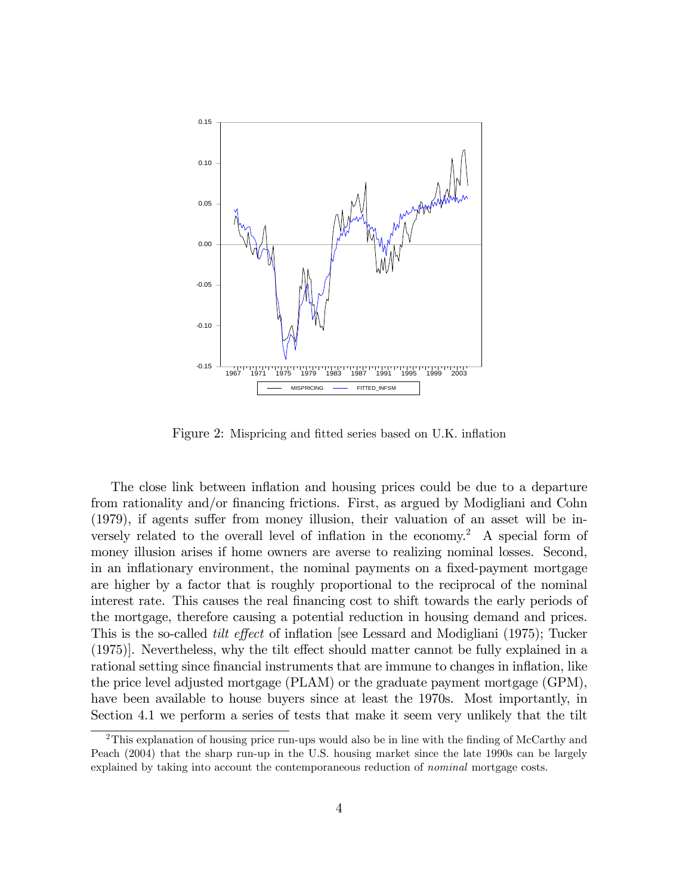Figure 2: Mispricing and fitted series based on U.K. inflation

The close link between inflation and housing prices could be due to a departure from rationality and/or financing frictions. First, as argued by Modigliani and Cohn (1979), if agents suffer from money illusion, their valuation of an asset will be inversely related to the overall level of inflation in the economy.[2] A special form of money illusion arises if home owners are averse to realizing nominal losses. Second, in an inflationary environment, the nominal payments on a fixed-payment mortgage are higher by a factor that is roughly proportional to the reciprocal of the nominal interest rate. This causes the real financing cost to shift towards the early periods of the mortgage, therefore causing a potential reduction in housing demand and prices. This is the so-called *tilt effect* of inflation [see Lessard and Modigliani (1975); Tucker (1975)]. Nevertheless, why the tilt effect should matter cannot be fully explained in a rational setting since financial instruments that are immune to changes in inflation, like the price level adjusted mortgage (PLAM) or the graduate payment mortgage (GPM), have been available to house buyers since at least the 1970s. Most importantly, in Section 4.1 we perform a series of tests that make it seem very unlikely that the tilt

[2] This explanation of housing price run-ups would also be in line with the finding of McCarthy and Peach (2004) that the sharp run-up in the U.S. housing market since the late 1990s can be largely explained by taking into account the contemporaneous reduction of *nominal* mortgage costs.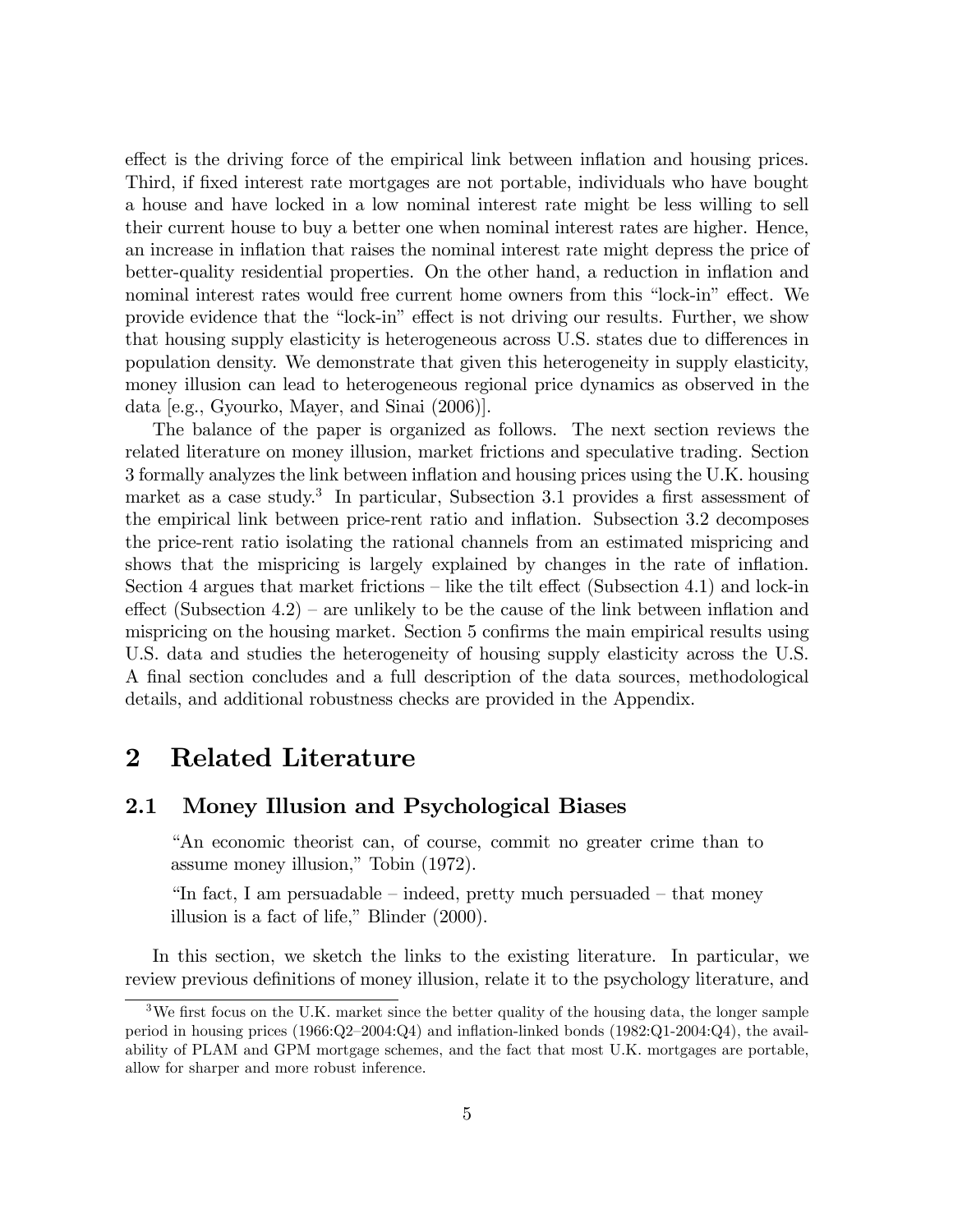effect is the driving force of the empirical link between inflation and housing prices. Third, if fixed interest rate mortgages are not portable, individuals who have bought a house and have locked in a low nominal interest rate might be less willing to sell their current house to buy a better one when nominal interest rates are higher. Hence, an increase in inflation that raises the nominal interest rate might depress the price of better-quality residential properties. On the other hand, a reduction in inflation and nominal interest rates would free current home owners from this "lock-in" effect. We provide evidence that the "lock-in" effect is not driving our results. Further, we show that housing supply elasticity is heterogeneous across U.S. states due to differences in population density. We demonstrate that given this heterogeneity in supply elasticity, money illusion can lead to heterogeneous regional price dynamics as observed in the data [e.g., Gyourko, Mayer, and Sinai (2006)].

The balance of the paper is organized as follows. The next section reviews the related literature on money illusion, market frictions and speculative trading. Section 3 formally analyzes the link between inflation and housing prices using the U.K. housing market as a case study.[3] In particular, Subsection 3.1 provides a first assessment of the empirical link between price-rent ratio and inflation. Subsection 3.2 decomposes the price-rent ratio isolating the rational channels from an estimated mispricing and shows that the mispricing is largely explained by changes in the rate of inflation. Section 4 argues that market frictions – like the tilt effect (Subsection 4.1) and lock-in effect (Subsection 4.2) – are unlikely to be the cause of the link between inflation and mispricing on the housing market. Section 5 confirms the main empirical results using U.S. data and studies the heterogeneity of housing supply elasticity across the U.S. A final section concludes and a full description of the data sources, methodological details, and additional robustness checks are provided in the Appendix.

# 2 Related Literature

## 2.1 Money Illusion and Psychological Biases

> "An economic theorist can, of course, commit no greater crime than to assume money illusion," Tobin (1972).
>
> "In fact, I am persuadable – indeed, pretty much persuaded – that money illusion is a fact of life," Blinder (2000).

In this section, we sketch the links to the existing literature. In particular, we review previous definitions of money illusion, relate it to the psychology literature, and

[3] We first focus on the U.K. market since the better quality of the housing data, the longer sample period in housing prices (1966:Q2–2004:Q4) and inflation-linked bonds (1982:Q1-2004:Q4), the availability of PLAM and GPM mortgage schemes, and the fact that most U.K. mortgages are portable, allow for sharper and more robust inference.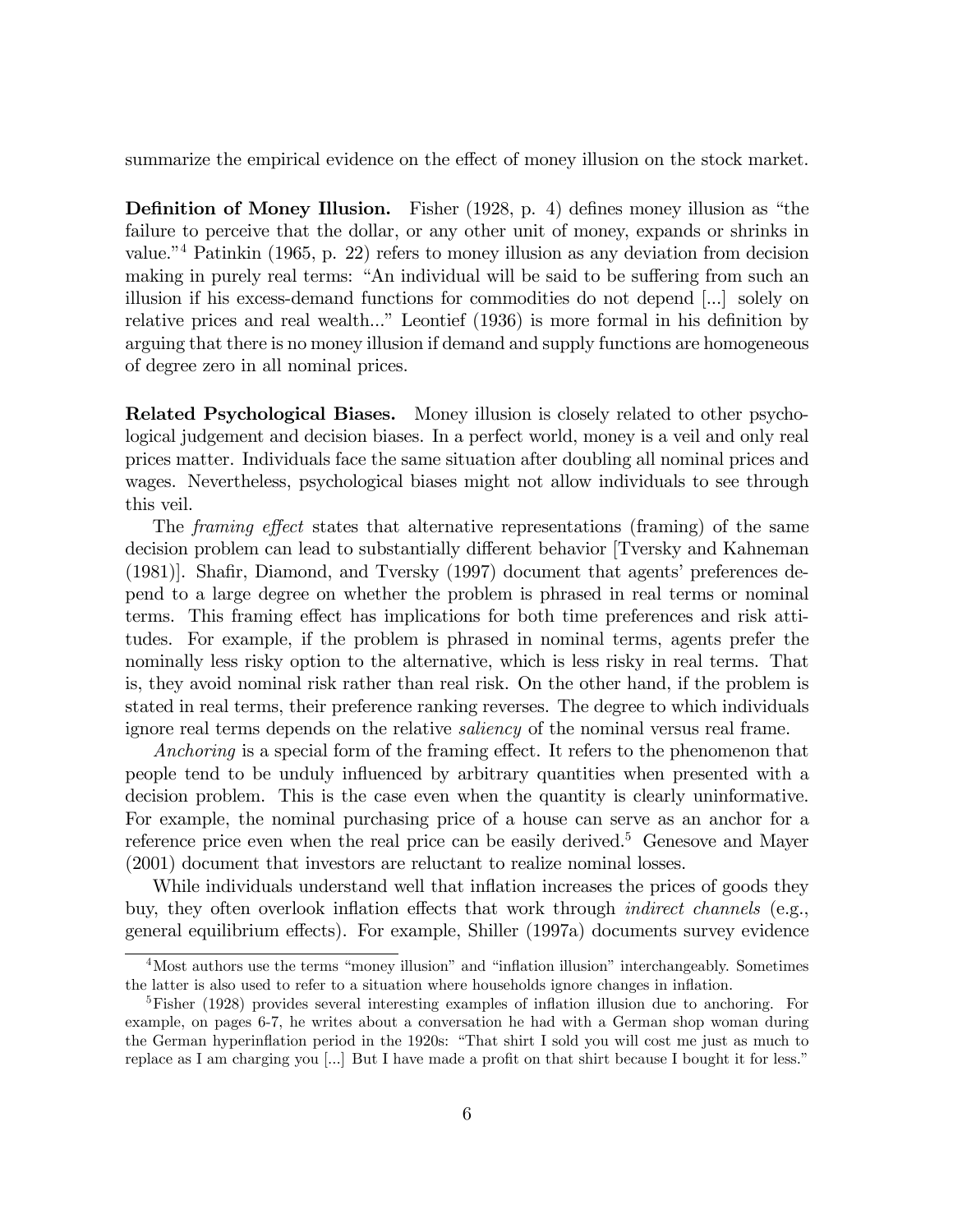summarize the empirical evidence on the effect of money illusion on the stock market.

**Definition of Money Illusion.** Fisher (1928, p. 4) defines money illusion as "the failure to perceive that the dollar, or any other unit of money, expands or shrinks in value."[4] Patinkin (1965, p. 22) refers to money illusion as any deviation from decision making in purely real terms: "An individual will be said to be suffering from such an illusion if his excess-demand functions for commodities do not depend [...] solely on relative prices and real wealth..." Leontief (1936) is more formal in his definition by arguing that there is no money illusion if demand and supply functions are homogeneous of degree zero in all nominal prices.

**Related Psychological Biases.** Money illusion is closely related to other psychological judgement and decision biases. In a perfect world, money is a veil and only real prices matter. Individuals face the same situation after doubling all nominal prices and wages. Nevertheless, psychological biases might not allow individuals to see through this veil.

The *framing effect* states that alternative representations (framing) of the same decision problem can lead to substantially different behavior [Tversky and Kahneman (1981)]. Shafir, Diamond, and Tversky (1997) document that agents' preferences depend to a large degree on whether the problem is phrased in real terms or nominal terms. This framing effect has implications for both time preferences and risk attitudes. For example, if the problem is phrased in nominal terms, agents prefer the nominally less risky option to the alternative, which is less risky in real terms. That is, they avoid nominal risk rather than real risk. On the other hand, if the problem is stated in real terms, their preference ranking reverses. The degree to which individuals ignore real terms depends on the relative *saliency* of the nominal versus real frame.

*Anchoring* is a special form of the framing effect. It refers to the phenomenon that people tend to be unduly influenced by arbitrary quantities when presented with a decision problem. This is the case even when the quantity is clearly uninformative. For example, the nominal purchasing price of a house can serve as an anchor for a reference price even when the real price can be easily derived.[5] Genesove and Mayer (2001) document that investors are reluctant to realize nominal losses.

While individuals understand well that inflation increases the prices of goods they buy, they often overlook inflation effects that work through *indirect channels* (e.g., general equilibrium effects). For example, Shiller (1997a) documents survey evidence

[4] Most authors use the terms "money illusion" and "inflation illusion" interchangeably. Sometimes the latter is also used to refer to a situation where households ignore changes in inflation.

[5] Fisher (1928) provides several interesting examples of inflation illusion due to anchoring. For example, on pages 6-7, he writes about a conversation he had with a German shop woman during the German hyperinflation period in the 1920s: "That shirt I sold you will cost me just as much to replace as I am charging you [...] But I have made a profit on that shirt because I bought it for less."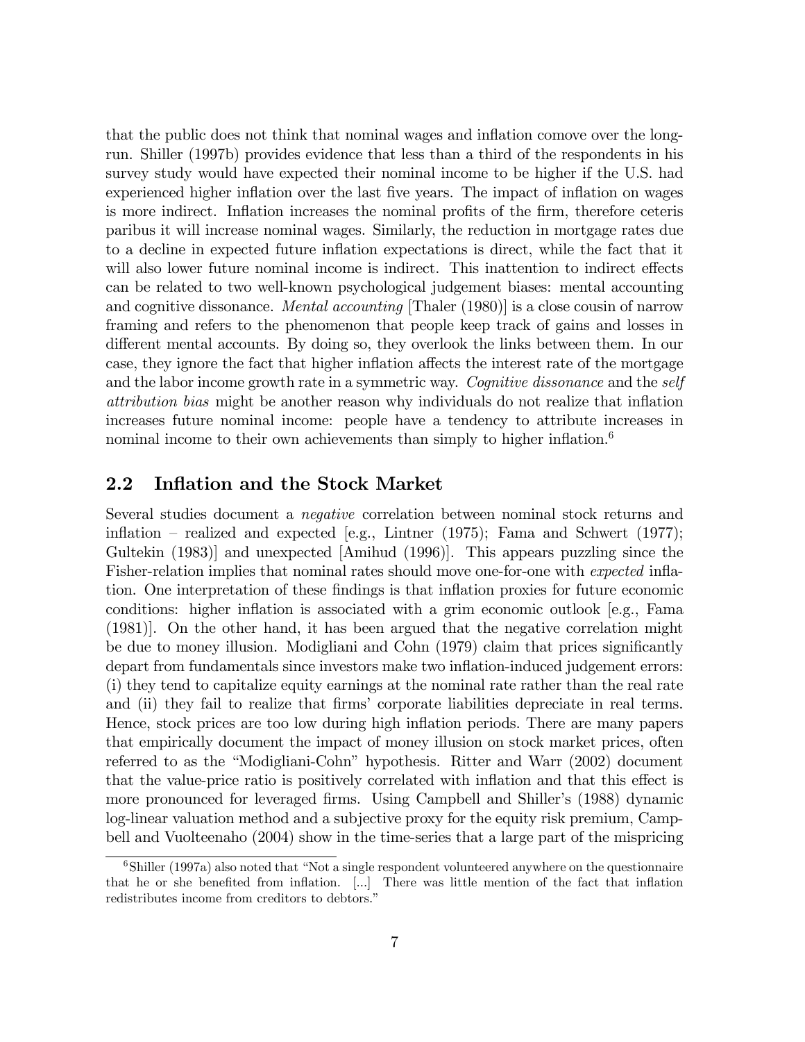that the public does not think that nominal wages and inflation comove over the long-run. Shiller (1997b) provides evidence that less than a third of the respondents in his survey study would have expected their nominal income to be higher if the U.S. had experienced higher inflation over the last five years. The impact of inflation on wages is more indirect. Inflation increases the nominal profits of the firm, therefore ceteris paribus it will increase nominal wages. Similarly, the reduction in mortgage rates due to a decline in expected future inflation expectations is direct, while the fact that it will also lower future nominal income is indirect. This inattention to indirect effects can be related to two well-known psychological judgement biases: mental accounting and cognitive dissonance. *Mental accounting* [Thaler (1980)] is a close cousin of narrow framing and refers to the phenomenon that people keep track of gains and losses in different mental accounts. By doing so, they overlook the links between them. In our case, they ignore the fact that higher inflation affects the interest rate of the mortgage and the labor income growth rate in a symmetric way. *Cognitive dissonance* and the *self attribution bias* might be another reason why individuals do not realize that inflation increases future nominal income: people have a tendency to attribute increases in nominal income to their own achievements than simply to higher inflation.[6]

## 2.2 Inflation and the Stock Market

Several studies document a *negative* correlation between nominal stock returns and inflation – realized and expected [e.g., Lintner (1975); Fama and Schwert (1977); Gultekin (1983)] and unexpected [Amihud (1996)]. This appears puzzling since the Fisher-relation implies that nominal rates should move one-for-one with *expected* inflation. One interpretation of these findings is that inflation proxies for future economic conditions: higher inflation is associated with a grim economic outlook [e.g., Fama (1981)]. On the other hand, it has been argued that the negative correlation might be due to money illusion. Modigliani and Cohn (1979) claim that prices significantly depart from fundamentals since investors make two inflation-induced judgement errors: (i) they tend to capitalize equity earnings at the nominal rate rather than the real rate and (ii) they fail to realize that firms' corporate liabilities depreciate in real terms. Hence, stock prices are too low during high inflation periods. There are many papers that empirically document the impact of money illusion on stock market prices, often referred to as the "Modigliani-Cohn" hypothesis. Ritter and Warr (2002) document that the value-price ratio is positively correlated with inflation and that this effect is more pronounced for leveraged firms. Using Campbell and Shiller's (1988) dynamic log-linear valuation method and a subjective proxy for the equity risk premium, Campbell and Vuolteenaho (2004) show in the time-series that a large part of the mispricing

[6] Shiller (1997a) also noted that "Not a single respondent volunteered anywhere on the questionnaire that he or she benefited from inflation. [...] There was little mention of the fact that inflation redistributes income from creditors to debtors."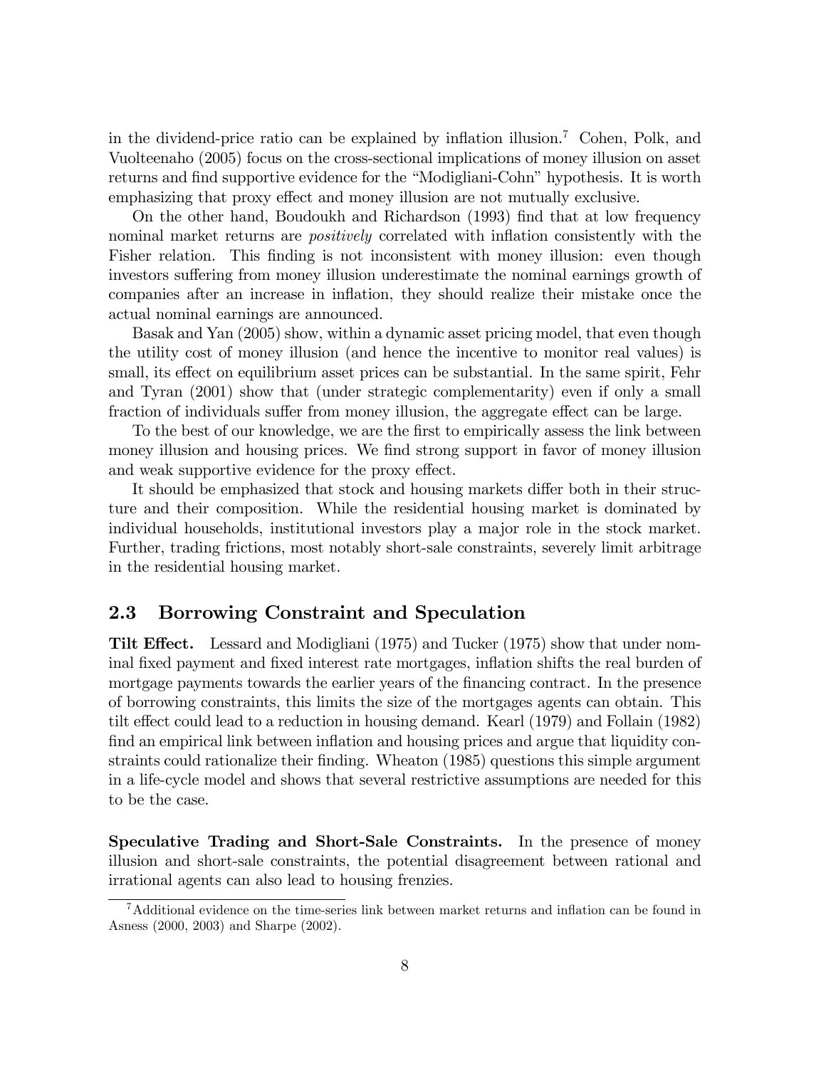in the dividend-price ratio can be explained by inflation illusion.[7] Cohen, Polk, and Vuolteenaho (2005) focus on the cross-sectional implications of money illusion on asset returns and find supportive evidence for the "Modigliani-Cohn" hypothesis. It is worth emphasizing that proxy effect and money illusion are not mutually exclusive.

On the other hand, Boudoukh and Richardson (1993) find that at low frequency nominal market returns are *positively* correlated with inflation consistently with the Fisher relation. This finding is not inconsistent with money illusion: even though investors suffering from money illusion underestimate the nominal earnings growth of companies after an increase in inflation, they should realize their mistake once the actual nominal earnings are announced.

Basak and Yan (2005) show, within a dynamic asset pricing model, that even though the utility cost of money illusion (and hence the incentive to monitor real values) is small, its effect on equilibrium asset prices can be substantial. In the same spirit, Fehr and Tyran (2001) show that (under strategic complementarity) even if only a small fraction of individuals suffer from money illusion, the aggregate effect can be large.

To the best of our knowledge, we are the first to empirically assess the link between money illusion and housing prices. We find strong support in favor of money illusion and weak supportive evidence for the proxy effect.

It should be emphasized that stock and housing markets differ both in their structure and their composition. While the residential housing market is dominated by individual households, institutional investors play a major role in the stock market. Further, trading frictions, most notably short-sale constraints, severely limit arbitrage in the residential housing market.

## 2.3 Borrowing Constraint and Speculation

**Tilt Effect.** Lessard and Modigliani (1975) and Tucker (1975) show that under nominal fixed payment and fixed interest rate mortgages, inflation shifts the real burden of mortgage payments towards the earlier years of the financing contract. In the presence of borrowing constraints, this limits the size of the mortgages agents can obtain. This tilt effect could lead to a reduction in housing demand. Kearl (1979) and Follain (1982) find an empirical link between inflation and housing prices and argue that liquidity constraints could rationalize their finding. Wheaton (1985) questions this simple argument in a life-cycle model and shows that several restrictive assumptions are needed for this to be the case.

**Speculative Trading and Short-Sale Constraints.** In the presence of money illusion and short-sale constraints, the potential disagreement between rational and irrational agents can also lead to housing frenzies.

[7] Additional evidence on the time-series link between market returns and inflation can be found in Asness (2000, 2003) and Sharpe (2002).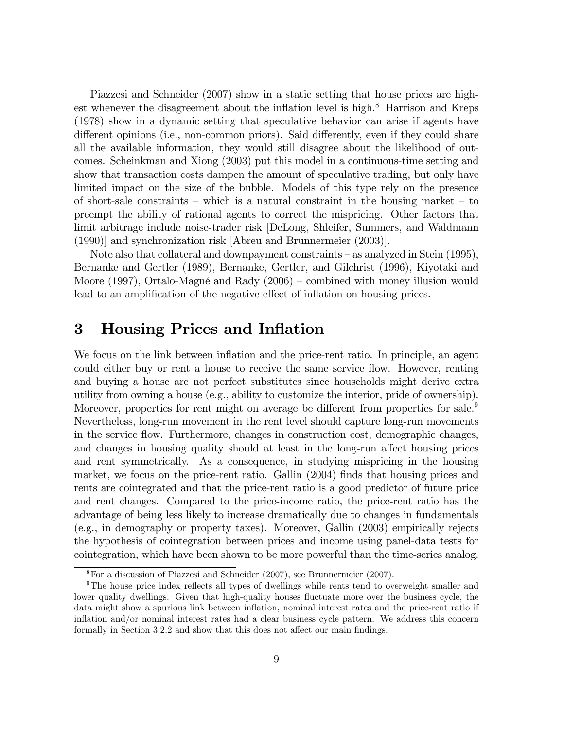Piazzesi and Schneider (2007) show in a static setting that house prices are highest whenever the disagreement about the inflation level is high.[8] Harrison and Kreps (1978) show in a dynamic setting that speculative behavior can arise if agents have different opinions (i.e., non-common priors). Said differently, even if they could share all the available information, they would still disagree about the likelihood of outcomes. Scheinkman and Xiong (2003) put this model in a continuous-time setting and show that transaction costs dampen the amount of speculative trading, but only have limited impact on the size of the bubble. Models of this type rely on the presence of short-sale constraints – which is a natural constraint in the housing market – to preempt the ability of rational agents to correct the mispricing. Other factors that limit arbitrage include noise-trader risk [DeLong, Shleifer, Summers, and Waldmann (1990)] and synchronization risk [Abreu and Brunnermeier (2003)].

Note also that collateral and downpayment constraints – as analyzed in Stein (1995), Bernanke and Gertler (1989), Bernanke, Gertler, and Gilchrist (1996), Kiyotaki and Moore (1997), Ortalo-Magné and Rady (2006) – combined with money illusion would lead to an amplification of the negative effect of inflation on housing prices.

# 3 Housing Prices and Inflation

We focus on the link between inflation and the price-rent ratio. In principle, an agent could either buy or rent a house to receive the same service flow. However, renting and buying a house are not perfect substitutes since households might derive extra utility from owning a house (e.g., ability to customize the interior, pride of ownership). Moreover, properties for rent might on average be different from properties for sale.[9] Nevertheless, long-run movement in the rent level should capture long-run movements in the service flow. Furthermore, changes in construction cost, demographic changes, and changes in housing quality should at least in the long-run affect housing prices and rent symmetrically. As a consequence, in studying mispricing in the housing market, we focus on the price-rent ratio. Gallin (2004) finds that housing prices and rents are cointegrated and that the price-rent ratio is a good predictor of future price and rent changes. Compared to the price-income ratio, the price-rent ratio has the advantage of being less likely to increase dramatically due to changes in fundamentals (e.g., in demography or property taxes). Moreover, Gallin (2003) empirically rejects the hypothesis of cointegration between prices and income using panel-data tests for cointegration, which have been shown to be more powerful than the time-series analog.

[8] For a discussion of Piazzesi and Schneider (2007), see Brunnermeier (2007).

[9] The house price index reflects all types of dwellings while rents tend to overweight smaller and lower quality dwellings. Given that high-quality houses fluctuate more over the business cycle, the data might show a spurious link between inflation, nominal interest rates and the price-rent ratio if inflation and/or nominal interest rates had a clear business cycle pattern. We address this concern formally in Section 3.2.2 and show that this does not affect our main findings.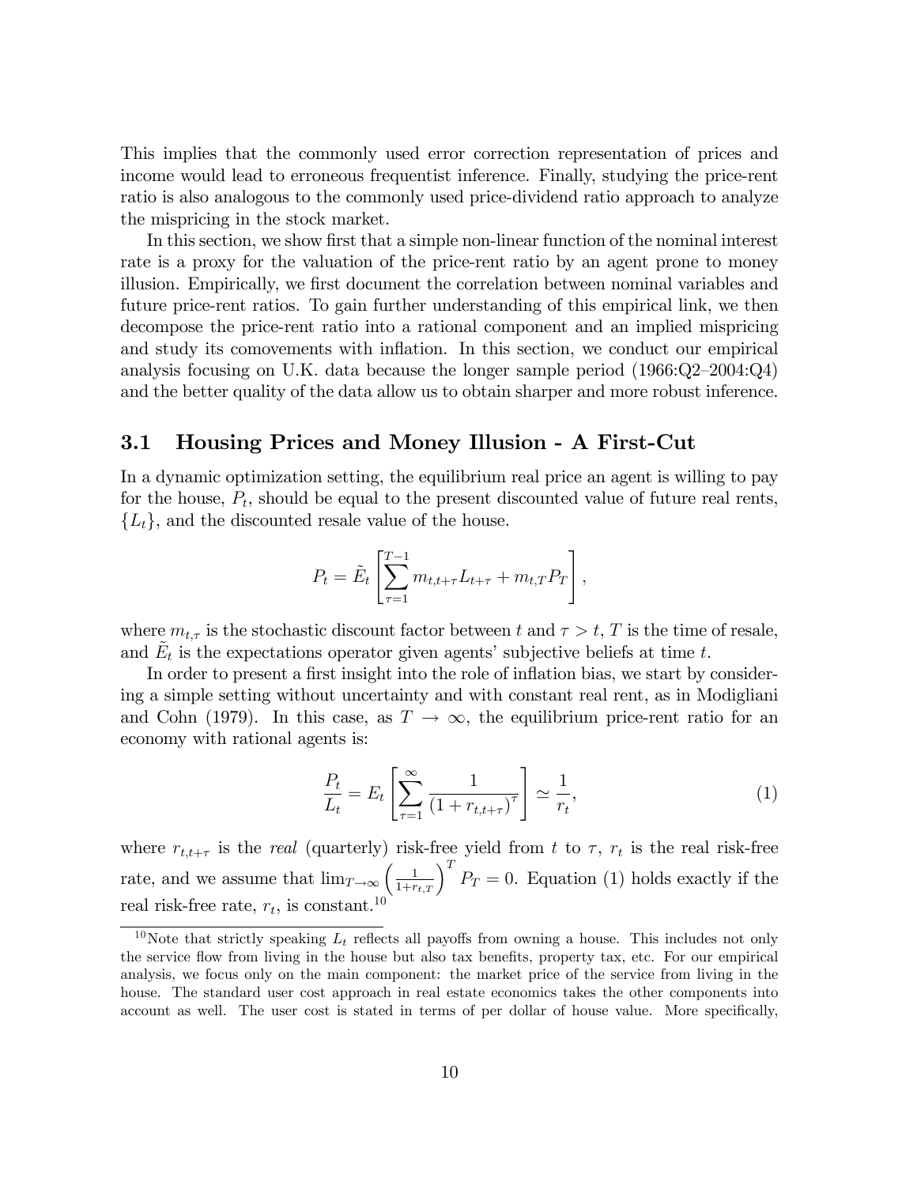This implies that the commonly used error correction representation of prices and income would lead to erroneous frequentist inference. Finally, studying the price-rent ratio is also analogous to the commonly used price-dividend ratio approach to analyze the mispricing in the stock market.

In this section, we show first that a simple non-linear function of the nominal interest rate is a proxy for the valuation of the price-rent ratio by an agent prone to money illusion. Empirically, we first document the correlation between nominal variables and future price-rent ratios. To gain further understanding of this empirical link, we then decompose the price-rent ratio into a rational component and an implied mispricing and study its comovements with inflation. In this section, we conduct our empirical analysis focusing on U.K. data because the longer sample period (1966:Q2–2004:Q4) and the better quality of the data allow us to obtain sharper and more robust inference.

## 3.1 Housing Prices and Money Illusion - A First-Cut

In a dynamic optimization setting, the equilibrium real price an agent is willing to pay for the house, $P_t$, should be equal to the present discounted value of future real rents, $\{L_t\}$, and the discounted resale value of the house.

$$P_t = \tilde{E}_t \left[ \sum_{\tau=1}^{T-1} m_{t,t+\tau} L_{t+\tau} + m_{t,T} P_T \right],$$

where $m_{t,\tau}$ is the stochastic discount factor between $t$ and $\tau > t$, $T$ is the time of resale, and $\tilde{E}_t$ is the expectations operator given agents' subjective beliefs at time $t$.

In order to present a first insight into the role of inflation bias, we start by considering a simple setting without uncertainty and with constant real rent, as in Modigliani and Cohn (1979). In this case, as $T \to \infty$, the equilibrium price-rent ratio for an economy with rational agents is:

$$\frac{P_t}{L_t} = E_t \left[ \sum_{\tau=1}^{\infty} \frac{1}{(1 + r_{t,t+\tau})^{\tau}} \right] \simeq \frac{1}{r_t}, \tag{1}$$

where $r_{t,t+\tau}$ is the *real* (quarterly) risk-free yield from $t$ to $\tau$, $r_t$ is the real risk-free rate, and we assume that $\lim_{T \to \infty} \left( \frac{1}{1+r_{t,T}} \right)^T P_T = 0$. Equation (1) holds exactly if the real risk-free rate, $r_t$, is constant.[10]

[10] Note that strictly speaking $L_t$ reflects all payoffs from owning a house. This includes not only the service flow from living in the house but also tax benefits, property tax, etc. For our empirical analysis, we focus only on the main component: the market price of the service from living in the house. The standard user cost approach in real estate economics takes the other components into account as well. The user cost is stated in terms of per dollar of house value. More specifically,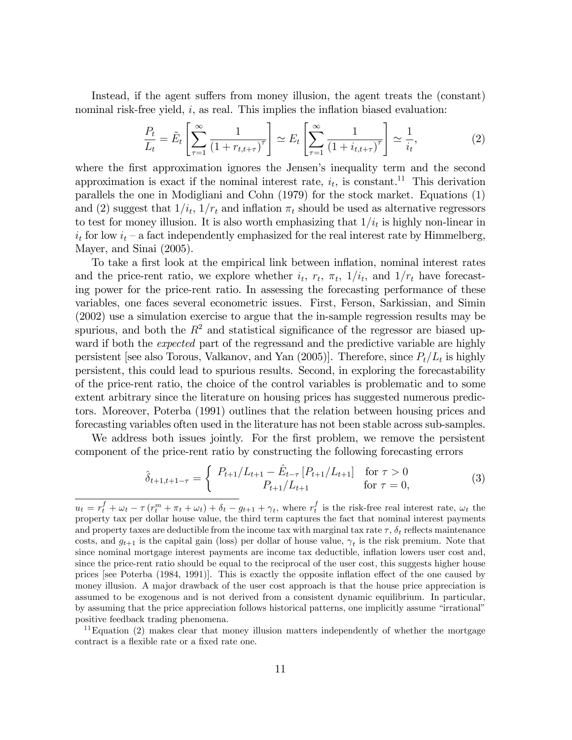Instead, if the agent suffers from money illusion, the agent treats the (constant) nominal risk-free yield, $i$, as real. This implies the inflation biased evaluation:

$$\frac{P_t}{L_t} = \tilde{E}_t \left[ \sum_{\tau=1}^{\infty} \frac{1}{\left(1 + r_{t,t+\tau}\right)^{\tau}} \right] \simeq E_t \left[ \sum_{\tau=1}^{\infty} \frac{1}{\left(1 + i_{t,t+\tau}\right)^{\tau}} \right] \simeq \frac{1}{i_t}, \tag{2}$$

where the first approximation ignores the Jensen's inequality term and the second approximation is exact if the nominal interest rate, $i_t$, is constant.[11] This derivation parallels the one in Modigliani and Cohn (1979) for the stock market. Equations (1) and (2) suggest that $1/i_t$, $1/r_t$ and inflation $\pi_t$ should be used as alternative regressors to test for money illusion. It is also worth emphasizing that $1/i_t$ is highly non-linear in $i_t$ for low $i_t$ – a fact independently emphasized for the real interest rate by Himmelberg, Mayer, and Sinai (2005).

To take a first look at the empirical link between inflation, nominal interest rates and the price-rent ratio, we explore whether $i_t$, $r_t$, $\pi_t$, $1/i_t$, and $1/r_t$ have forecasting power for the price-rent ratio. In assessing the forecasting performance of these variables, one faces several econometric issues. First, Ferson, Sarkissian, and Simin (2002) use a simulation exercise to argue that the in-sample regression results may be spurious, and both the $R^2$ and statistical significance of the regressor are biased upward if both the *expected* part of the regressand and the predictive variable are highly persistent [see also Torous, Valkanov, and Yan (2005)]. Therefore, since $P_t/L_t$ is highly persistent, this could lead to spurious results. Second, in exploring the forecastability of the price-rent ratio, the choice of the control variables is problematic and to some extent arbitrary since the literature on housing prices has suggested numerous predictors. Moreover, Poterba (1991) outlines that the relation between housing prices and forecasting variables often used in the literature has not been stable across sub-samples.

We address both issues jointly. For the first problem, we remove the persistent component of the price-rent ratio by constructing the following forecasting errors

$$\hat{\delta}_{t+1,t+1-\tau} = \begin{cases} P_{t+1}/L_{t+1} - \hat{E}_{t-\tau}\left[P_{t+1}/L_{t+1}\right] & \text{for } \tau > 0 \\ P_{t+1}/L_{t+1} & \text{for } \tau = 0, \end{cases} \tag{3}$$

---

$u_t = r_t^f + \omega_t - \tau\left(r_t^m + \pi_t + \omega_t\right) + \delta_t - g_{t+1} + \gamma_t$, where $r_t^f$ is the risk-free real interest rate, $\omega_t$ the property tax per dollar house value, the third term captures the fact that nominal interest payments and property taxes are deductible from the income tax with marginal tax rate $\tau$, $\delta_t$ reflects maintenance costs, and $g_{t+1}$ is the capital gain (loss) per dollar of house value, $\gamma_t$ is the risk premium. Note that since nominal mortgage interest payments are income tax deductible, inflation lowers user cost and, since the price-rent ratio should be equal to the reciprocal of the user cost, this suggests higher house prices [see Poterba (1984, 1991)]. This is exactly the opposite inflation effect of the one caused by money illusion. A major drawback of the user cost approach is that the house price appreciation is assumed to be exogenous and is not derived from a consistent dynamic equilibrium. In particular, by assuming that the price appreciation follows historical patterns, one implicitly assume "irrational" positive feedback trading phenomena.

[11] Equation (2) makes clear that money illusion matters independently of whether the mortgage contract is a flexible rate or a fixed rate one.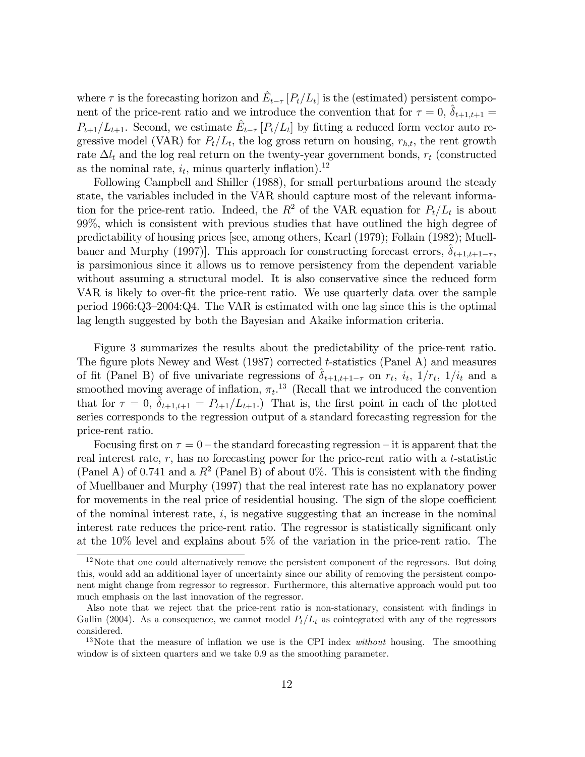where $\tau$ is the forecasting horizon and $\hat{E}_{t-\tau}[P_t/L_t]$ is the (estimated) persistent component of the price-rent ratio and we introduce the convention that for $\tau = 0$, $\hat{\delta}_{t+1,t+1} = P_{t+1}/L_{t+1}$. Second, we estimate $\hat{E}_{t-\tau}[P_t/L_t]$ by fitting a reduced form vector auto regressive model (VAR) for $P_t/L_t$, the log gross return on housing, $r_{h,t}$, the rent growth rate $\Delta l_t$ and the log real return on the twenty-year government bonds, $r_t$ (constructed as the nominal rate, $i_t$, minus quarterly inflation).[12]

Following Campbell and Shiller (1988), for small perturbations around the steady state, the variables included in the VAR should capture most of the relevant information for the price-rent ratio. Indeed, the $R^2$ of the VAR equation for $P_t/L_t$ is about 99%, which is consistent with previous studies that have outlined the high degree of predictability of housing prices [see, among others, Kearl (1979); Follain (1982); Muellbauer and Murphy (1997)]. This approach for constructing forecast errors, $\hat{\delta}_{t+1,t+1-\tau}$, is parsimonious since it allows us to remove persistency from the dependent variable without assuming a structural model. It is also conservative since the reduced form VAR is likely to over-fit the price-rent ratio. We use quarterly data over the sample period 1966:Q3–2004:Q4. The VAR is estimated with one lag since this is the optimal lag length suggested by both the Bayesian and Akaike information criteria.

Figure 3 summarizes the results about the predictability of the price-rent ratio. The figure plots Newey and West (1987) corrected $t$-statistics (Panel A) and measures of fit (Panel B) of five univariate regressions of $\hat{\delta}_{t+1,t+1-\tau}$ on $r_t$, $i_t$, $1/r_t$, $1/i_t$ and a smoothed moving average of inflation, $\pi_t$.[13] (Recall that we introduced the convention that for $\tau = 0$, $\hat{\delta}_{t+1,t+1} = P_{t+1}/L_{t+1}$.) That is, the first point in each of the plotted series corresponds to the regression output of a standard forecasting regression for the price-rent ratio.

Focusing first on $\tau = 0$ – the standard forecasting regression – it is apparent that the real interest rate, $r$, has no forecasting power for the price-rent ratio with a $t$-statistic (Panel A) of 0.741 and a $R^2$ (Panel B) of about 0%. This is consistent with the finding of Muellbauer and Murphy (1997) that the real interest rate has no explanatory power for movements in the real price of residential housing. The sign of the slope coefficient of the nominal interest rate, $i$, is negative suggesting that an increase in the nominal interest rate reduces the price-rent ratio. The regressor is statistically significant only at the 10% level and explains about 5% of the variation in the price-rent ratio. The

[12] Note that one could alternatively remove the persistent component of the regressors. But doing this, would add an additional layer of uncertainty since our ability of removing the persistent component might change from regressor to regressor. Furthermore, this alternative approach would put too much emphasis on the last innovation of the regressor.

Also note that we reject that the price-rent ratio is non-stationary, consistent with findings in Gallin (2004). As a consequence, we cannot model $P_t/L_t$ as cointegrated with any of the regressors considered.

[13] Note that the measure of inflation we use is the CPI index *without* housing. The smoothing window is of sixteen quarters and we take 0.9 as the smoothing parameter.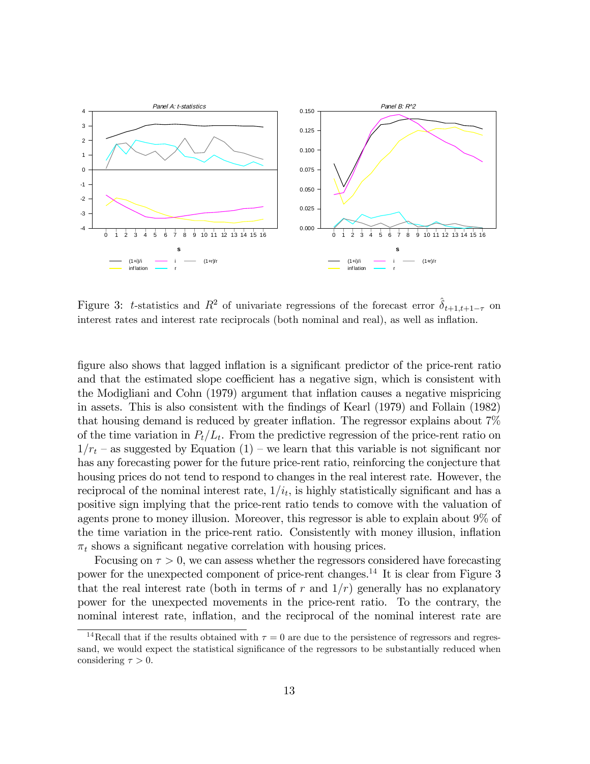Figure 3: $t$-statistics and $R^2$ of univariate regressions of the forecast error $\hat{\hat{\delta}}_{t+1,t+1-\tau}$ on interest rates and interest rate reciprocals (both nominal and real), as well as inflation.

figure also shows that lagged inflation is a significant predictor of the price-rent ratio and that the estimated slope coefficient has a negative sign, which is consistent with the Modigliani and Cohn (1979) argument that inflation causes a negative mispricing in assets. This is also consistent with the findings of Kearl (1979) and Follain (1982) that housing demand is reduced by greater inflation. The regressor explains about 7% of the time variation in $P_t/L_t$. From the predictive regression of the price-rent ratio on $1/r_t$ – as suggested by Equation (1) – we learn that this variable is not significant nor has any forecasting power for the future price-rent ratio, reinforcing the conjecture that housing prices do not tend to respond to changes in the real interest rate. However, the reciprocal of the nominal interest rate, $1/i_t$, is highly statistically significant and has a positive sign implying that the price-rent ratio tends to comove with the valuation of agents prone to money illusion. Moreover, this regressor is able to explain about 9% of the time variation in the price-rent ratio. Consistently with money illusion, inflation $\pi_t$ shows a significant negative correlation with housing prices.

Focusing on $\tau > 0$, we can assess whether the regressors considered have forecasting power for the unexpected component of price-rent changes.[14] It is clear from Figure 3 that the real interest rate (both in terms of $r$ and $1/r$) generally has no explanatory power for the unexpected movements in the price-rent ratio. To the contrary, the nominal interest rate, inflation, and the reciprocal of the nominal interest rate are

[14] Recall that if the results obtained with $\tau = 0$ are due to the persistence of regressors and regressand, we would expect the statistical significance of the regressors to be substantially reduced when considering $\tau > 0$.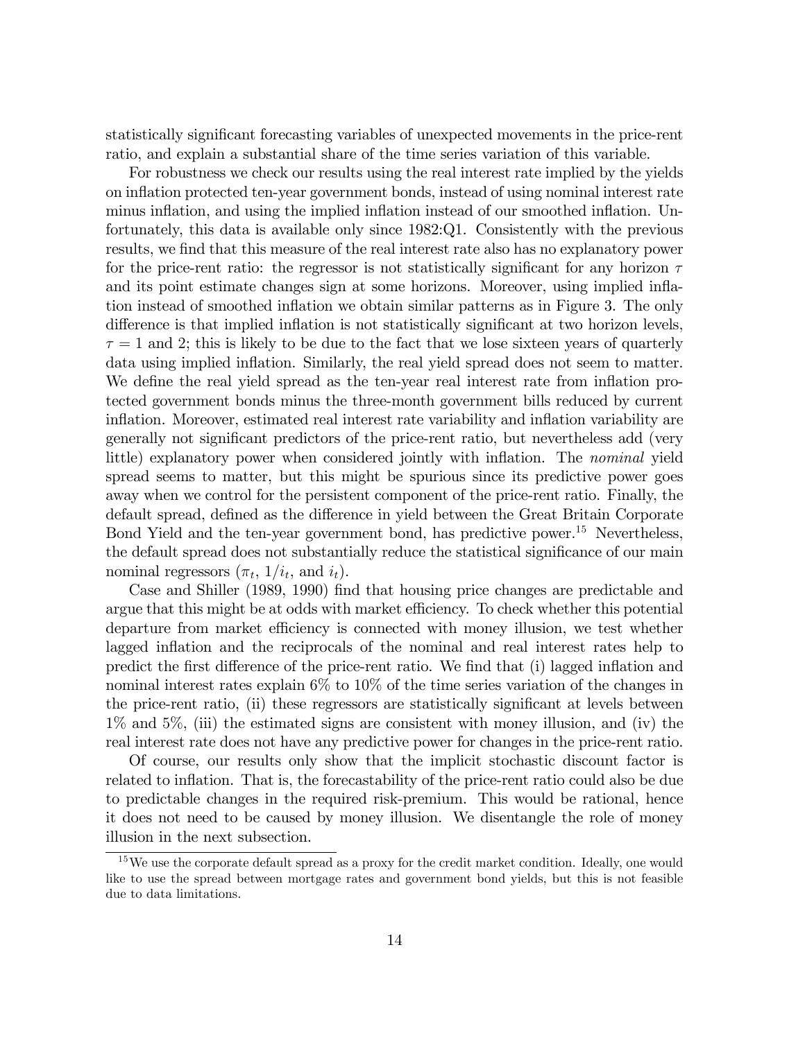statistically significant forecasting variables of unexpected movements in the price-rent ratio, and explain a substantial share of the time series variation of this variable.

For robustness we check our results using the real interest rate implied by the yields on inflation protected ten-year government bonds, instead of using nominal interest rate minus inflation, and using the implied inflation instead of our smoothed inflation. Unfortunately, this data is available only since 1982:Q1. Consistently with the previous results, we find that this measure of the real interest rate also has no explanatory power for the price-rent ratio: the regressor is not statistically significant for any horizon $\tau$ and its point estimate changes sign at some horizons. Moreover, using implied inflation instead of smoothed inflation we obtain similar patterns as in Figure 3. The only difference is that implied inflation is not statistically significant at two horizon levels, $\tau = 1$ and 2; this is likely to be due to the fact that we lose sixteen years of quarterly data using implied inflation. Similarly, the real yield spread does not seem to matter. We define the real yield spread as the ten-year real interest rate from inflation protected government bonds minus the three-month government bills reduced by current inflation. Moreover, estimated real interest rate variability and inflation variability are generally not significant predictors of the price-rent ratio, but nevertheless add (very little) explanatory power when considered jointly with inflation. The *nominal* yield spread seems to matter, but this might be spurious since its predictive power goes away when we control for the persistent component of the price-rent ratio. Finally, the default spread, defined as the difference in yield between the Great Britain Corporate Bond Yield and the ten-year government bond, has predictive power.[15] Nevertheless, the default spread does not substantially reduce the statistical significance of our main nominal regressors ($\pi_t$, $1/i_t$, and $i_t$).

Case and Shiller (1989, 1990) find that housing price changes are predictable and argue that this might be at odds with market efficiency. To check whether this potential departure from market efficiency is connected with money illusion, we test whether lagged inflation and the reciprocals of the nominal and real interest rates help to predict the first difference of the price-rent ratio. We find that (i) lagged inflation and nominal interest rates explain 6% to 10% of the time series variation of the changes in the price-rent ratio, (ii) these regressors are statistically significant at levels between 1% and 5%, (iii) the estimated signs are consistent with money illusion, and (iv) the real interest rate does not have any predictive power for changes in the price-rent ratio.

Of course, our results only show that the implicit stochastic discount factor is related to inflation. That is, the forecastability of the price-rent ratio could also be due to predictable changes in the required risk-premium. This would be rational, hence it does not need to be caused by money illusion. We disentangle the role of money illusion in the next subsection.

---

[15] We use the corporate default spread as a proxy for the credit market condition. Ideally, one would like to use the spread between mortgage rates and government bond yields, but this is not feasible due to data limitations.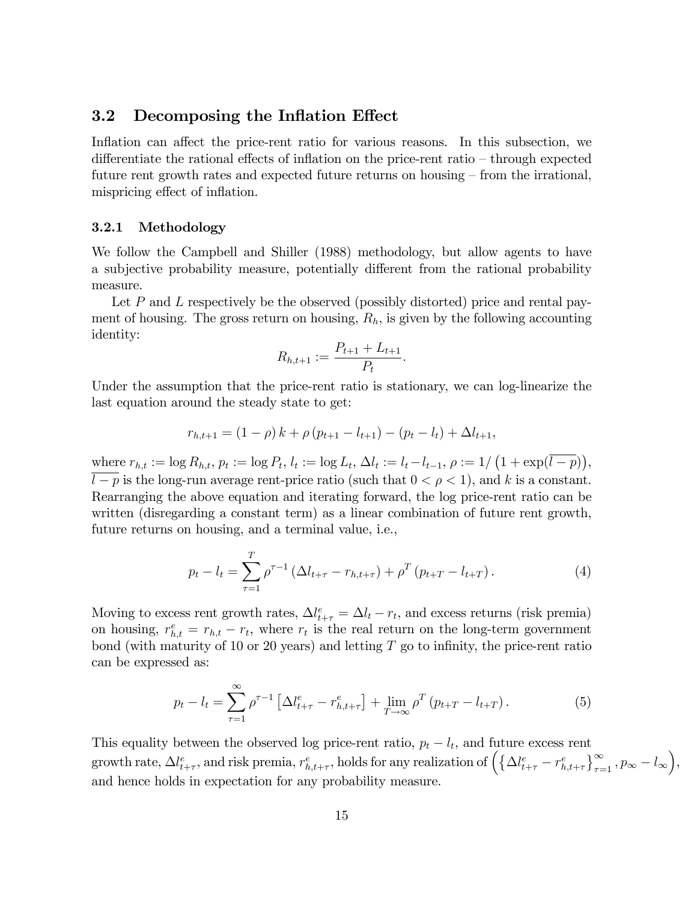## 3.2 Decomposing the Inflation Effect

Inflation can affect the price-rent ratio for various reasons. In this subsection, we differentiate the rational effects of inflation on the price-rent ratio – through expected future rent growth rates and expected future returns on housing – from the irrational, mispricing effect of inflation.

### 3.2.1 Methodology

We follow the Campbell and Shiller (1988) methodology, but allow agents to have a subjective probability measure, potentially different from the rational probability measure.

Let $P$ and $L$ respectively be the observed (possibly distorted) price and rental payment of housing. The gross return on housing, $R_h$, is given by the following accounting identity:

$$R_{h,t+1} := \frac{P_{t+1} + L_{t+1}}{P_t}.$$

Under the assumption that the price-rent ratio is stationary, we can log-linearize the last equation around the steady state to get:

$$r_{h,t+1} = (1-\rho)\,k + \rho\,(p_{t+1} - l_{t+1}) - (p_t - l_t) + \Delta l_{t+1},$$

where $r_{h,t} := \log R_{h,t}$, $p_t := \log P_t$, $l_t := \log L_t$, $\Delta l_t := l_t - l_{t-1}$, $\rho := 1/\left(1 + \exp(\overline{l-p})\right)$, $\overline{l-p}$ is the long-run average rent-price ratio (such that $0 < \rho < 1$), and $k$ is a constant. Rearranging the above equation and iterating forward, the log price-rent ratio can be written (disregarding a constant term) as a linear combination of future rent growth, future returns on housing, and a terminal value, i.e.,

$$p_t - l_t = \sum_{\tau=1}^{T} \rho^{\tau-1} \left(\Delta l_{t+\tau} - r_{h,t+\tau}\right) + \rho^T \left(p_{t+T} - l_{t+T}\right). \tag{4}$$

Moving to excess rent growth rates, $\Delta l^e_{t+\tau} = \Delta l_t - r_t$, and excess returns (risk premia) on housing, $r^e_{h,t} = r_{h,t} - r_t$, where $r_t$ is the real return on the long-term government bond (with maturity of 10 or 20 years) and letting $T$ go to infinity, the price-rent ratio can be expressed as:

$$p_t - l_t = \sum_{\tau=1}^{\infty} \rho^{\tau-1} \left[\Delta l^e_{t+\tau} - r^e_{h,t+\tau}\right] + \lim_{T\to\infty} \rho^T \left(p_{t+T} - l_{t+T}\right). \tag{5}$$

This equality between the observed log price-rent ratio, $p_t - l_t$, and future excess rent growth rate, $\Delta l^e_{t+\tau}$, and risk premia, $r^e_{h,t+\tau}$, holds for any realization of $\left(\left\{\Delta l^e_{t+\tau} - r^e_{h,t+\tau}\right\}_{\tau=1}^{\infty}, p_\infty - l_\infty\right)$, and hence holds in expectation for any probability measure.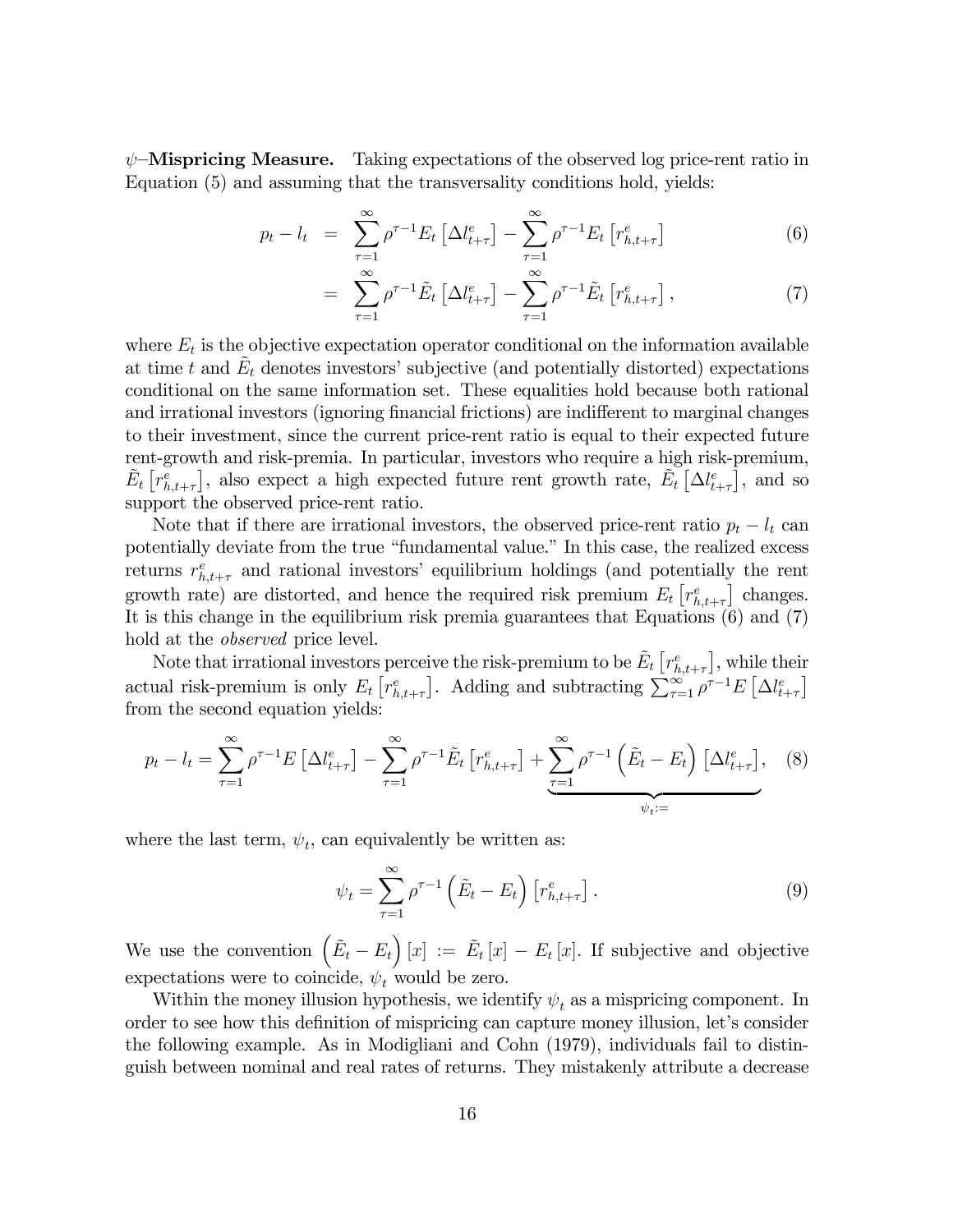**$\psi$–Mispricing Measure.** Taking expectations of the observed log price-rent ratio in Equation (5) and assuming that the transversality conditions hold, yields:

$$
\begin{aligned}
p_t - l_t &= \sum_{\tau=1}^{\infty} \rho^{\tau-1} E_t\left[\Delta l_{t+\tau}^e\right] - \sum_{\tau=1}^{\infty} \rho^{\tau-1} E_t\left[r_{h,t+\tau}^e\right] &(6)\\
&= \sum_{\tau=1}^{\infty} \rho^{\tau-1} \tilde{E}_t\left[\Delta l_{t+\tau}^e\right] - \sum_{\tau=1}^{\infty} \rho^{\tau-1} \tilde{E}_t\left[r_{h,t+\tau}^e\right], &(7)
\end{aligned}
$$

where $E_t$ is the objective expectation operator conditional on the information available at time $t$ and $\tilde{E}_t$ denotes investors' subjective (and potentially distorted) expectations conditional on the same information set. These equalities hold because both rational and irrational investors (ignoring financial frictions) are indifferent to marginal changes to their investment, since the current price-rent ratio is equal to their expected future rent-growth and risk-premia. In particular, investors who require a high risk-premium, $\tilde{E}_t\left[r_{h,t+\tau}^e\right]$, also expect a high expected future rent growth rate, $\tilde{E}_t\left[\Delta l_{t+\tau}^e\right]$, and so support the observed price-rent ratio.

Note that if there are irrational investors, the observed price-rent ratio $p_t - l_t$ can potentially deviate from the true "fundamental value." In this case, the realized excess returns $r_{h,t+\tau}^e$ and rational investors' equilibrium holdings (and potentially the rent growth rate) are distorted, and hence the required risk premium $E_t\left[r_{h,t+\tau}^e\right]$ changes. It is this change in the equilibrium risk premia guarantees that Equations (6) and (7) hold at the *observed* price level.

Note that irrational investors perceive the risk-premium to be $\tilde{E}_t\left[r_{h,t+\tau}^e\right]$, while their actual risk-premium is only $E_t\left[r_{h,t+\tau}^e\right]$. Adding and subtracting $\sum_{\tau=1}^{\infty} \rho^{\tau-1} E\left[\Delta l_{t+\tau}^e\right]$ from the second equation yields:

$$
p_t - l_t = \sum_{\tau=1}^{\infty} \rho^{\tau-1} E\left[\Delta l_{t+\tau}^e\right] - \sum_{\tau=1}^{\infty} \rho^{\tau-1} \tilde{E}_t\left[r_{h,t+\tau}^e\right] + \underbrace{\sum_{\tau=1}^{\infty} \rho^{\tau-1} \left(\tilde{E}_t - E_t\right)\left[\Delta l_{t+\tau}^e\right]}_{\psi_t :=}, \quad (8)
$$

where the last term, $\psi_t$, can equivalently be written as:

$$
\psi_t = \sum_{\tau=1}^{\infty} \rho^{\tau-1} \left(\tilde{E}_t - E_t\right)\left[r_{h,t+\tau}^e\right]. \quad (9)
$$

We use the convention $\left(\tilde{E}_t - E_t\right)[x] := \tilde{E}_t[x] - E_t[x]$. If subjective and objective expectations were to coincide, $\psi_t$ would be zero.

Within the money illusion hypothesis, we identify $\psi_t$ as a mispricing component. In order to see how this definition of mispricing can capture money illusion, let's consider the following example. As in Modigliani and Cohn (1979), individuals fail to distinguish between nominal and real rates of returns. They mistakenly attribute a decrease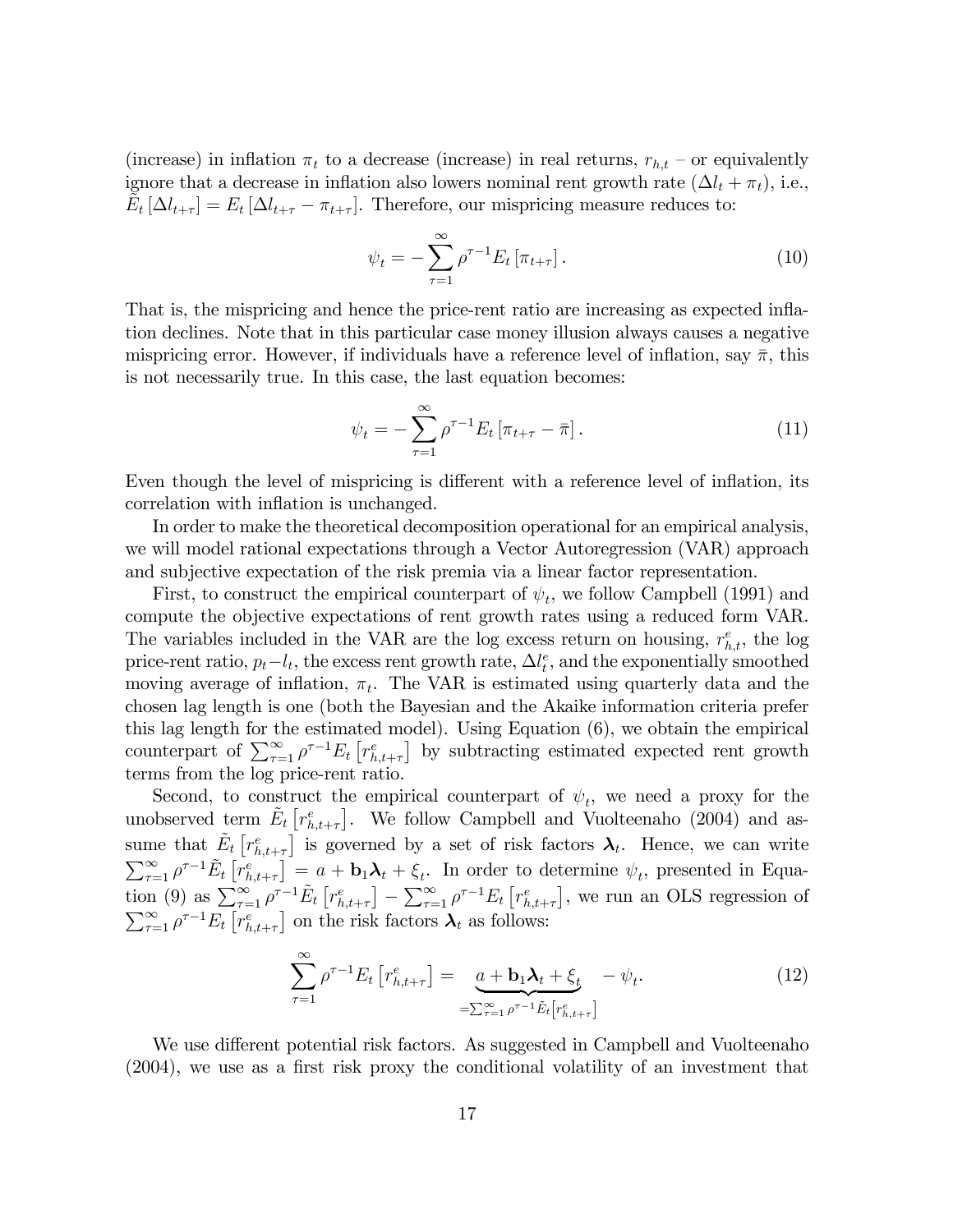(increase) in inflation $\pi_t$ to a decrease (increase) in real returns, $r_{h,t}$ – or equivalently ignore that a decrease in inflation also lowers nominal rent growth rate $(\Delta l_t + \pi_t)$, i.e., $\tilde{E}_t [\Delta l_{t+\tau}] = E_t [\Delta l_{t+\tau} - \pi_{t+\tau}]$. Therefore, our mispricing measure reduces to:

$$\psi_t = -\sum_{\tau=1}^{\infty} \rho^{\tau-1} E_t [\pi_{t+\tau}] . \tag{10}$$

That is, the mispricing and hence the price-rent ratio are increasing as expected inflation declines. Note that in this particular case money illusion always causes a negative mispricing error. However, if individuals have a reference level of inflation, say $\bar{\pi}$, this is not necessarily true. In this case, the last equation becomes:

$$\psi_t = -\sum_{\tau=1}^{\infty} \rho^{\tau-1} E_t [\pi_{t+\tau} - \bar{\pi}] . \tag{11}$$

Even though the level of mispricing is different with a reference level of inflation, its correlation with inflation is unchanged.

In order to make the theoretical decomposition operational for an empirical analysis, we will model rational expectations through a Vector Autoregression (VAR) approach and subjective expectation of the risk premia via a linear factor representation.

First, to construct the empirical counterpart of $\psi_t$, we follow Campbell (1991) and compute the objective expectations of rent growth rates using a reduced form VAR. The variables included in the VAR are the log excess return on housing, $r^e_{h,t}$, the log price-rent ratio, $p_t - l_t$, the excess rent growth rate, $\Delta l^e_t$, and the exponentially smoothed moving average of inflation, $\pi_t$. The VAR is estimated using quarterly data and the chosen lag length is one (both the Bayesian and the Akaike information criteria prefer this lag length for the estimated model). Using Equation (6), we obtain the empirical counterpart of $\sum_{\tau=1}^{\infty} \rho^{\tau-1} E_t \left[ r^e_{h,t+\tau} \right]$ by subtracting estimated expected rent growth terms from the log price-rent ratio.

Second, to construct the empirical counterpart of $\psi_t$, we need a proxy for the unobserved term $\tilde{E}_t \left[ r^e_{h,t+\tau} \right]$. We follow Campbell and Vuolteenaho (2004) and assume that $\tilde{E}_t \left[ r^e_{h,t+\tau} \right]$ is governed by a set of risk factors $\boldsymbol{\lambda}_t$. Hence, we can write $\sum_{\tau=1}^{\infty} \rho^{\tau-1} \tilde{E}_t \left[ r^e_{h,t+\tau} \right] = a + \mathbf{b}_1 \boldsymbol{\lambda}_t + \xi_t$. In order to determine $\psi_t$, presented in Equation (9) as $\sum_{\tau=1}^{\infty} \rho^{\tau-1} \tilde{E}_t \left[ r^e_{h,t+\tau} \right] - \sum_{\tau=1}^{\infty} \rho^{\tau-1} E_t \left[ r^e_{h,t+\tau} \right]$, we run an OLS regression of $\sum_{\tau=1}^{\infty} \rho^{\tau-1} E_t \left[ r^e_{h,t+\tau} \right]$ on the risk factors $\boldsymbol{\lambda}_t$ as follows:

$$\sum_{\tau=1}^{\infty} \rho^{\tau-1} E_t \left[ r^e_{h,t+\tau} \right] = \underbrace{a + \mathbf{b}_1 \boldsymbol{\lambda}_t + \xi_t}_{= \sum_{\tau=1}^{\infty} \rho^{\tau-1} \tilde{E}_t \left[ r^e_{h,t+\tau} \right]} - \psi_t. \tag{12}$$

We use different potential risk factors. As suggested in Campbell and Vuolteenaho (2004), we use as a first risk proxy the conditional volatility of an investment that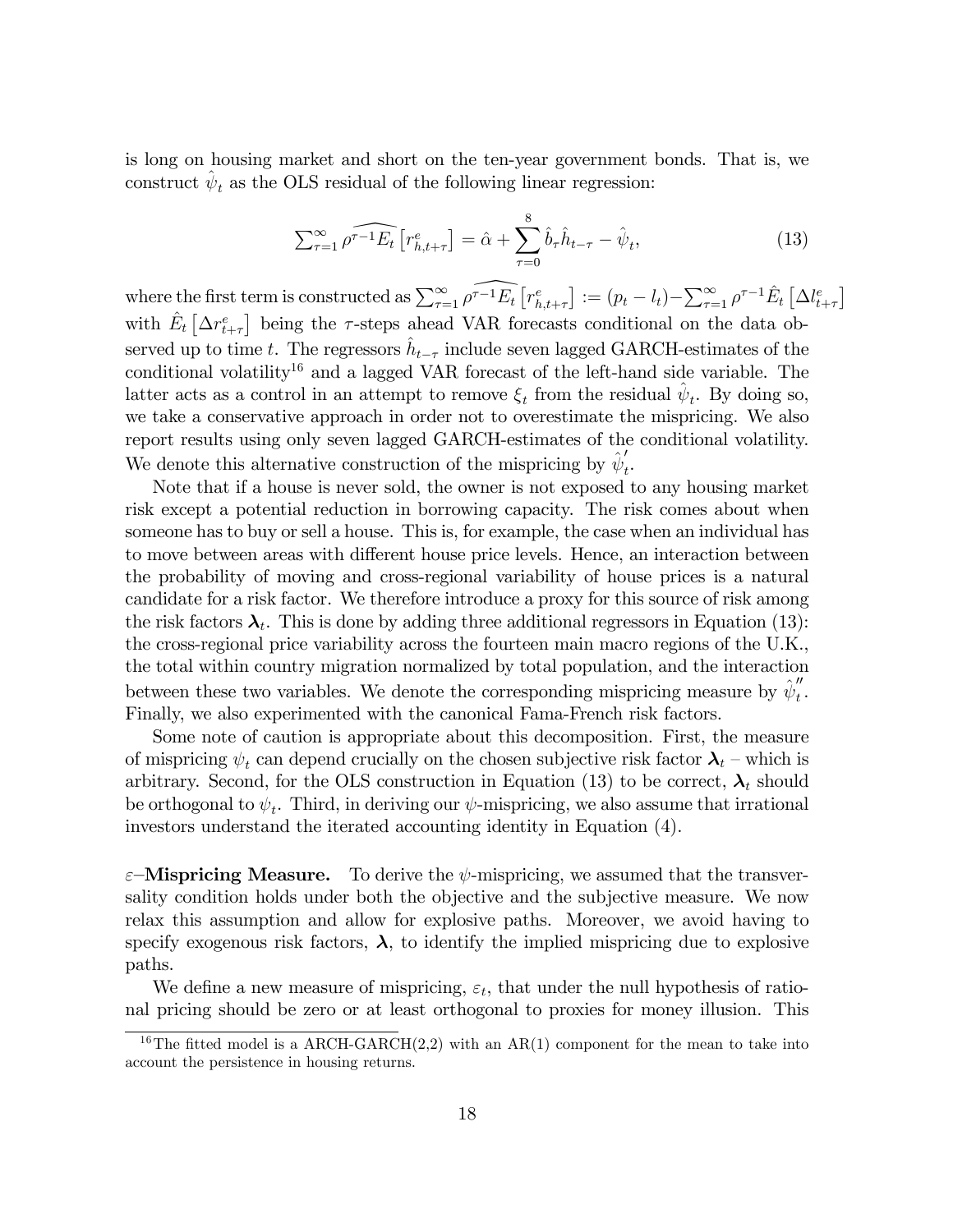is long on housing market and short on the ten-year government bonds. That is, we construct $\hat{\psi}_t$ as the OLS residual of the following linear regression:

$$\sum_{\tau=1}^{\infty} \widehat{\rho^{\tau-1} E_t} \left[ r^e_{h,t+\tau} \right] = \hat{\alpha} + \sum_{\tau=0}^{8} \hat{b}_\tau \hat{h}_{t-\tau} - \hat{\psi}_t, \tag{13}$$

where the first term is constructed as $\sum_{\tau=1}^{\infty} \widehat{\rho^{\tau-1} E_t} \left[ r^e_{h,t+\tau} \right] := (p_t - l_t) - \sum_{\tau=1}^{\infty} \rho^{\tau-1} \hat{E}_t \left[ \Delta l^e_{t+\tau} \right]$ with $\hat{E}_t \left[ \Delta r^e_{t+\tau} \right]$ being the $\tau$-steps ahead VAR forecasts conditional on the data observed up to time $t$. The regressors $\hat{h}_{t-\tau}$ include seven lagged GARCH-estimates of the conditional volatility[16] and a lagged VAR forecast of the left-hand side variable. The latter acts as a control in an attempt to remove $\xi_t$ from the residual $\hat{\psi}_t$. By doing so, we take a conservative approach in order not to overestimate the mispricing. We also report results using only seven lagged GARCH-estimates of the conditional volatility. We denote this alternative construction of the mispricing by $\hat{\psi}'_t$.

Note that if a house is never sold, the owner is not exposed to any housing market risk except a potential reduction in borrowing capacity. The risk comes about when someone has to buy or sell a house. This is, for example, the case when an individual has to move between areas with different house price levels. Hence, an interaction between the probability of moving and cross-regional variability of house prices is a natural candidate for a risk factor. We therefore introduce a proxy for this source of risk among the risk factors $\boldsymbol{\lambda}_t$. This is done by adding three additional regressors in Equation (13): the cross-regional price variability across the fourteen main macro regions of the U.K., the total within country migration normalized by total population, and the interaction between these two variables. We denote the corresponding mispricing measure by $\hat{\psi}''_t$. Finally, we also experimented with the canonical Fama-French risk factors.

Some note of caution is appropriate about this decomposition. First, the measure of mispricing $\psi_t$ can depend crucially on the chosen subjective risk factor $\boldsymbol{\lambda}_t$ – which is arbitrary. Second, for the OLS construction in Equation (13) to be correct, $\boldsymbol{\lambda}_t$ should be orthogonal to $\psi_t$. Third, in deriving our $\psi$-mispricing, we also assume that irrational investors understand the iterated accounting identity in Equation (4).

$\varepsilon$–**Mispricing Measure.** To derive the $\psi$-mispricing, we assumed that the transversality condition holds under both the objective and the subjective measure. We now relax this assumption and allow for explosive paths. Moreover, we avoid having to specify exogenous risk factors, $\boldsymbol{\lambda}$, to identify the implied mispricing due to explosive paths.

We define a new measure of mispricing, $\varepsilon_t$, that under the null hypothesis of rational pricing should be zero or at least orthogonal to proxies for money illusion. This

[16] The fitted model is a ARCH-GARCH(2,2) with an AR(1) component for the mean to take into account the persistence in housing returns.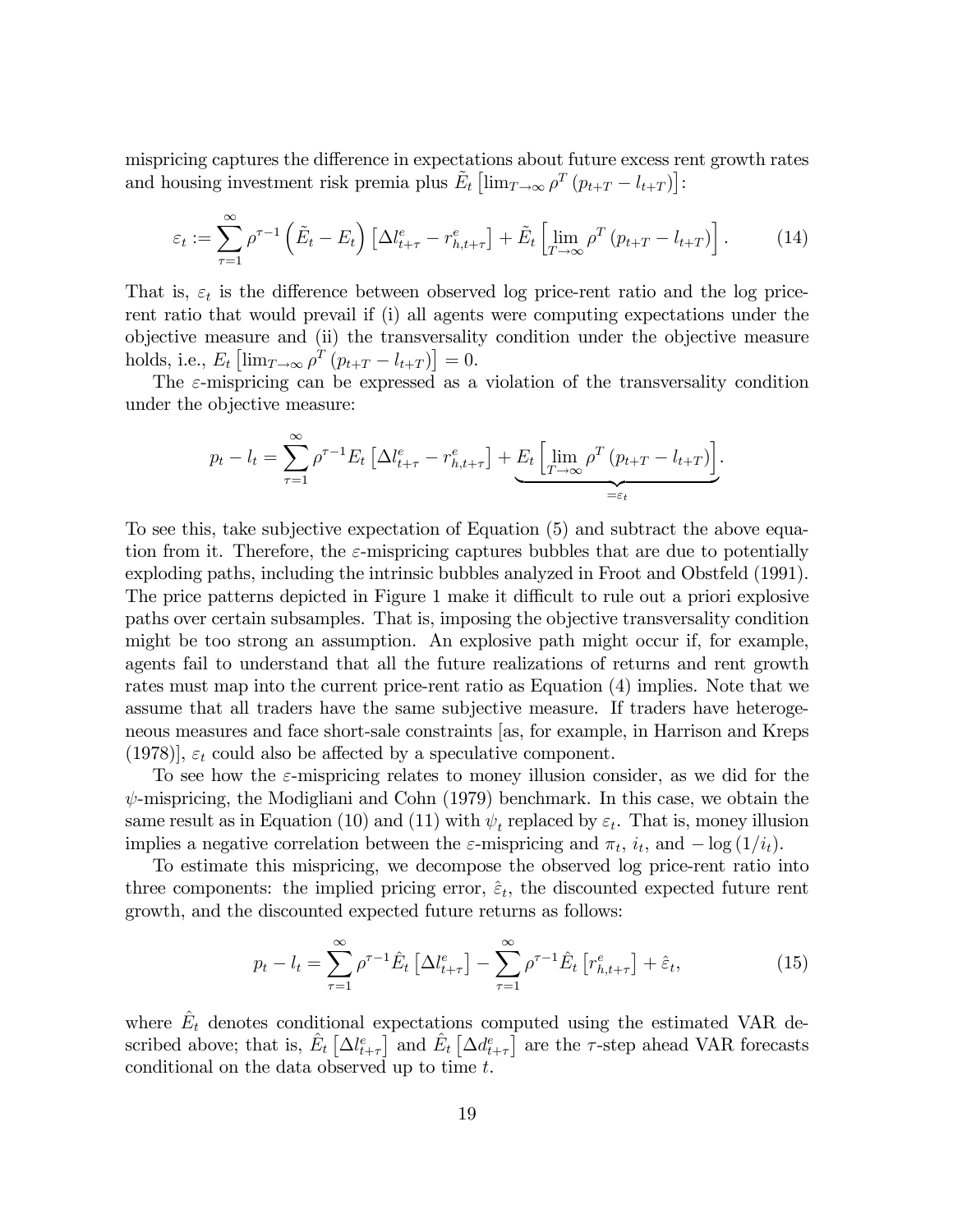mispricing captures the difference in expectations about future excess rent growth rates and housing investment risk premia plus $\tilde{E}_t\left[\lim_{T\to\infty}\rho^T\left(p_{t+T}-l_{t+T}\right)\right]$:

$$\varepsilon_t := \sum_{\tau=1}^{\infty}\rho^{\tau-1}\left(\tilde{E}_t - E_t\right)\left[\Delta l_{t+\tau}^e - r_{h,t+\tau}^e\right] + \tilde{E}_t\left[\lim_{T\to\infty}\rho^T\left(p_{t+T}-l_{t+T}\right)\right]. \tag{14}$$

That is, $\varepsilon_t$ is the difference between observed log price-rent ratio and the log price-rent ratio that would prevail if (i) all agents were computing expectations under the objective measure and (ii) the transversality condition under the objective measure holds, i.e., $E_t\left[\lim_{T\to\infty}\rho^T\left(p_{t+T}-l_{t+T}\right)\right]=0$.

The $\varepsilon$-mispricing can be expressed as a violation of the transversality condition under the objective measure:

$$p_t - l_t = \sum_{\tau=1}^{\infty}\rho^{\tau-1}E_t\left[\Delta l_{t+\tau}^e - r_{h,t+\tau}^e\right] + \underbrace{E_t\left[\lim_{T\to\infty}\rho^T\left(p_{t+T}-l_{t+T}\right)\right]}_{=\varepsilon_t}.$$

To see this, take subjective expectation of Equation (5) and subtract the above equation from it. Therefore, the $\varepsilon$-mispricing captures bubbles that are due to potentially exploding paths, including the intrinsic bubbles analyzed in Froot and Obstfeld (1991). The price patterns depicted in Figure 1 make it difficult to rule out a priori explosive paths over certain subsamples. That is, imposing the objective transversality condition might be too strong an assumption. An explosive path might occur if, for example, agents fail to understand that all the future realizations of returns and rent growth rates must map into the current price-rent ratio as Equation (4) implies. Note that we assume that all traders have the same subjective measure. If traders have heterogeneous measures and face short-sale constraints [as, for example, in Harrison and Kreps (1978)], $\varepsilon_t$ could also be affected by a speculative component.

To see how the $\varepsilon$-mispricing relates to money illusion consider, as we did for the $\psi$-mispricing, the Modigliani and Cohn (1979) benchmark. In this case, we obtain the same result as in Equation (10) and (11) with $\psi_t$ replaced by $\varepsilon_t$. That is, money illusion implies a negative correlation between the $\varepsilon$-mispricing and $\pi_t$, $i_t$, and $-\log(1/i_t)$.

To estimate this mispricing, we decompose the observed log price-rent ratio into three components: the implied pricing error, $\hat{\varepsilon}_t$, the discounted expected future rent growth, and the discounted expected future returns as follows:

$$p_t - l_t = \sum_{\tau=1}^{\infty}\rho^{\tau-1}\hat{E}_t\left[\Delta l_{t+\tau}^e\right] - \sum_{\tau=1}^{\infty}\rho^{\tau-1}\hat{E}_t\left[r_{h,t+\tau}^e\right] + \hat{\varepsilon}_t, \tag{15}$$

where $\hat{E}_t$ denotes conditional expectations computed using the estimated VAR described above; that is, $\hat{E}_t\left[\Delta l_{t+\tau}^e\right]$ and $\hat{E}_t\left[\Delta d_{t+\tau}^e\right]$ are the $\tau$-step ahead VAR forecasts conditional on the data observed up to time $t$.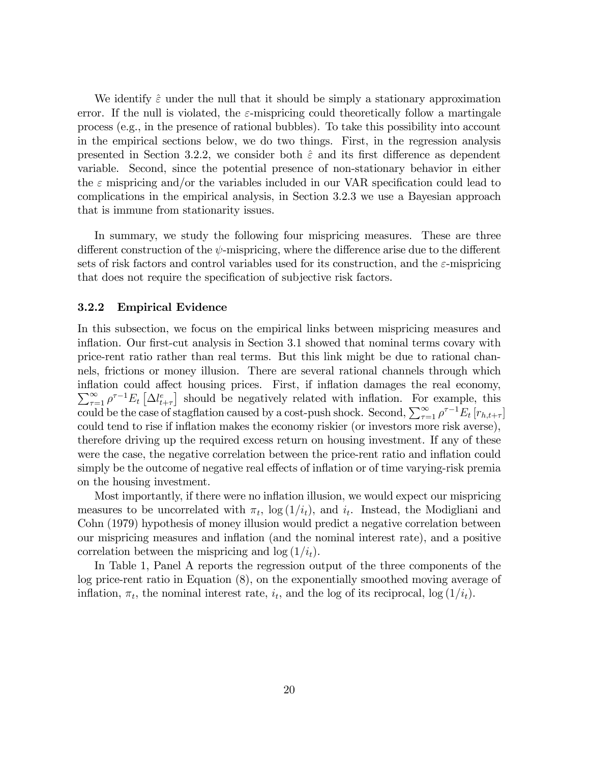We identify $\hat{\varepsilon}$ under the null that it should be simply a stationary approximation error. If the null is violated, the $\varepsilon$-mispricing could theoretically follow a martingale process (e.g., in the presence of rational bubbles). To take this possibility into account in the empirical sections below, we do two things. First, in the regression analysis presented in Section 3.2.2, we consider both $\hat{\varepsilon}$ and its first difference as dependent variable. Second, since the potential presence of non-stationary behavior in either the $\varepsilon$ mispricing and/or the variables included in our VAR specification could lead to complications in the empirical analysis, in Section 3.2.3 we use a Bayesian approach that is immune from stationarity issues.

In summary, we study the following four mispricing measures. These are three different construction of the $\psi$-mispricing, where the difference arise due to the different sets of risk factors and control variables used for its construction, and the $\varepsilon$-mispricing that does not require the specification of subjective risk factors.

### 3.2.2 Empirical Evidence

In this subsection, we focus on the empirical links between mispricing measures and inflation. Our first-cut analysis in Section 3.1 showed that nominal terms covary with price-rent ratio rather than real terms. But this link might be due to rational channels, frictions or money illusion. There are several rational channels through which inflation could affect housing prices. First, if inflation damages the real economy, $\sum_{\tau=1}^{\infty} \rho^{\tau-1} E_t \left[\Delta l_{t+\tau}^e\right]$ should be negatively related with inflation. For example, this could be the case of stagflation caused by a cost-push shock. Second, $\sum_{\tau=1}^{\infty} \rho^{\tau-1} E_t \left[r_{h,t+\tau}\right]$ could tend to rise if inflation makes the economy riskier (or investors more risk averse), therefore driving up the required excess return on housing investment. If any of these were the case, the negative correlation between the price-rent ratio and inflation could simply be the outcome of negative real effects of inflation or of time varying-risk premia on the housing investment.

Most importantly, if there were no inflation illusion, we would expect our mispricing measures to be uncorrelated with $\pi_t$, $\log(1/i_t)$, and $i_t$. Instead, the Modigliani and Cohn (1979) hypothesis of money illusion would predict a negative correlation between our mispricing measures and inflation (and the nominal interest rate), and a positive correlation between the mispricing and $\log(1/i_t)$.

In Table 1, Panel A reports the regression output of the three components of the log price-rent ratio in Equation (8), on the exponentially smoothed moving average of inflation, $\pi_t$, the nominal interest rate, $i_t$, and the log of its reciprocal, $\log(1/i_t)$.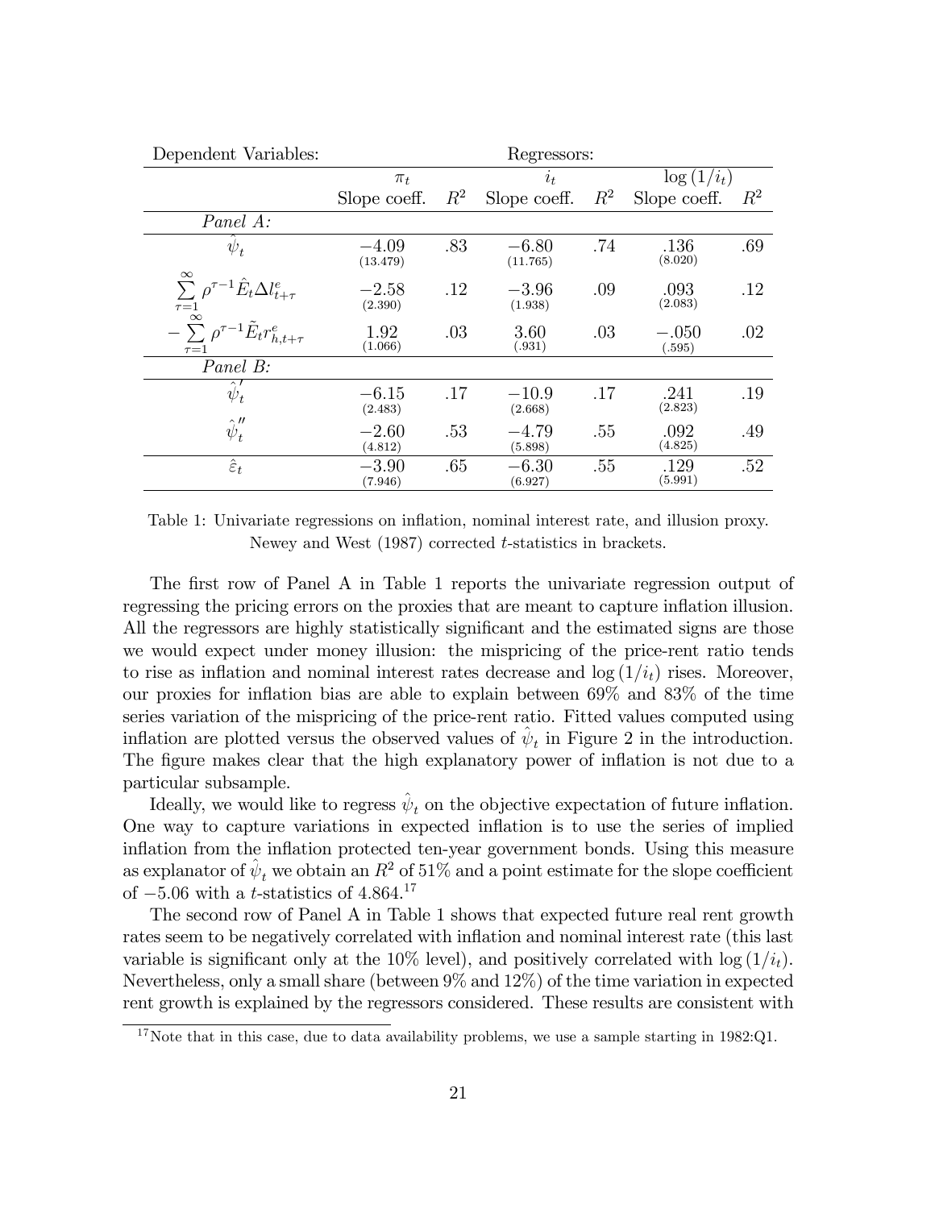| Dependent Variables: | Regressors: | | | | | |
|---|---|---|---|---|---|---|
| | $\pi_t$ | | $i_t$ | | $\log(1/i_t)$ | |
| | Slope coeff. | $R^2$ | Slope coeff. | $R^2$ | Slope coeff. | $R^2$ |
| *Panel A:* | | | | | | |
| $\hat{\psi}_t$ | $-4.09$ (13.479) | .83 | $-6.80$ (11.765) | .74 | .136 (8.020) | .69 |
| $\sum_{\tau=1}^{\infty} \rho^{\tau-1} \hat{E}_t \Delta l^e_{t+\tau}$ | $-2.58$ (2.390) | .12 | $-3.96$ (1.938) | .09 | .093 (2.083) | .12 |
| $-\sum_{\tau=1}^{\infty} \rho^{\tau-1} \tilde{E}_t r^e_{h,t+\tau}$ | 1.92 (1.066) | .03 | 3.60 (.931) | .03 | $-.050$ (.595) | .02 |
| *Panel B:* | | | | | | |
| $\hat{\psi}'_t$ | $-6.15$ (2.483) | .17 | $-10.9$ (2.668) | .17 | .241 (2.823) | .19 |
| $\hat{\psi}''_t$ | $-2.60$ (4.812) | .53 | $-4.79$ (5.898) | .55 | .092 (4.825) | .49 |
| $\hat{\varepsilon}_t$ | $-3.90$ (7.946) | .65 | $-6.30$ (6.927) | .55 | .129 (5.991) | .52 |

Table 1: Univariate regressions on inflation, nominal interest rate, and illusion proxy. Newey and West (1987) corrected $t$-statistics in brackets.

The first row of Panel A in Table 1 reports the univariate regression output of regressing the pricing errors on the proxies that are meant to capture inflation illusion. All the regressors are highly statistically significant and the estimated signs are those we would expect under money illusion: the mispricing of the price-rent ratio tends to rise as inflation and nominal interest rates decrease and $\log(1/i_t)$ rises. Moreover, our proxies for inflation bias are able to explain between 69% and 83% of the time series variation of the mispricing of the price-rent ratio. Fitted values computed using inflation are plotted versus the observed values of $\hat{\psi}_t$ in Figure 2 in the introduction. The figure makes clear that the high explanatory power of inflation is not due to a particular subsample.

Ideally, we would like to regress $\hat{\psi}_t$ on the objective expectation of future inflation. One way to capture variations in expected inflation is to use the series of implied inflation from the inflation protected ten-year government bonds. Using this measure as explanator of $\hat{\psi}_t$ we obtain an $R^2$ of 51% and a point estimate for the slope coefficient of $-5.06$ with a $t$-statistics of 4.864.[17]

The second row of Panel A in Table 1 shows that expected future real rent growth rates seem to be negatively correlated with inflation and nominal interest rate (this last variable is significant only at the 10% level), and positively correlated with $\log(1/i_t)$. Nevertheless, only a small share (between 9% and 12%) of the time variation in expected rent growth is explained by the regressors considered. These results are consistent with

[17] Note that in this case, due to data availability problems, we use a sample starting in 1982:Q1.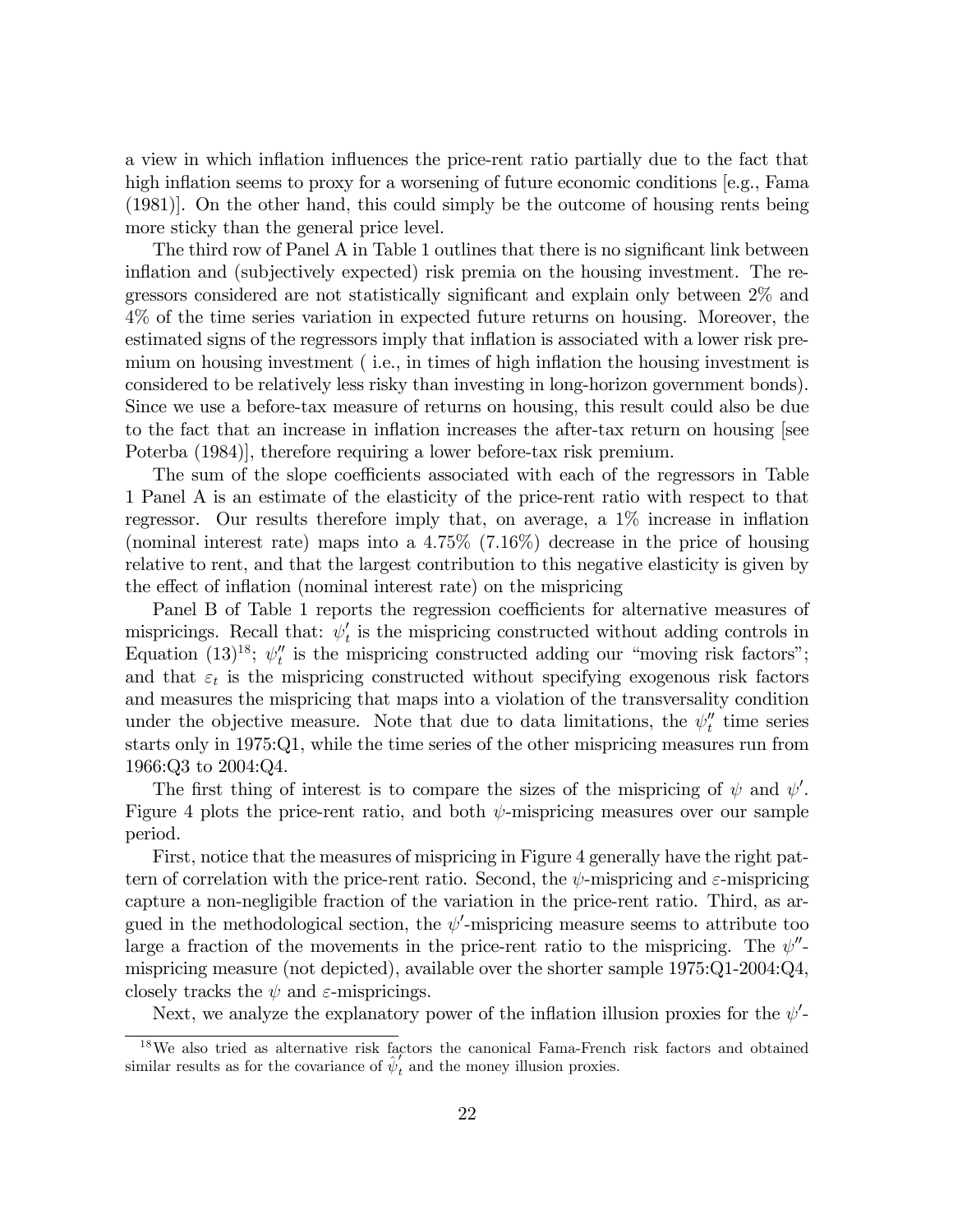a view in which inflation influences the price-rent ratio partially due to the fact that high inflation seems to proxy for a worsening of future economic conditions [e.g., Fama (1981)]. On the other hand, this could simply be the outcome of housing rents being more sticky than the general price level.

The third row of Panel A in Table 1 outlines that there is no significant link between inflation and (subjectively expected) risk premia on the housing investment. The regressors considered are not statistically significant and explain only between 2% and 4% of the time series variation in expected future returns on housing. Moreover, the estimated signs of the regressors imply that inflation is associated with a lower risk premium on housing investment ( i.e., in times of high inflation the housing investment is considered to be relatively less risky than investing in long-horizon government bonds). Since we use a before-tax measure of returns on housing, this result could also be due to the fact that an increase in inflation increases the after-tax return on housing [see Poterba (1984)], therefore requiring a lower before-tax risk premium.

The sum of the slope coefficients associated with each of the regressors in Table 1 Panel A is an estimate of the elasticity of the price-rent ratio with respect to that regressor. Our results therefore imply that, on average, a 1% increase in inflation (nominal interest rate) maps into a 4.75% (7.16%) decrease in the price of housing relative to rent, and that the largest contribution to this negative elasticity is given by the effect of inflation (nominal interest rate) on the mispricing

Panel B of Table 1 reports the regression coefficients for alternative measures of mispricings. Recall that: $\psi_t'$ is the mispricing constructed without adding controls in Equation (13)[18]; $\psi_t''$ is the mispricing constructed adding our "moving risk factors"; and that $\varepsilon_t$ is the mispricing constructed without specifying exogenous risk factors and measures the mispricing that maps into a violation of the transversality condition under the objective measure. Note that due to data limitations, the $\psi_t''$ time series starts only in 1975:Q1, while the time series of the other mispricing measures run from 1966:Q3 to 2004:Q4.

The first thing of interest is to compare the sizes of the mispricing of $\psi$ and $\psi'$. Figure 4 plots the price-rent ratio, and both $\psi$-mispricing measures over our sample period.

First, notice that the measures of mispricing in Figure 4 generally have the right pattern of correlation with the price-rent ratio. Second, the $\psi$-mispricing and $\varepsilon$-mispricing capture a non-negligible fraction of the variation in the price-rent ratio. Third, as argued in the methodological section, the $\psi'$-mispricing measure seems to attribute too large a fraction of the movements in the price-rent ratio to the mispricing. The $\psi''$-mispricing measure (not depicted), available over the shorter sample 1975:Q1-2004:Q4, closely tracks the $\psi$ and $\varepsilon$-mispricings.

Next, we analyze the explanatory power of the inflation illusion proxies for the $\psi'$-

[18] We also tried as alternative risk factors the canonical Fama-French risk factors and obtained similar results as for the covariance of $\hat{\psi}_t'$ and the money illusion proxies.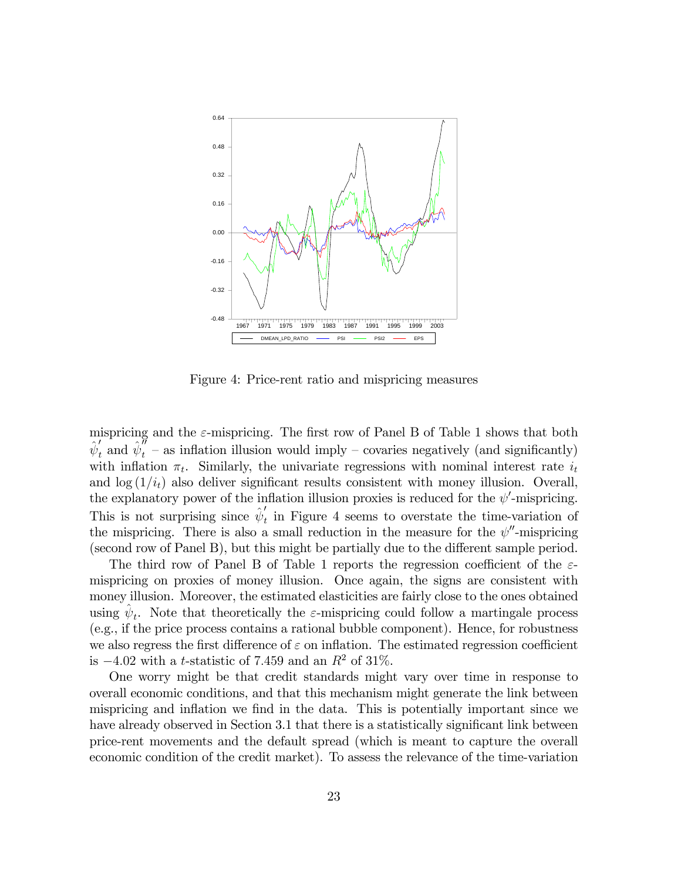Figure 4: Price-rent ratio and mispricing measures

mispricing and the $\varepsilon$-mispricing. The first row of Panel B of Table 1 shows that both $\hat{\psi}_t^{'}$ and $\hat{\psi}_t^{''}$ – as inflation illusion would imply – covaries negatively (and significantly) with inflation $\pi_t$. Similarly, the univariate regressions with nominal interest rate $i_t$ and $\log(1/i_t)$ also deliver significant results consistent with money illusion. Overall, the explanatory power of the inflation illusion proxies is reduced for the $\psi'$-mispricing. This is not surprising since $\hat{\psi}_t^{'}$ in Figure 4 seems to overstate the time-variation of the mispricing. There is also a small reduction in the measure for the $\psi''$-mispricing (second row of Panel B), but this might be partially due to the different sample period.

The third row of Panel B of Table 1 reports the regression coefficient of the $\varepsilon$-mispricing on proxies of money illusion. Once again, the signs are consistent with money illusion. Moreover, the estimated elasticities are fairly close to the ones obtained using $\hat{\psi}_t$. Note that theoretically the $\varepsilon$-mispricing could follow a martingale process (e.g., if the price process contains a rational bubble component). Hence, for robustness we also regress the first difference of $\varepsilon$ on inflation. The estimated regression coefficient is $-4.02$ with a $t$-statistic of 7.459 and an $R^2$ of 31%.

One worry might be that credit standards might vary over time in response to overall economic conditions, and that this mechanism might generate the link between mispricing and inflation we find in the data. This is potentially important since we have already observed in Section 3.1 that there is a statistically significant link between price-rent movements and the default spread (which is meant to capture the overall economic condition of the credit market). To assess the relevance of the time-variation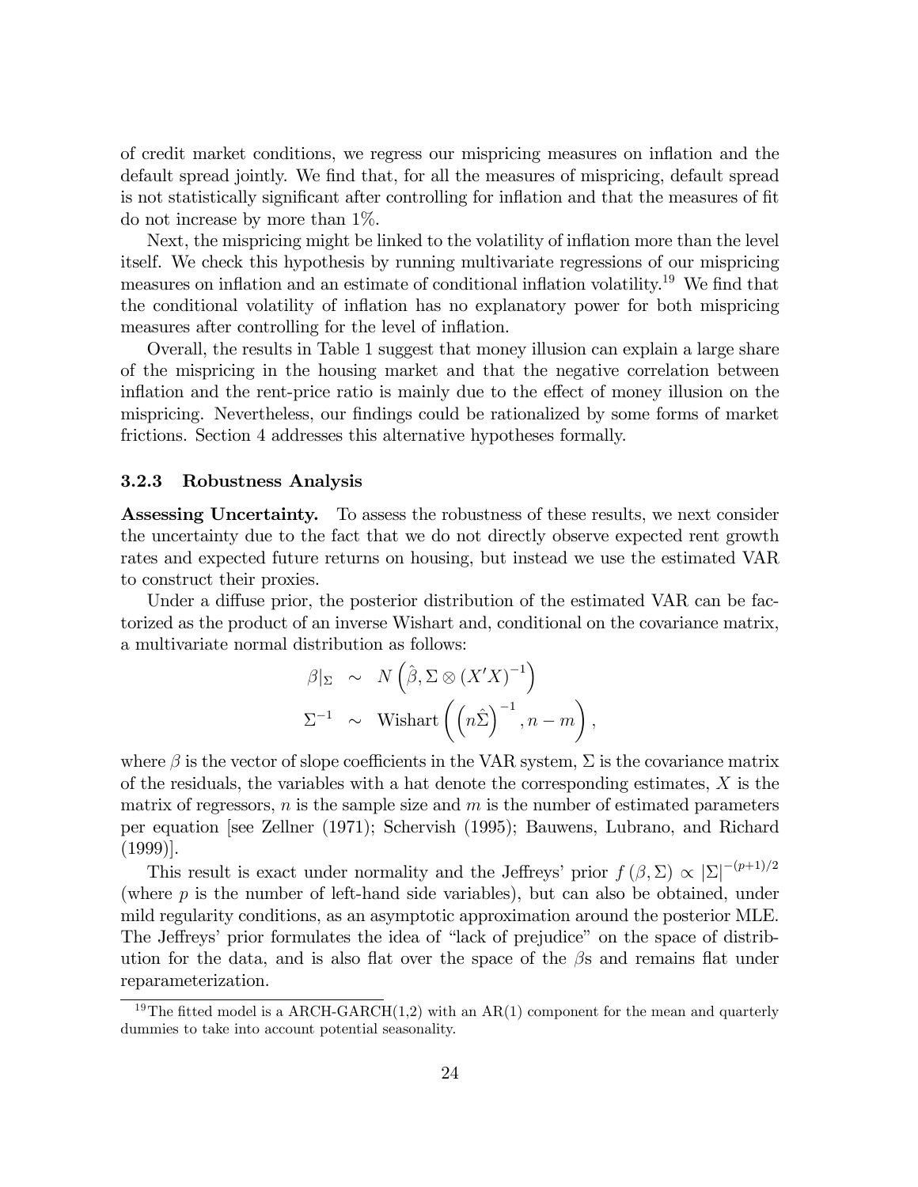of credit market conditions, we regress our mispricing measures on inflation and the default spread jointly. We find that, for all the measures of mispricing, default spread is not statistically significant after controlling for inflation and that the measures of fit do not increase by more than 1%.

Next, the mispricing might be linked to the volatility of inflation more than the level itself. We check this hypothesis by running multivariate regressions of our mispricing measures on inflation and an estimate of conditional inflation volatility.[19] We find that the conditional volatility of inflation has no explanatory power for both mispricing measures after controlling for the level of inflation.

Overall, the results in Table 1 suggest that money illusion can explain a large share of the mispricing in the housing market and that the negative correlation between inflation and the rent-price ratio is mainly due to the effect of money illusion on the mispricing. Nevertheless, our findings could be rationalized by some forms of market frictions. Section 4 addresses this alternative hypotheses formally.

### 3.2.3 Robustness Analysis

**Assessing Uncertainty.** To assess the robustness of these results, we next consider the uncertainty due to the fact that we do not directly observe expected rent growth rates and expected future returns on housing, but instead we use the estimated VAR to construct their proxies.

Under a diffuse prior, the posterior distribution of the estimated VAR can be factorized as the product of an inverse Wishart and, conditional on the covariance matrix, a multivariate normal distribution as follows:

$$
\begin{aligned}
\beta|_{\Sigma} &\sim N\left(\hat{\beta}, \Sigma \otimes \left(X'X\right)^{-1}\right) \\
\Sigma^{-1} &\sim \text{Wishart}\left(\left(n\hat{\Sigma}\right)^{-1}, n-m\right),
\end{aligned}
$$

where $\beta$ is the vector of slope coefficients in the VAR system, $\Sigma$ is the covariance matrix of the residuals, the variables with a hat denote the corresponding estimates, $X$ is the matrix of regressors, $n$ is the sample size and $m$ is the number of estimated parameters per equation [see Zellner (1971); Schervish (1995); Bauwens, Lubrano, and Richard (1999)].

This result is exact under normality and the Jeffreys' prior $f(\beta, \Sigma) \propto |\Sigma|^{-(p+1)/2}$ (where $p$ is the number of left-hand side variables), but can also be obtained, under mild regularity conditions, as an asymptotic approximation around the posterior MLE. The Jeffreys' prior formulates the idea of "lack of prejudice" on the space of distribution for the data, and is also flat over the space of the $\beta$s and remains flat under reparameterization.

[19] The fitted model is a ARCH-GARCH(1,2) with an AR(1) component for the mean and quarterly dummies to take into account potential seasonality.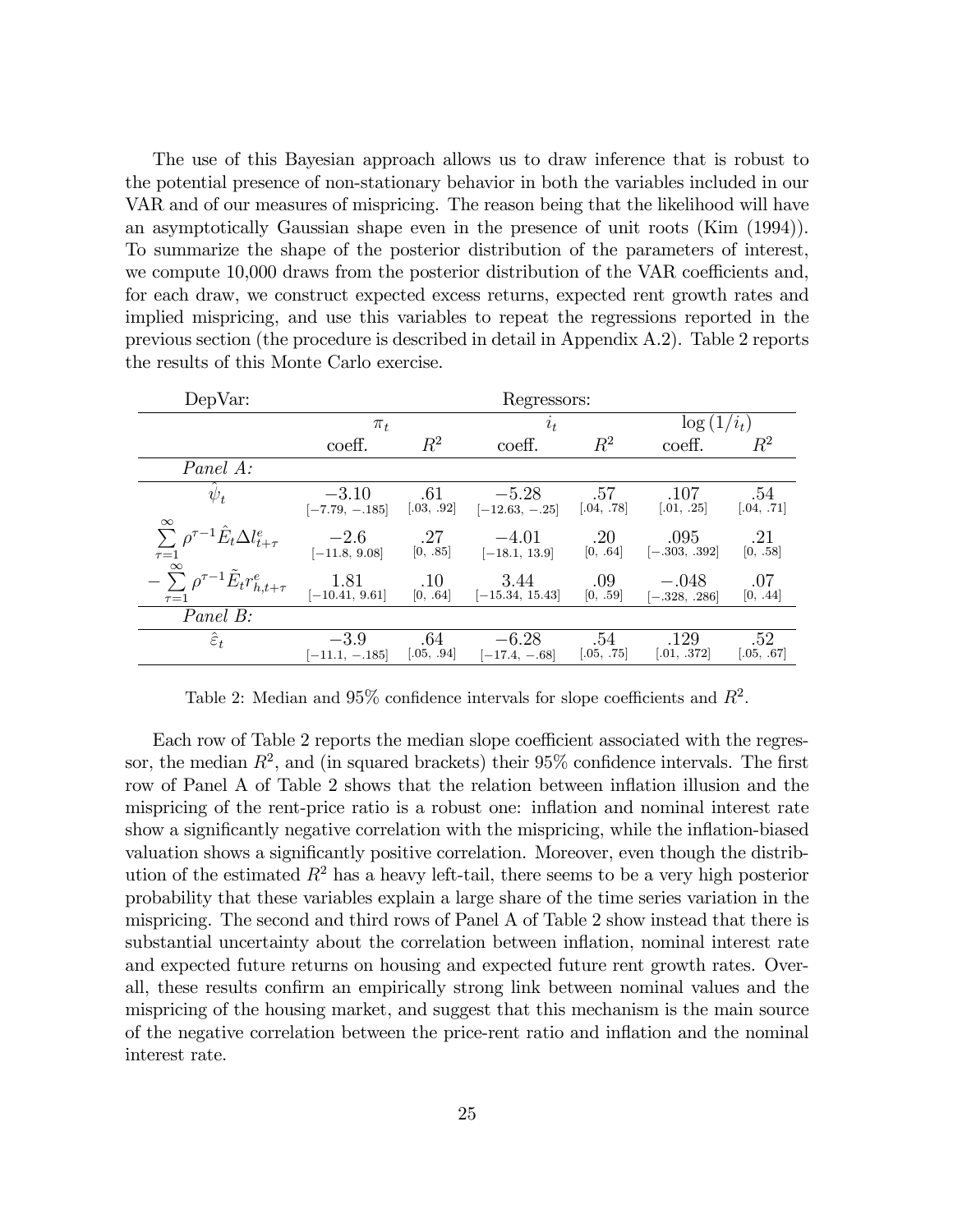The use of this Bayesian approach allows us to draw inference that is robust to the potential presence of non-stationary behavior in both the variables included in our VAR and of our measures of mispricing. The reason being that the likelihood will have an asymptotically Gaussian shape even in the presence of unit roots (Kim (1994)). To summarize the shape of the posterior distribution of the parameters of interest, we compute 10,000 draws from the posterior distribution of the VAR coefficients and, for each draw, we construct expected excess returns, expected rent growth rates and implied mispricing, and use this variables to repeat the regressions reported in the previous section (the procedure is described in detail in Appendix A.2). Table 2 reports the results of this Monte Carlo exercise.

| DepVar: | Regressors: | | | | | |
|---|---|---|---|---|---|---|
| | $\pi_t$ | | $i_t$ | | $\log(1/i_t)$ | |
| | coeff. | $R^2$ | coeff. | $R^2$ | coeff. | $R^2$ |
| *Panel A:* | | | | | | |
| $\hat{\psi}_t$ | $-3.10$ <br> $[-7.79, -.185]$ | .61 <br> [.03, .92] | $-5.28$ <br> $[-12.63, -.25]$ | .57 <br> [.04, .78] | .107 <br> [.01, .25] | .54 <br> [.04, .71] |
| $\sum_{\tau=1}^{\infty} \rho^{\tau-1} \hat{E}_t \Delta l_{t+\tau}^e$ | $-2.6$ <br> $[-11.8, 9.08]$ | .27 <br> [0, .85] | $-4.01$ <br> $[-18.1, 13.9]$ | .20 <br> [0, .64] | .095 <br> $[-.303, .392]$ | .21 <br> [0, .58] |
| $-\sum_{\tau=1}^{\infty} \rho^{\tau-1} \tilde{E}_t r_{h,t+\tau}^e$ | 1.81 <br> $[-10.41, 9.61]$ | .10 <br> [0, .64] | 3.44 <br> $[-15.34, 15.43]$ | .09 <br> [0, .59] | $-.048$ <br> $[-.328, .286]$ | .07 <br> [0, .44] |
| *Panel B:* | | | | | | |
| $\hat{\varepsilon}_t$ | $-3.9$ <br> $[-11.1, -.185]$ | .64 <br> [.05, .94] | $-6.28$ <br> $[-17.4, -.68]$ | .54 <br> [.05, .75] | .129 <br> [.01, .372] | .52 <br> [.05, .67] |

Table 2: Median and 95% confidence intervals for slope coefficients and $R^2$.

Each row of Table 2 reports the median slope coefficient associated with the regressor, the median $R^2$, and (in squared brackets) their 95% confidence intervals. The first row of Panel A of Table 2 shows that the relation between inflation illusion and the mispricing of the rent-price ratio is a robust one: inflation and nominal interest rate show a significantly negative correlation with the mispricing, while the inflation-biased valuation shows a significantly positive correlation. Moreover, even though the distribution of the estimated $R^2$ has a heavy left-tail, there seems to be a very high posterior probability that these variables explain a large share of the time series variation in the mispricing. The second and third rows of Panel A of Table 2 show instead that there is substantial uncertainty about the correlation between inflation, nominal interest rate and expected future returns on housing and expected future rent growth rates. Overall, these results confirm an empirically strong link between nominal values and the mispricing of the housing market, and suggest that this mechanism is the main source of the negative correlation between the price-rent ratio and inflation and the nominal interest rate.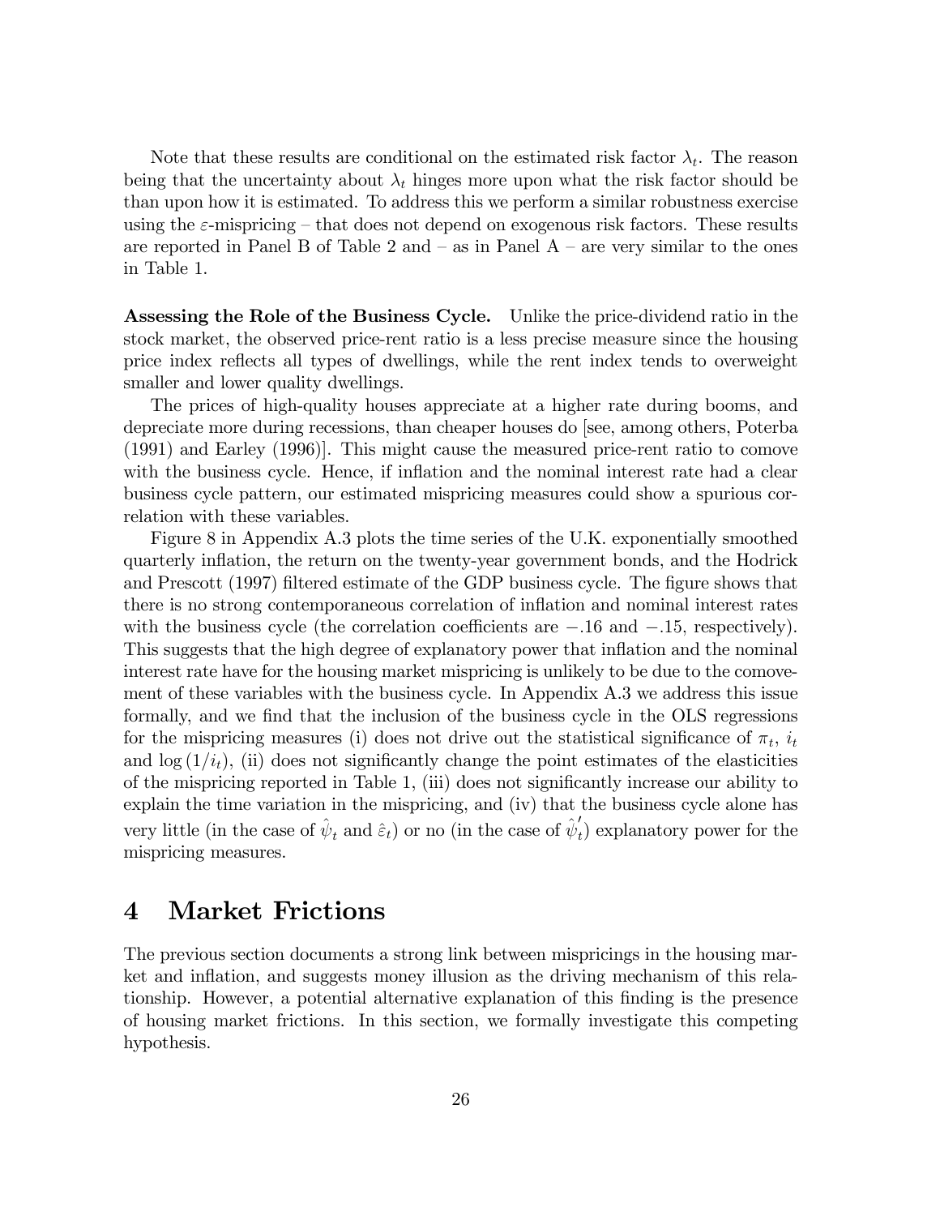Note that these results are conditional on the estimated risk factor $\lambda_t$. The reason being that the uncertainty about $\lambda_t$ hinges more upon what the risk factor should be than upon how it is estimated. To address this we perform a similar robustness exercise using the $\varepsilon$-mispricing – that does not depend on exogenous risk factors. These results are reported in Panel B of Table 2 and – as in Panel A – are very similar to the ones in Table 1.

**Assessing the Role of the Business Cycle.** Unlike the price-dividend ratio in the stock market, the observed price-rent ratio is a less precise measure since the housing price index reflects all types of dwellings, while the rent index tends to overweight smaller and lower quality dwellings.

The prices of high-quality houses appreciate at a higher rate during booms, and depreciate more during recessions, than cheaper houses do [see, among others, Poterba (1991) and Earley (1996)]. This might cause the measured price-rent ratio to comove with the business cycle. Hence, if inflation and the nominal interest rate had a clear business cycle pattern, our estimated mispricing measures could show a spurious correlation with these variables.

Figure 8 in Appendix A.3 plots the time series of the U.K. exponentially smoothed quarterly inflation, the return on the twenty-year government bonds, and the Hodrick and Prescott (1997) filtered estimate of the GDP business cycle. The figure shows that there is no strong contemporaneous correlation of inflation and nominal interest rates with the business cycle (the correlation coefficients are $-.16$ and $-.15$, respectively). This suggests that the high degree of explanatory power that inflation and the nominal interest rate have for the housing market mispricing is unlikely to be due to the comovement of these variables with the business cycle. In Appendix A.3 we address this issue formally, and we find that the inclusion of the business cycle in the OLS regressions for the mispricing measures (i) does not drive out the statistical significance of $\pi_t$, $i_t$ and $\log(1/i_t)$, (ii) does not significantly change the point estimates of the elasticities of the mispricing reported in Table 1, (iii) does not significantly increase our ability to explain the time variation in the mispricing, and (iv) that the business cycle alone has very little (in the case of $\hat{\psi}_t$ and $\hat{\varepsilon}_t$) or no (in the case of $\hat{\psi}_t'$) explanatory power for the mispricing measures.

# 4 Market Frictions

The previous section documents a strong link between mispricings in the housing market and inflation, and suggests money illusion as the driving mechanism of this relationship. However, a potential alternative explanation of this finding is the presence of housing market frictions. In this section, we formally investigate this competing hypothesis.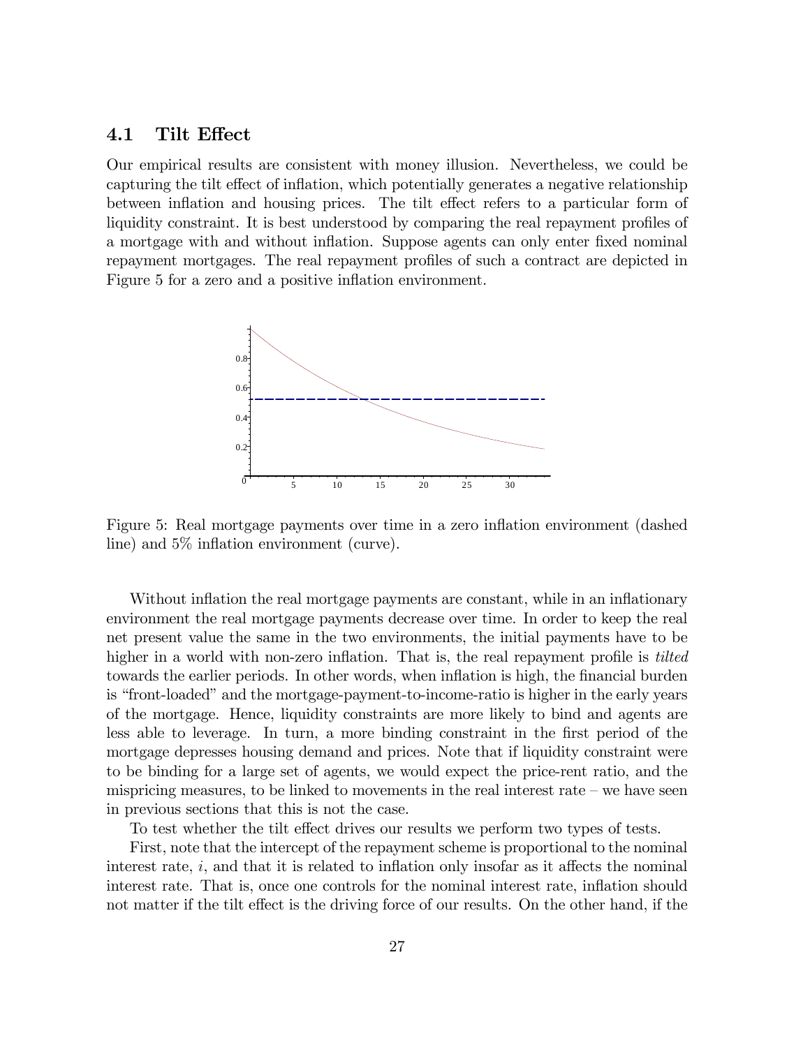### 4.1 Tilt Effect

Our empirical results are consistent with money illusion. Nevertheless, we could be capturing the tilt effect of inflation, which potentially generates a negative relationship between inflation and housing prices. The tilt effect refers to a particular form of liquidity constraint. It is best understood by comparing the real repayment profiles of a mortgage with and without inflation. Suppose agents can only enter fixed nominal repayment mortgages. The real repayment profiles of such a contract are depicted in Figure 5 for a zero and a positive inflation environment.

0.8
0.6
0.4
0.2
0
5 10 15 20 25 30

Figure 5: Real mortgage payments over time in a zero inflation environment (dashed line) and 5% inflation environment (curve).

Without inflation the real mortgage payments are constant, while in an inflationary environment the real mortgage payments decrease over time. In order to keep the real net present value the same in the two environments, the initial payments have to be higher in a world with non-zero inflation. That is, the real repayment profile is *tilted* towards the earlier periods. In other words, when inflation is high, the financial burden is "front-loaded" and the mortgage-payment-to-income-ratio is higher in the early years of the mortgage. Hence, liquidity constraints are more likely to bind and agents are less able to leverage. In turn, a more binding constraint in the first period of the mortgage depresses housing demand and prices. Note that if liquidity constraint were to be binding for a large set of agents, we would expect the price-rent ratio, and the mispricing measures, to be linked to movements in the real interest rate – we have seen in previous sections that this is not the case.

To test whether the tilt effect drives our results we perform two types of tests.

First, note that the intercept of the repayment scheme is proportional to the nominal interest rate, $i$, and that it is related to inflation only insofar as it affects the nominal interest rate. That is, once one controls for the nominal interest rate, inflation should not matter if the tilt effect is the driving force of our results. On the other hand, if the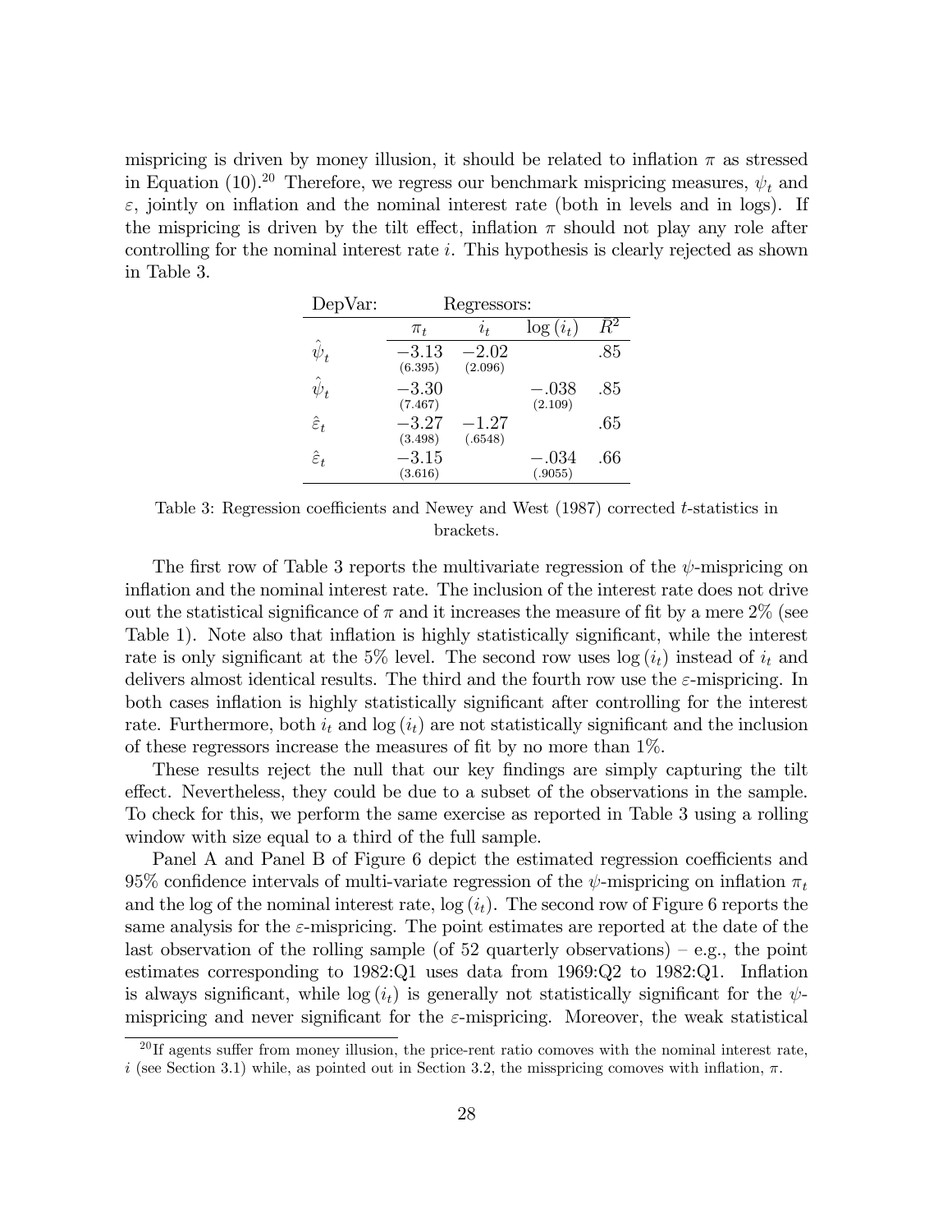mispricing is driven by money illusion, it should be related to inflation $\pi$ as stressed in Equation (10).[20] Therefore, we regress our benchmark mispricing measures, $\psi_t$ and $\varepsilon$, jointly on inflation and the nominal interest rate (both in levels and in logs). If the mispricing is driven by the tilt effect, inflation $\pi$ should not play any role after controlling for the nominal interest rate $i$. This hypothesis is clearly rejected as shown in Table 3.

| DepVar: | Regressors: | | | |
|---|---|---|---|---|
| | $\pi_t$ | $i_t$ | $\log(i_t)$ | $\bar{R}^2$ |
| $\hat{\psi}_t$ | $-3.13$ (6.395) | $-2.02$ (2.096) | | .85 |
| $\hat{\psi}_t$ | $-3.30$ (7.467) | | $-.038$ (2.109) | .85 |
| $\hat{\varepsilon}_t$ | $-3.27$ (3.498) | $-1.27$ (.6548) | | .65 |
| $\hat{\varepsilon}_t$ | $-3.15$ (3.616) | | $-.034$ (.9055) | .66 |

Table 3: Regression coefficients and Newey and West (1987) corrected $t$-statistics in brackets.

The first row of Table 3 reports the multivariate regression of the $\psi$-mispricing on inflation and the nominal interest rate. The inclusion of the interest rate does not drive out the statistical significance of $\pi$ and it increases the measure of fit by a mere 2% (see Table 1). Note also that inflation is highly statistically significant, while the interest rate is only significant at the 5% level. The second row uses $\log(i_t)$ instead of $i_t$ and delivers almost identical results. The third and the fourth row use the $\varepsilon$-mispricing. In both cases inflation is highly statistically significant after controlling for the interest rate. Furthermore, both $i_t$ and $\log(i_t)$ are not statistically significant and the inclusion of these regressors increase the measures of fit by no more than 1%.

These results reject the null that our key findings are simply capturing the tilt effect. Nevertheless, they could be due to a subset of the observations in the sample. To check for this, we perform the same exercise as reported in Table 3 using a rolling window with size equal to a third of the full sample.

Panel A and Panel B of Figure 6 depict the estimated regression coefficients and 95% confidence intervals of multi-variate regression of the $\psi$-mispricing on inflation $\pi_t$ and the log of the nominal interest rate, $\log(i_t)$. The second row of Figure 6 reports the same analysis for the $\varepsilon$-mispricing. The point estimates are reported at the date of the last observation of the rolling sample (of 52 quarterly observations) – e.g., the point estimates corresponding to 1982:Q1 uses data from 1969:Q2 to 1982:Q1. Inflation is always significant, while $\log(i_t)$ is generally not statistically significant for the $\psi$-mispricing and never significant for the $\varepsilon$-mispricing. Moreover, the weak statistical

[20] If agents suffer from money illusion, the price-rent ratio comoves with the nominal interest rate, $i$ (see Section 3.1) while, as pointed out in Section 3.2, the misspricing comoves with inflation, $\pi$.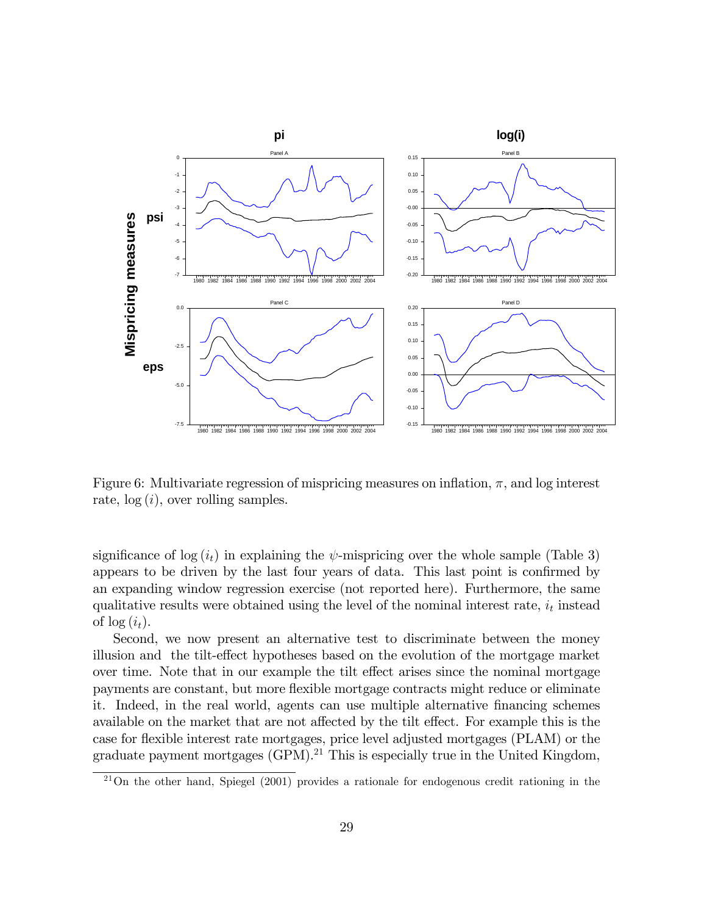Figure 6: Multivariate regression of mispricing measures on inflation, $\pi$, and log interest rate, $\log(i)$, over rolling samples.

significance of $\log(i_t)$ in explaining the $\psi$-mispricing over the whole sample (Table 3) appears to be driven by the last four years of data. This last point is confirmed by an expanding window regression exercise (not reported here). Furthermore, the same qualitative results were obtained using the level of the nominal interest rate, $i_t$ instead of $\log(i_t)$.

Second, we now present an alternative test to discriminate between the money illusion and the tilt-effect hypotheses based on the evolution of the mortgage market over time. Note that in our example the tilt effect arises since the nominal mortgage payments are constant, but more flexible mortgage contracts might reduce or eliminate it. Indeed, in the real world, agents can use multiple alternative financing schemes available on the market that are not affected by the tilt effect. For example this is the case for flexible interest rate mortgages, price level adjusted mortgages (PLAM) or the graduate payment mortgages (GPM).[21] This is especially true in the United Kingdom,

[21] On the other hand, Spiegel (2001) provides a rationale for endogenous credit rationing in the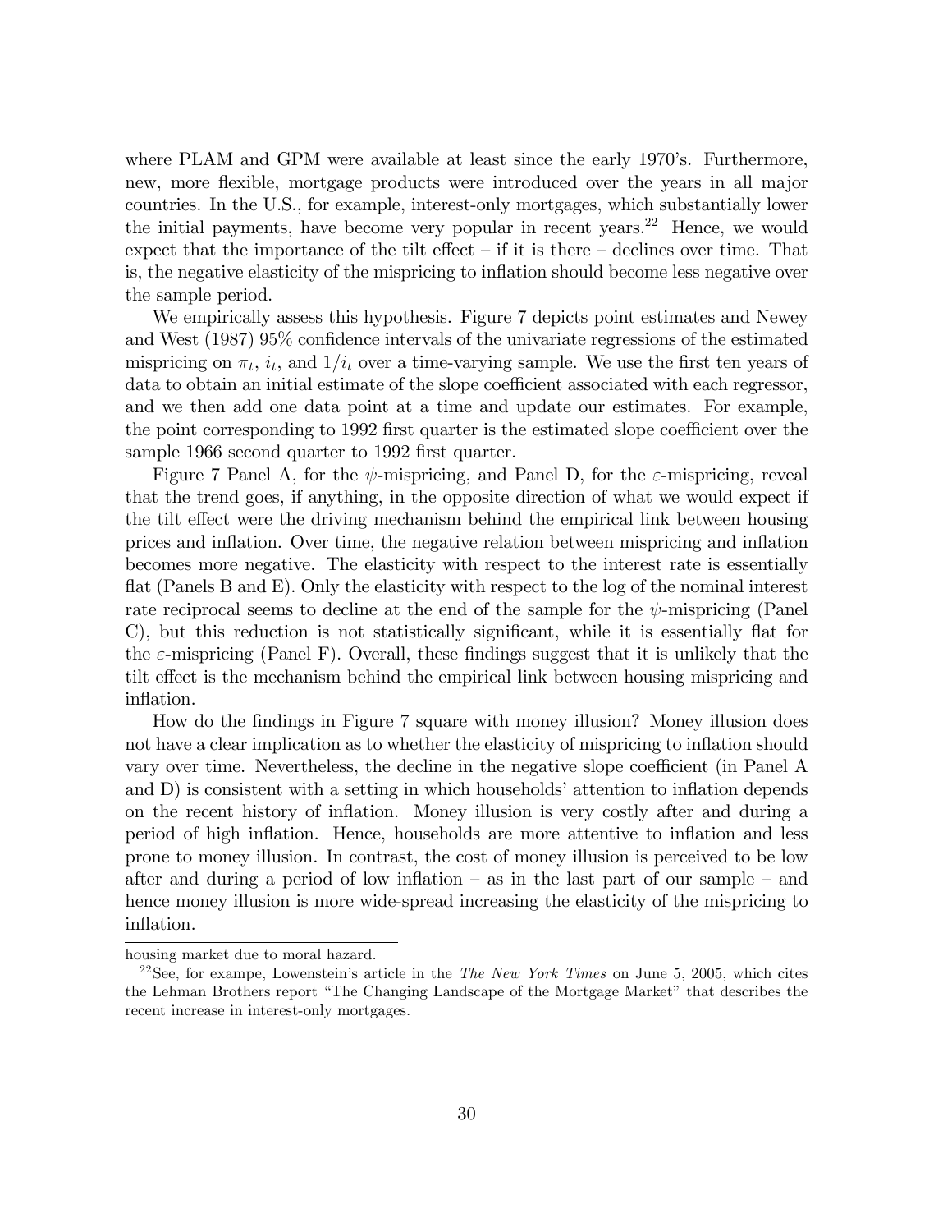where PLAM and GPM were available at least since the early 1970's. Furthermore, new, more flexible, mortgage products were introduced over the years in all major countries. In the U.S., for example, interest-only mortgages, which substantially lower the initial payments, have become very popular in recent years.[22] Hence, we would expect that the importance of the tilt effect – if it is there – declines over time. That is, the negative elasticity of the mispricing to inflation should become less negative over the sample period.

We empirically assess this hypothesis. Figure 7 depicts point estimates and Newey and West (1987) 95% confidence intervals of the univariate regressions of the estimated mispricing on $\pi_t$, $i_t$, and $1/i_t$ over a time-varying sample. We use the first ten years of data to obtain an initial estimate of the slope coefficient associated with each regressor, and we then add one data point at a time and update our estimates. For example, the point corresponding to 1992 first quarter is the estimated slope coefficient over the sample 1966 second quarter to 1992 first quarter.

Figure 7 Panel A, for the $\psi$-mispricing, and Panel D, for the $\varepsilon$-mispricing, reveal that the trend goes, if anything, in the opposite direction of what we would expect if the tilt effect were the driving mechanism behind the empirical link between housing prices and inflation. Over time, the negative relation between mispricing and inflation becomes more negative. The elasticity with respect to the interest rate is essentially flat (Panels B and E). Only the elasticity with respect to the log of the nominal interest rate reciprocal seems to decline at the end of the sample for the $\psi$-mispricing (Panel C), but this reduction is not statistically significant, while it is essentially flat for the $\varepsilon$-mispricing (Panel F). Overall, these findings suggest that it is unlikely that the tilt effect is the mechanism behind the empirical link between housing mispricing and inflation.

How do the findings in Figure 7 square with money illusion? Money illusion does not have a clear implication as to whether the elasticity of mispricing to inflation should vary over time. Nevertheless, the decline in the negative slope coefficient (in Panel A and D) is consistent with a setting in which households' attention to inflation depends on the recent history of inflation. Money illusion is very costly after and during a period of high inflation. Hence, households are more attentive to inflation and less prone to money illusion. In contrast, the cost of money illusion is perceived to be low after and during a period of low inflation – as in the last part of our sample – and hence money illusion is more wide-spread increasing the elasticity of the mispricing to inflation.

housing market due to moral hazard.

[22] See, for exampe, Lowenstein's article in the *The New York Times* on June 5, 2005, which cites the Lehman Brothers report "The Changing Landscape of the Mortgage Market" that describes the recent increase in interest-only mortgages.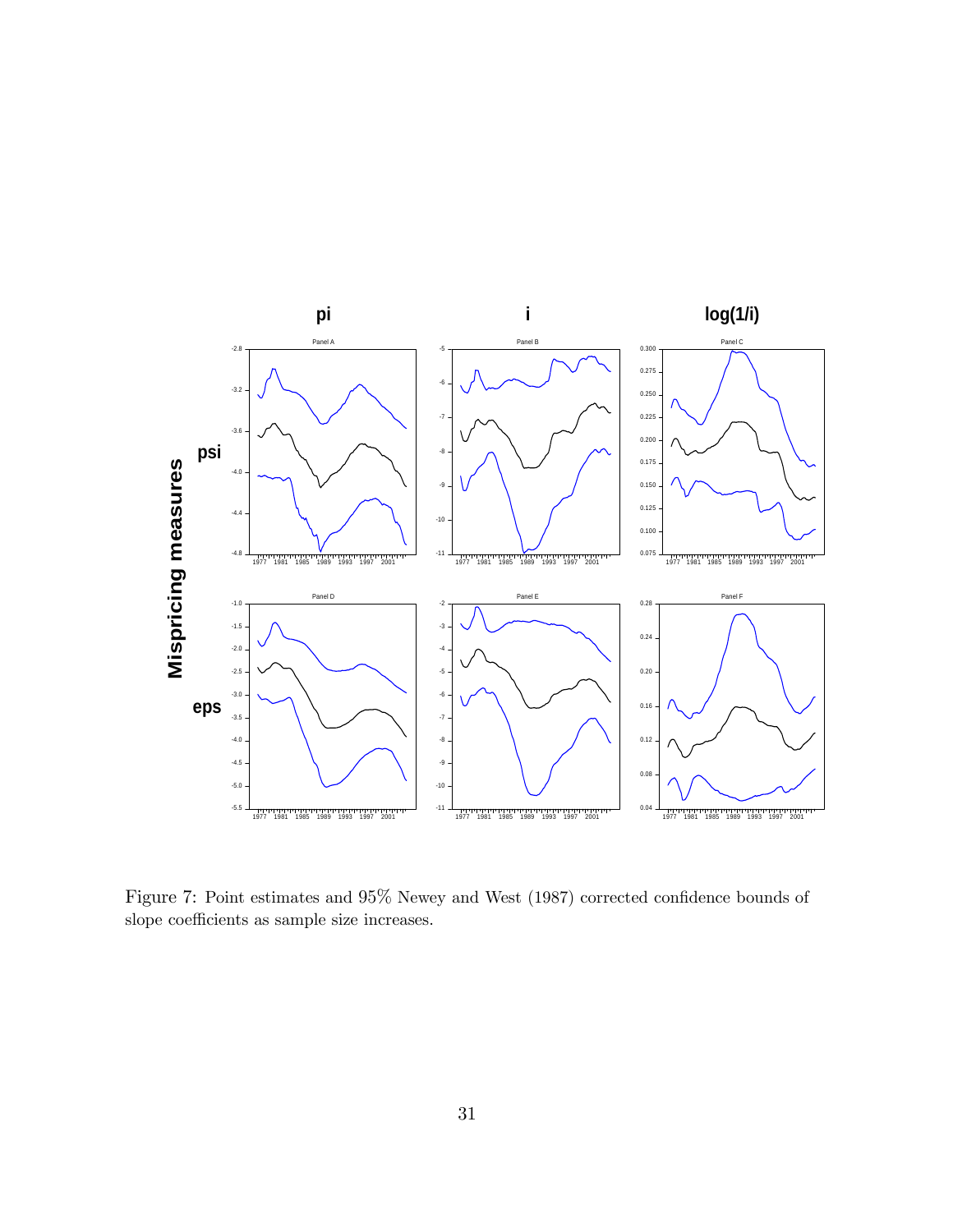Figure 7: Point estimates and 95% Newey and West (1987) corrected confidence bounds of slope coefficients as sample size increases.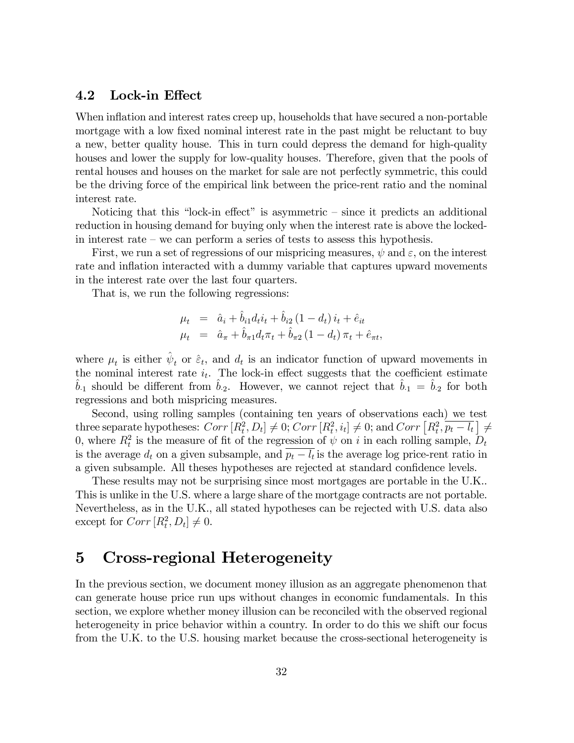## 4.2 Lock-in Effect

When inflation and interest rates creep up, households that have secured a non-portable mortgage with a low fixed nominal interest rate in the past might be reluctant to buy a new, better quality house. This in turn could depress the demand for high-quality houses and lower the supply for low-quality houses. Therefore, given that the pools of rental houses and houses on the market for sale are not perfectly symmetric, this could be the driving force of the empirical link between the price-rent ratio and the nominal interest rate.

Noticing that this "lock-in effect" is asymmetric – since it predicts an additional reduction in housing demand for buying only when the interest rate is above the locked-in interest rate – we can perform a series of tests to assess this hypothesis.

First, we run a set of regressions of our mispricing measures, $\psi$ and $\varepsilon$, on the interest rate and inflation interacted with a dummy variable that captures upward movements in the interest rate over the last four quarters.

That is, we run the following regressions:

$$
\begin{aligned}
\mu_t &= \hat{a}_i + \hat{b}_{i1} d_t i_t + \hat{b}_{i2} (1 - d_t) i_t + \hat{e}_{it} \\
\mu_t &= \hat{a}_\pi + \hat{b}_{\pi 1} d_t \pi_t + \hat{b}_{\pi 2} (1 - d_t) \pi_t + \hat{e}_{\pi t},
\end{aligned}
$$

where $\mu_t$ is either $\hat{\psi}_t$ or $\hat{\varepsilon}_t$, and $d_t$ is an indicator function of upward movements in the nominal interest rate $i_t$. The lock-in effect suggests that the coefficient estimate $\hat{b}_{\cdot 1}$ should be different from $\hat{b}_{\cdot 2}$. However, we cannot reject that $\hat{b}_{\cdot 1} = \hat{b}_{\cdot 2}$ for both regressions and both mispricing measures.

Second, using rolling samples (containing ten years of observations each) we test three separate hypotheses: $Corr\left[R_t^2, D_t\right] \neq 0$; $Corr\left[R_t^2, i_t\right] \neq 0$; and $Corr\left[R_t^2, \overline{p_t - l_t}\right] \neq 0$, where $R_t^2$ is the measure of fit of the regression of $\psi$ on $i$ in each rolling sample, $D_t$ is the average $d_t$ on a given subsample, and $\overline{p_t - l_t}$ is the average log price-rent ratio in a given subsample. All theses hypotheses are rejected at standard confidence levels.

These results may not be surprising since most mortgages are portable in the U.K.. This is unlike in the U.S. where a large share of the mortgage contracts are not portable. Nevertheless, as in the U.K., all stated hypotheses can be rejected with U.S. data also except for $Corr\left[R_t^2, D_t\right] \neq 0$.

# 5 Cross-regional Heterogeneity

In the previous section, we document money illusion as an aggregate phenomenon that can generate house price run ups without changes in economic fundamentals. In this section, we explore whether money illusion can be reconciled with the observed regional heterogeneity in price behavior within a country. In order to do this we shift our focus from the U.K. to the U.S. housing market because the cross-sectional heterogeneity is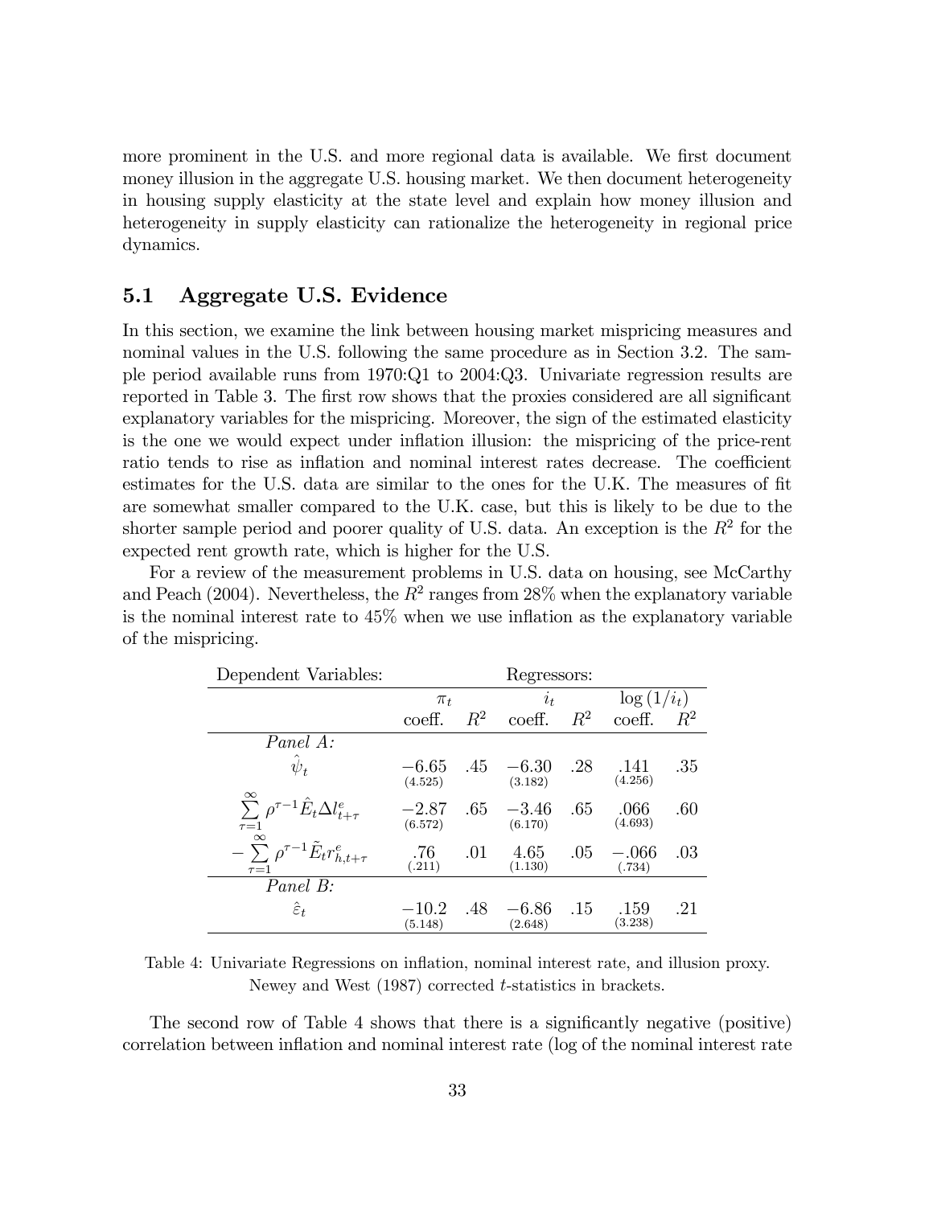more prominent in the U.S. and more regional data is available. We first document money illusion in the aggregate U.S. housing market. We then document heterogeneity in housing supply elasticity at the state level and explain how money illusion and heterogeneity in supply elasticity can rationalize the heterogeneity in regional price dynamics.

## 5.1 Aggregate U.S. Evidence

In this section, we examine the link between housing market mispricing measures and nominal values in the U.S. following the same procedure as in Section 3.2. The sample period available runs from 1970:Q1 to 2004:Q3. Univariate regression results are reported in Table 3. The first row shows that the proxies considered are all significant explanatory variables for the mispricing. Moreover, the sign of the estimated elasticity is the one we would expect under inflation illusion: the mispricing of the price-rent ratio tends to rise as inflation and nominal interest rates decrease. The coefficient estimates for the U.S. data are similar to the ones for the U.K. The measures of fit are somewhat smaller compared to the U.K. case, but this is likely to be due to the shorter sample period and poorer quality of U.S. data. An exception is the $R^2$ for the expected rent growth rate, which is higher for the U.S.

For a review of the measurement problems in U.S. data on housing, see McCarthy and Peach (2004). Nevertheless, the $R^2$ ranges from 28% when the explanatory variable is the nominal interest rate to 45% when we use inflation as the explanatory variable of the mispricing.

| Dependent Variables: | Regressors: | | | | | |
|---|---|---|---|---|---|---|
| | $\pi_t$ | | $i_t$ | | $\log(1/i_t)$ | |
| | coeff. | $R^2$ | coeff. | $R^2$ | coeff. | $R^2$ |
| *Panel A:* | | | | | | |
| $\hat{\psi}_t$ | $-6.65$ (4.525) | .45 | $-6.30$ (3.182) | .28 | .141 (4.256) | .35 |
| $\sum_{\tau=1}^{\infty} \rho^{\tau-1} \hat{E}_t \Delta l^e_{t+\tau}$ | $-2.87$ (6.572) | .65 | $-3.46$ (6.170) | .65 | .066 (4.693) | .60 |
| $-\sum_{\tau=1}^{\infty} \rho^{\tau-1} \tilde{E}_t r^e_{h,t+\tau}$ | .76 (.211) | .01 | 4.65 (1.130) | .05 | $-.066$ (.734) | .03 |
| *Panel B:* | | | | | | |
| $\hat{\varepsilon}_t$ | $-10.2$ (5.148) | .48 | $-6.86$ (2.648) | .15 | .159 (3.238) | .21 |

Table 4: Univariate Regressions on inflation, nominal interest rate, and illusion proxy. Newey and West (1987) corrected $t$-statistics in brackets.

The second row of Table 4 shows that there is a significantly negative (positive) correlation between inflation and nominal interest rate (log of the nominal interest rate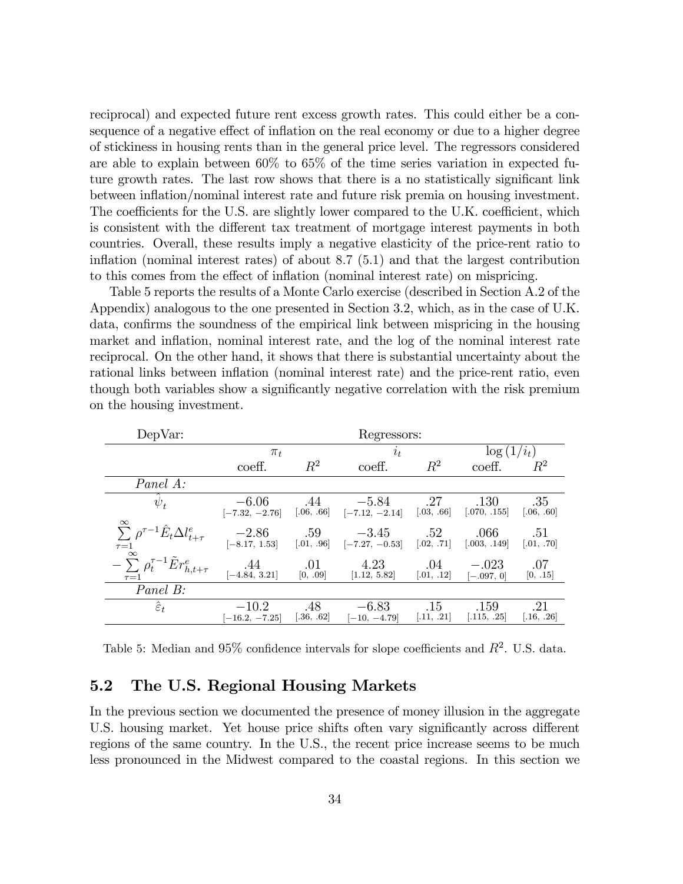reciprocal) and expected future rent excess growth rates. This could either be a consequence of a negative effect of inflation on the real economy or due to a higher degree of stickiness in housing rents than in the general price level. The regressors considered are able to explain between 60% to 65% of the time series variation in expected future growth rates. The last row shows that there is a no statistically significant link between inflation/nominal interest rate and future risk premia on housing investment. The coefficients for the U.S. are slightly lower compared to the U.K. coefficient, which is consistent with the different tax treatment of mortgage interest payments in both countries. Overall, these results imply a negative elasticity of the price-rent ratio to inflation (nominal interest rates) of about 8.7 (5.1) and that the largest contribution to this comes from the effect of inflation (nominal interest rate) on mispricing.

Table 5 reports the results of a Monte Carlo exercise (described in Section A.2 of the Appendix) analogous to the one presented in Section 3.2, which, as in the case of U.K. data, confirms the soundness of the empirical link between mispricing in the housing market and inflation, nominal interest rate, and the log of the nominal interest rate reciprocal. On the other hand, it shows that there is substantial uncertainty about the rational links between inflation (nominal interest rate) and the price-rent ratio, even though both variables show a significantly negative correlation with the risk premium on the housing investment.

| DepVar: | Regressors: | | | | | |
|---|---|---|---|---|---|---|
| | $\pi_t$ | | $i_t$ | | $\log(1/i_t)$ | |
| | coeff. | $R^2$ | coeff. | $R^2$ | coeff. | $R^2$ |
| *Panel A:* | | | | | | |
| $\hat{\psi}_t$ | $-6.06$ $[-7.32, -2.76]$ | .44 [.06, .66] | $-5.84$ $[-7.12, -2.14]$ | .27 [.03, .66] | .130 [.070, .155] | .35 [.06, .60] |
| $\sum_{\tau=1}^{\infty} \rho^{\tau-1} \hat{E}_t \Delta l^e_{t+\tau}$ | $-2.86$ $[-8.17, 1.53]$ | .59 [.01, .96] | $-3.45$ $[-7.27, -0.53]$ | .52 [.02, .71] | .066 [.003, .149] | .51 [.01, .70] |
| $-\sum_{\tau=1}^{\infty} \rho_t^{\tau-1} \tilde{E} r^e_{h,t+\tau}$ | .44 $[-4.84, 3.21]$ | .01 [0, .09] | 4.23 [1.12, 5.82] | .04 [.01, .12] | $-.023$ $[-.097, 0]$ | .07 [0, .15] |
| *Panel B:* | | | | | | |
| $\hat{\varepsilon}_t$ | $-10.2$ $[-16.2, -7.25]$ | .48 [.36, .62] | $-6.83$ $[-10, -4.79]$ | .15 [.11, .21] | .159 [.115, .25] | .21 [.16, .26] |

Table 5: Median and 95% confidence intervals for slope coefficients and $R^2$. U.S. data.

## 5.2 The U.S. Regional Housing Markets

In the previous section we documented the presence of money illusion in the aggregate U.S. housing market. Yet house price shifts often vary significantly across different regions of the same country. In the U.S., the recent price increase seems to be much less pronounced in the Midwest compared to the coastal regions. In this section we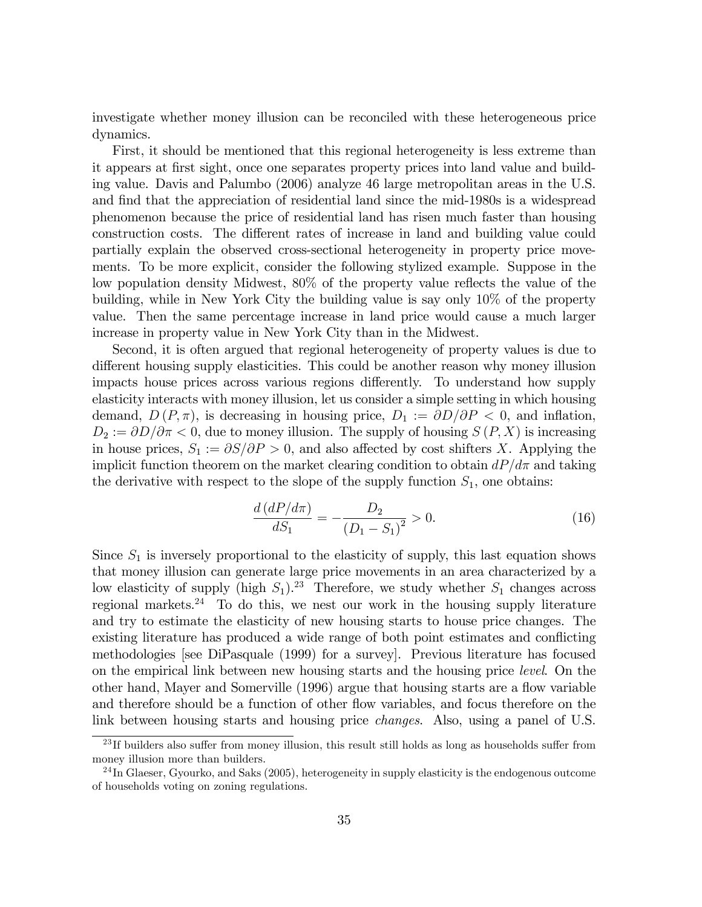investigate whether money illusion can be reconciled with these heterogeneous price dynamics.

First, it should be mentioned that this regional heterogeneity is less extreme than it appears at first sight, once one separates property prices into land value and building value. Davis and Palumbo (2006) analyze 46 large metropolitan areas in the U.S. and find that the appreciation of residential land since the mid-1980s is a widespread phenomenon because the price of residential land has risen much faster than housing construction costs. The different rates of increase in land and building value could partially explain the observed cross-sectional heterogeneity in property price movements. To be more explicit, consider the following stylized example. Suppose in the low population density Midwest, 80% of the property value reflects the value of the building, while in New York City the building value is say only 10% of the property value. Then the same percentage increase in land price would cause a much larger increase in property value in New York City than in the Midwest.

Second, it is often argued that regional heterogeneity of property values is due to different housing supply elasticities. This could be another reason why money illusion impacts house prices across various regions differently. To understand how supply elasticity interacts with money illusion, let us consider a simple setting in which housing demand, $D(P, \pi)$, is decreasing in housing price, $D_1 := \partial D / \partial P < 0$, and inflation, $D_2 := \partial D / \partial \pi < 0$, due to money illusion. The supply of housing $S(P, X)$ is increasing in house prices, $S_1 := \partial S / \partial P > 0$, and also affected by cost shifters $X$. Applying the implicit function theorem on the market clearing condition to obtain $dP/d\pi$ and taking the derivative with respect to the slope of the supply function $S_1$, one obtains:

$$\frac{d\left(dP/d\pi\right)}{dS_1} = -\frac{D_2}{\left(D_1 - S_1\right)^2} > 0. \tag{16}$$

Since $S_1$ is inversely proportional to the elasticity of supply, this last equation shows that money illusion can generate large price movements in an area characterized by a low elasticity of supply (high $S_1$).[23] Therefore, we study whether $S_1$ changes across regional markets.[24] To do this, we nest our work in the housing supply literature and try to estimate the elasticity of new housing starts to house price changes. The existing literature has produced a wide range of both point estimates and conflicting methodologies [see DiPasquale (1999) for a survey]. Previous literature has focused on the empirical link between new housing starts and the housing price *level*. On the other hand, Mayer and Somerville (1996) argue that housing starts are a flow variable and therefore should be a function of other flow variables, and focus therefore on the link between housing starts and housing price *changes*. Also, using a panel of U.S.

[23] If builders also suffer from money illusion, this result still holds as long as households suffer from money illusion more than builders.

[24] In Glaeser, Gyourko, and Saks (2005), heterogeneity in supply elasticity is the endogenous outcome of households voting on zoning regulations.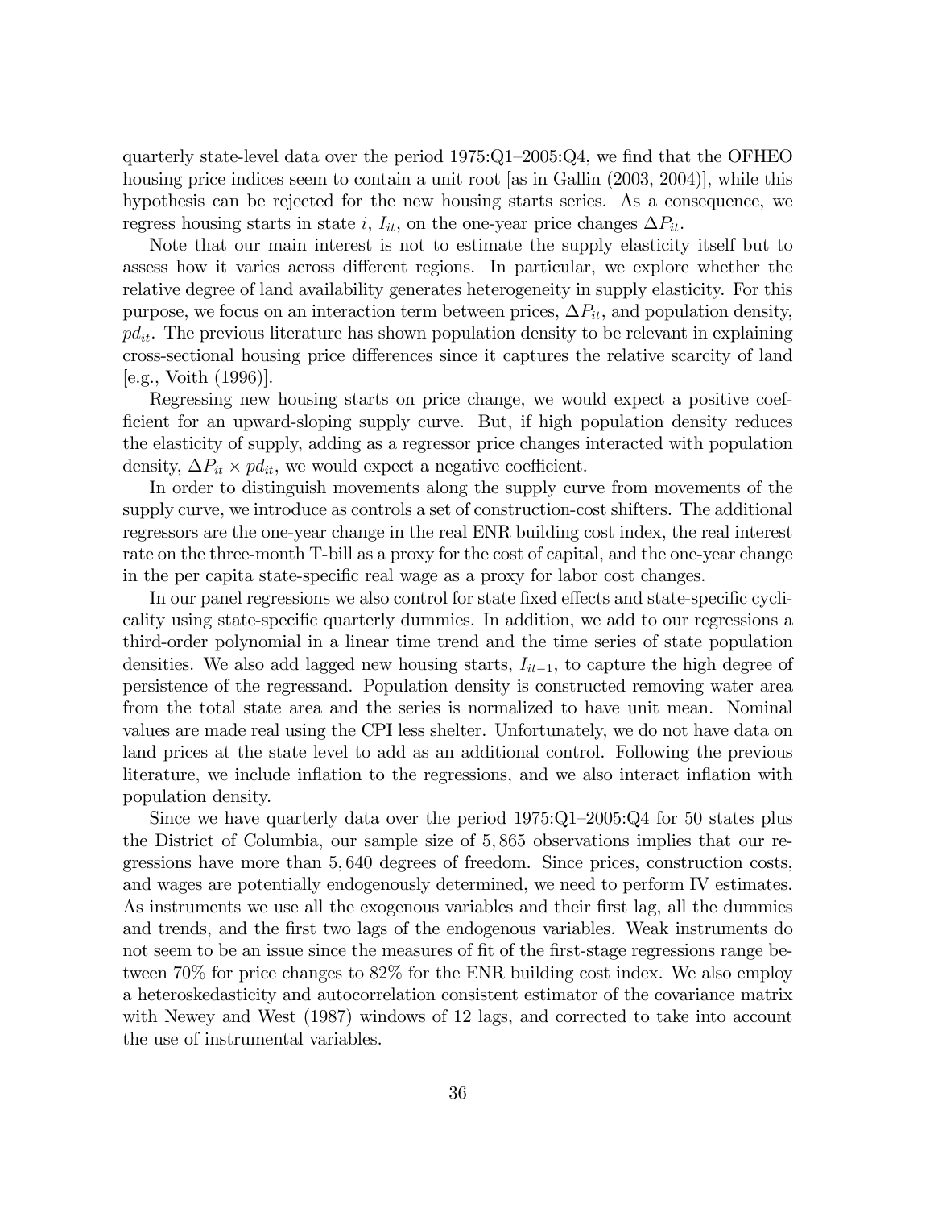quarterly state-level data over the period 1975:Q1–2005:Q4, we find that the OFHEO housing price indices seem to contain a unit root [as in Gallin (2003, 2004)], while this hypothesis can be rejected for the new housing starts series. As a consequence, we regress housing starts in state $i$, $I_{it}$, on the one-year price changes $\Delta P_{it}$.

Note that our main interest is not to estimate the supply elasticity itself but to assess how it varies across different regions. In particular, we explore whether the relative degree of land availability generates heterogeneity in supply elasticity. For this purpose, we focus on an interaction term between prices, $\Delta P_{it}$, and population density, $pd_{it}$. The previous literature has shown population density to be relevant in explaining cross-sectional housing price differences since it captures the relative scarcity of land [e.g., Voith (1996)].

Regressing new housing starts on price change, we would expect a positive coefficient for an upward-sloping supply curve. But, if high population density reduces the elasticity of supply, adding as a regressor price changes interacted with population density, $\Delta P_{it} \times pd_{it}$, we would expect a negative coefficient.

In order to distinguish movements along the supply curve from movements of the supply curve, we introduce as controls a set of construction-cost shifters. The additional regressors are the one-year change in the real ENR building cost index, the real interest rate on the three-month T-bill as a proxy for the cost of capital, and the one-year change in the per capita state-specific real wage as a proxy for labor cost changes.

In our panel regressions we also control for state fixed effects and state-specific cyclicality using state-specific quarterly dummies. In addition, we add to our regressions a third-order polynomial in a linear time trend and the time series of state population densities. We also add lagged new housing starts, $I_{it-1}$, to capture the high degree of persistence of the regressand. Population density is constructed removing water area from the total state area and the series is normalized to have unit mean. Nominal values are made real using the CPI less shelter. Unfortunately, we do not have data on land prices at the state level to add as an additional control. Following the previous literature, we include inflation to the regressions, and we also interact inflation with population density.

Since we have quarterly data over the period 1975:Q1–2005:Q4 for 50 states plus the District of Columbia, our sample size of 5,865 observations implies that our regressions have more than 5,640 degrees of freedom. Since prices, construction costs, and wages are potentially endogenously determined, we need to perform IV estimates. As instruments we use all the exogenous variables and their first lag, all the dummies and trends, and the first two lags of the endogenous variables. Weak instruments do not seem to be an issue since the measures of fit of the first-stage regressions range between 70% for price changes to 82% for the ENR building cost index. We also employ a heteroskedasticity and autocorrelation consistent estimator of the covariance matrix with Newey and West (1987) windows of 12 lags, and corrected to take into account the use of instrumental variables.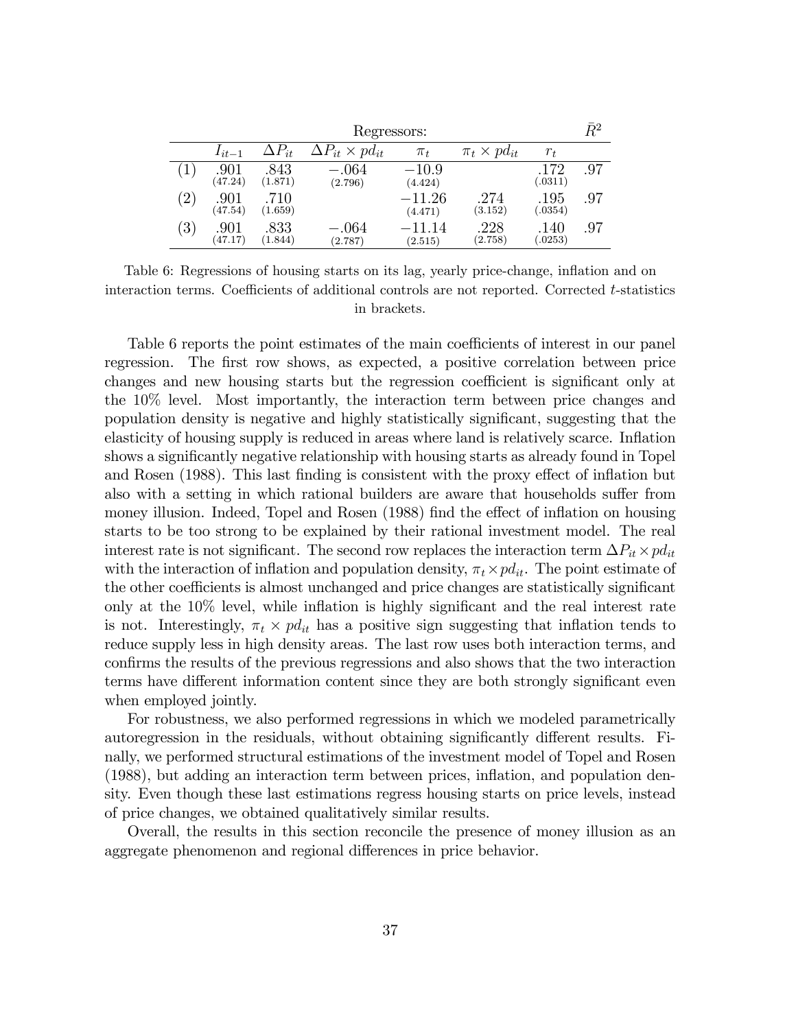| | Regressors: | | | | | | $\bar{R}^2$ |
|---|---|---|---|---|---|---|---|
| | $I_{it-1}$ | $\Delta P_{it}$ | $\Delta P_{it} \times pd_{it}$ | $\pi_t$ | $\pi_t \times pd_{it}$ | $r_t$ | |
| (1) | .901 (47.24) | .843 (1.871) | $-.064$ (2.796) | $-10.9$ (4.424) | | .172 (.0311) | .97 |
| (2) | .901 (47.54) | .710 (1.659) | | $-11.26$ (4.471) | .274 (3.152) | .195 (.0354) | .97 |
| (3) | .901 (47.17) | .833 (1.844) | $-.064$ (2.787) | $-11.14$ (2.515) | .228 (2.758) | .140 (.0253) | .97 |

Table 6: Regressions of housing starts on its lag, yearly price-change, inflation and on interaction terms. Coefficients of additional controls are not reported. Corrected $t$-statistics in brackets.

Table 6 reports the point estimates of the main coefficients of interest in our panel regression. The first row shows, as expected, a positive correlation between price changes and new housing starts but the regression coefficient is significant only at the 10% level. Most importantly, the interaction term between price changes and population density is negative and highly statistically significant, suggesting that the elasticity of housing supply is reduced in areas where land is relatively scarce. Inflation shows a significantly negative relationship with housing starts as already found in Topel and Rosen (1988). This last finding is consistent with the proxy effect of inflation but also with a setting in which rational builders are aware that households suffer from money illusion. Indeed, Topel and Rosen (1988) find the effect of inflation on housing starts to be too strong to be explained by their rational investment model. The real interest rate is not significant. The second row replaces the interaction term $\Delta P_{it} \times pd_{it}$ with the interaction of inflation and population density, $\pi_t \times pd_{it}$. The point estimate of the other coefficients is almost unchanged and price changes are statistically significant only at the 10% level, while inflation is highly significant and the real interest rate is not. Interestingly, $\pi_t \times pd_{it}$ has a positive sign suggesting that inflation tends to reduce supply less in high density areas. The last row uses both interaction terms, and confirms the results of the previous regressions and also shows that the two interaction terms have different information content since they are both strongly significant even when employed jointly.

For robustness, we also performed regressions in which we modeled parametrically autoregression in the residuals, without obtaining significantly different results. Finally, we performed structural estimations of the investment model of Topel and Rosen (1988), but adding an interaction term between prices, inflation, and population density. Even though these last estimations regress housing starts on price levels, instead of price changes, we obtained qualitatively similar results.

Overall, the results in this section reconcile the presence of money illusion as an aggregate phenomenon and regional differences in price behavior.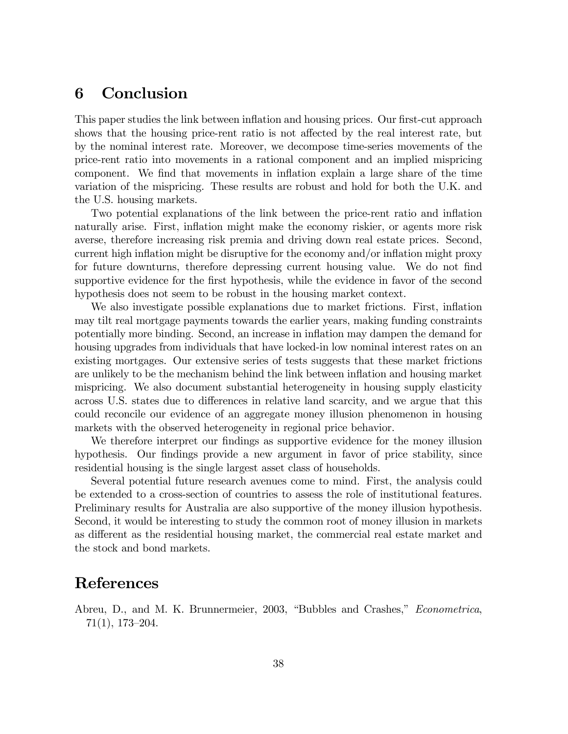## 6 Conclusion

This paper studies the link between inflation and housing prices. Our first-cut approach shows that the housing price-rent ratio is not affected by the real interest rate, but by the nominal interest rate. Moreover, we decompose time-series movements of the price-rent ratio into movements in a rational component and an implied mispricing component. We find that movements in inflation explain a large share of the time variation of the mispricing. These results are robust and hold for both the U.K. and the U.S. housing markets.

Two potential explanations of the link between the price-rent ratio and inflation naturally arise. First, inflation might make the economy riskier, or agents more risk averse, therefore increasing risk premia and driving down real estate prices. Second, current high inflation might be disruptive for the economy and/or inflation might proxy for future downturns, therefore depressing current housing value. We do not find supportive evidence for the first hypothesis, while the evidence in favor of the second hypothesis does not seem to be robust in the housing market context.

We also investigate possible explanations due to market frictions. First, inflation may tilt real mortgage payments towards the earlier years, making funding constraints potentially more binding. Second, an increase in inflation may dampen the demand for housing upgrades from individuals that have locked-in low nominal interest rates on an existing mortgages. Our extensive series of tests suggests that these market frictions are unlikely to be the mechanism behind the link between inflation and housing market mispricing. We also document substantial heterogeneity in housing supply elasticity across U.S. states due to differences in relative land scarcity, and we argue that this could reconcile our evidence of an aggregate money illusion phenomenon in housing markets with the observed heterogeneity in regional price behavior.

We therefore interpret our findings as supportive evidence for the money illusion hypothesis. Our findings provide a new argument in favor of price stability, since residential housing is the single largest asset class of households.

Several potential future research avenues come to mind. First, the analysis could be extended to a cross-section of countries to assess the role of institutional features. Preliminary results for Australia are also supportive of the money illusion hypothesis. Second, it would be interesting to study the common root of money illusion in markets as different as the residential housing market, the commercial real estate market and the stock and bond markets.

## References

Abreu, D., and M. K. Brunnermeier, 2003, "Bubbles and Crashes," *Econometrica*, 71(1), 173–204.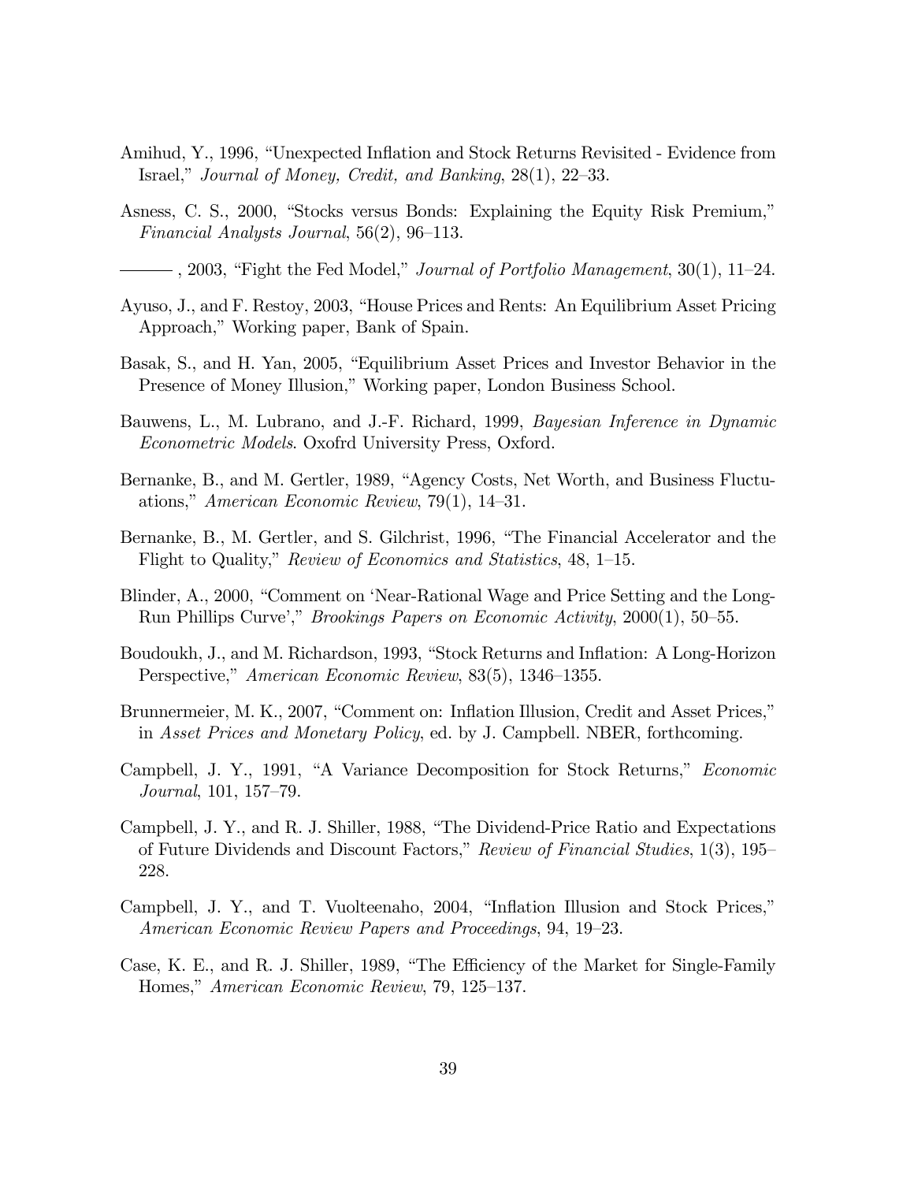Amihud, Y., 1996, "Unexpected Inflation and Stock Returns Revisited - Evidence from Israel," *Journal of Money, Credit, and Banking*, 28(1), 22–33.

Asness, C. S., 2000, "Stocks versus Bonds: Explaining the Equity Risk Premium," *Financial Analysts Journal*, 56(2), 96–113.

——— , 2003, "Fight the Fed Model," *Journal of Portfolio Management*, 30(1), 11–24.

Ayuso, J., and F. Restoy, 2003, "House Prices and Rents: An Equilibrium Asset Pricing Approach," Working paper, Bank of Spain.

Basak, S., and H. Yan, 2005, "Equilibrium Asset Prices and Investor Behavior in the Presence of Money Illusion," Working paper, London Business School.

Bauwens, L., M. Lubrano, and J.-F. Richard, 1999, *Bayesian Inference in Dynamic Econometric Models*. Oxofrd University Press, Oxford.

Bernanke, B., and M. Gertler, 1989, "Agency Costs, Net Worth, and Business Fluctuations," *American Economic Review*, 79(1), 14–31.

Bernanke, B., M. Gertler, and S. Gilchrist, 1996, "The Financial Accelerator and the Flight to Quality," *Review of Economics and Statistics*, 48, 1–15.

Blinder, A., 2000, "Comment on 'Near-Rational Wage and Price Setting and the Long-Run Phillips Curve'," *Brookings Papers on Economic Activity*, 2000(1), 50–55.

Boudoukh, J., and M. Richardson, 1993, "Stock Returns and Inflation: A Long-Horizon Perspective," *American Economic Review*, 83(5), 1346–1355.

Brunnermeier, M. K., 2007, "Comment on: Inflation Illusion, Credit and Asset Prices," in *Asset Prices and Monetary Policy*, ed. by J. Campbell. NBER, forthcoming.

Campbell, J. Y., 1991, "A Variance Decomposition for Stock Returns," *Economic Journal*, 101, 157–79.

Campbell, J. Y., and R. J. Shiller, 1988, "The Dividend-Price Ratio and Expectations of Future Dividends and Discount Factors," *Review of Financial Studies*, 1(3), 195–228.

Campbell, J. Y., and T. Vuolteenaho, 2004, "Inflation Illusion and Stock Prices," *American Economic Review Papers and Proceedings*, 94, 19–23.

Case, K. E., and R. J. Shiller, 1989, "The Efficiency of the Market for Single-Family Homes," *American Economic Review*, 79, 125–137.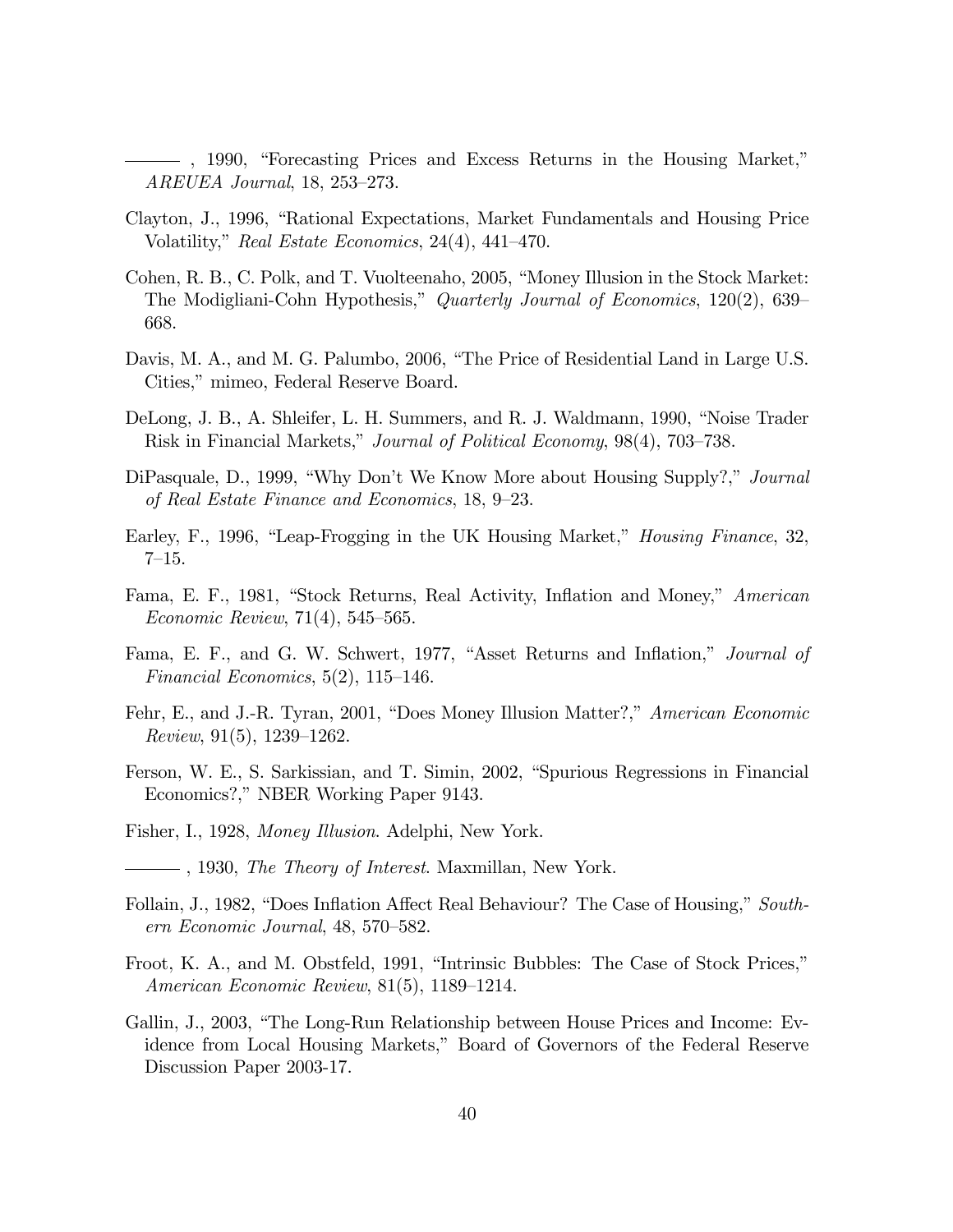——— , 1990, "Forecasting Prices and Excess Returns in the Housing Market," *AREUEA Journal*, 18, 253–273.

Clayton, J., 1996, "Rational Expectations, Market Fundamentals and Housing Price Volatility," *Real Estate Economics*, 24(4), 441–470.

Cohen, R. B., C. Polk, and T. Vuolteenaho, 2005, "Money Illusion in the Stock Market: The Modigliani-Cohn Hypothesis," *Quarterly Journal of Economics*, 120(2), 639–668.

Davis, M. A., and M. G. Palumbo, 2006, "The Price of Residential Land in Large U.S. Cities," mimeo, Federal Reserve Board.

DeLong, J. B., A. Shleifer, L. H. Summers, and R. J. Waldmann, 1990, "Noise Trader Risk in Financial Markets," *Journal of Political Economy*, 98(4), 703–738.

DiPasquale, D., 1999, "Why Don't We Know More about Housing Supply?," *Journal of Real Estate Finance and Economics*, 18, 9–23.

Earley, F., 1996, "Leap-Frogging in the UK Housing Market," *Housing Finance*, 32, 7–15.

Fama, E. F., 1981, "Stock Returns, Real Activity, Inflation and Money," *American Economic Review*, 71(4), 545–565.

Fama, E. F., and G. W. Schwert, 1977, "Asset Returns and Inflation," *Journal of Financial Economics*, 5(2), 115–146.

Fehr, E., and J.-R. Tyran, 2001, "Does Money Illusion Matter?," *American Economic Review*, 91(5), 1239–1262.

Ferson, W. E., S. Sarkissian, and T. Simin, 2002, "Spurious Regressions in Financial Economics?," NBER Working Paper 9143.

Fisher, I., 1928, *Money Illusion*. Adelphi, New York.

——— , 1930, *The Theory of Interest*. Maxmillan, New York.

Follain, J., 1982, "Does Inflation Affect Real Behaviour? The Case of Housing," *Southern Economic Journal*, 48, 570–582.

Froot, K. A., and M. Obstfeld, 1991, "Intrinsic Bubbles: The Case of Stock Prices," *American Economic Review*, 81(5), 1189–1214.

Gallin, J., 2003, "The Long-Run Relationship between House Prices and Income: Evidence from Local Housing Markets," Board of Governors of the Federal Reserve Discussion Paper 2003-17.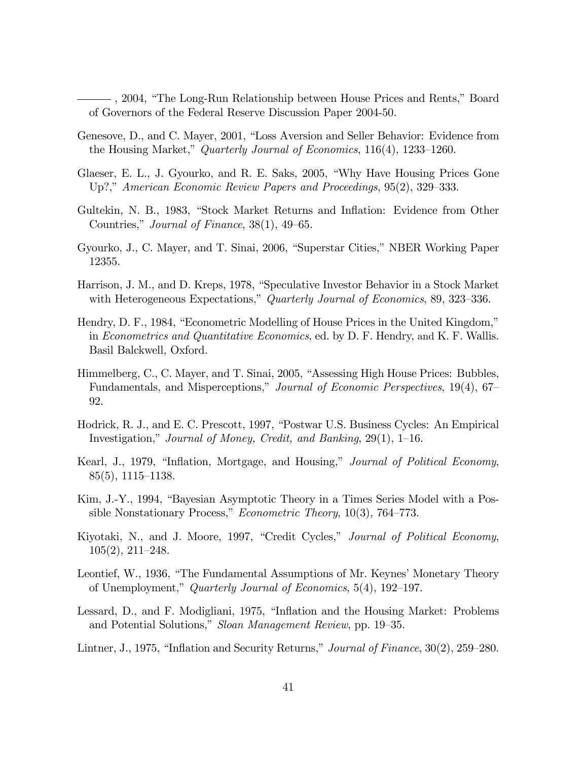———, 2004, "The Long-Run Relationship between House Prices and Rents," Board of Governors of the Federal Reserve Discussion Paper 2004-50.

Genesove, D., and C. Mayer, 2001, "Loss Aversion and Seller Behavior: Evidence from the Housing Market," *Quarterly Journal of Economics*, 116(4), 1233–1260.

Glaeser, E. L., J. Gyourko, and R. E. Saks, 2005, "Why Have Housing Prices Gone Up?," *American Economic Review Papers and Proceedings*, 95(2), 329–333.

Gultekin, N. B., 1983, "Stock Market Returns and Inflation: Evidence from Other Countries," *Journal of Finance*, 38(1), 49–65.

Gyourko, J., C. Mayer, and T. Sinai, 2006, "Superstar Cities," NBER Working Paper 12355.

Harrison, J. M., and D. Kreps, 1978, "Speculative Investor Behavior in a Stock Market with Heterogeneous Expectations," *Quarterly Journal of Economics*, 89, 323–336.

Hendry, D. F., 1984, "Econometric Modelling of House Prices in the United Kingdom," in *Econometrics and Quantitative Economics*, ed. by D. F. Hendry, and K. F. Wallis. Basil Balckwell, Oxford.

Himmelberg, C., C. Mayer, and T. Sinai, 2005, "Assessing High House Prices: Bubbles, Fundamentals, and Misperceptions," *Journal of Economic Perspectives*, 19(4), 67–92.

Hodrick, R. J., and E. C. Prescott, 1997, "Postwar U.S. Business Cycles: An Empirical Investigation," *Journal of Money, Credit, and Banking*, 29(1), 1–16.

Kearl, J., 1979, "Inflation, Mortgage, and Housing," *Journal of Political Economy*, 85(5), 1115–1138.

Kim, J.-Y., 1994, "Bayesian Asymptotic Theory in a Times Series Model with a Possible Nonstationary Process," *Econometric Theory*, 10(3), 764–773.

Kiyotaki, N., and J. Moore, 1997, "Credit Cycles," *Journal of Political Economy*, 105(2), 211–248.

Leontief, W., 1936, "The Fundamental Assumptions of Mr. Keynes' Monetary Theory of Unemployment," *Quarterly Journal of Economics*, 5(4), 192–197.

Lessard, D., and F. Modigliani, 1975, "Inflation and the Housing Market: Problems and Potential Solutions," *Sloan Management Review*, pp. 19–35.

Lintner, J., 1975, "Inflation and Security Returns," *Journal of Finance*, 30(2), 259–280.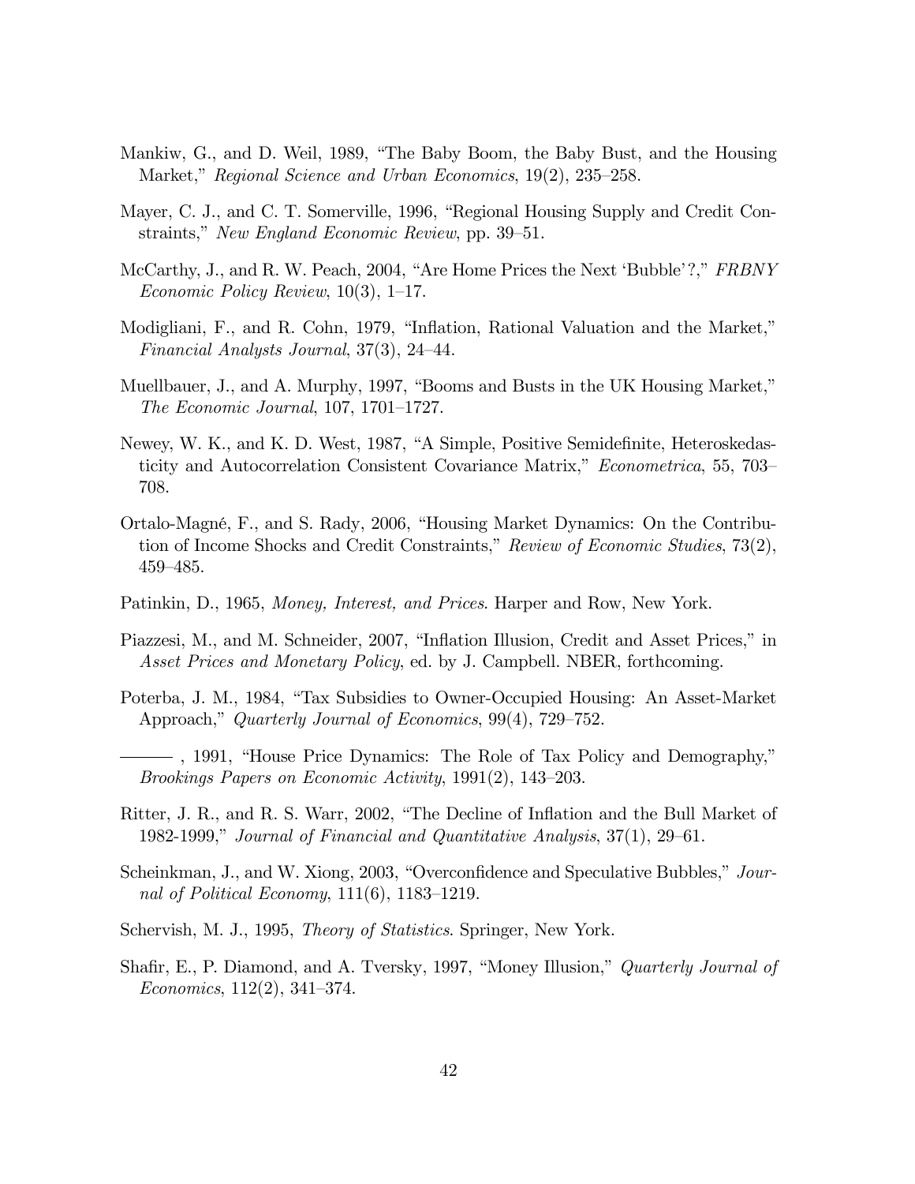Mankiw, G., and D. Weil, 1989, "The Baby Boom, the Baby Bust, and the Housing Market," *Regional Science and Urban Economics*, 19(2), 235–258.

Mayer, C. J., and C. T. Somerville, 1996, "Regional Housing Supply and Credit Constraints," *New England Economic Review*, pp. 39–51.

McCarthy, J., and R. W. Peach, 2004, "Are Home Prices the Next 'Bubble'?," *FRBNY Economic Policy Review*, 10(3), 1–17.

Modigliani, F., and R. Cohn, 1979, "Inflation, Rational Valuation and the Market," *Financial Analysts Journal*, 37(3), 24–44.

Muellbauer, J., and A. Murphy, 1997, "Booms and Busts in the UK Housing Market," *The Economic Journal*, 107, 1701–1727.

Newey, W. K., and K. D. West, 1987, "A Simple, Positive Semidefinite, Heteroskedasticity and Autocorrelation Consistent Covariance Matrix," *Econometrica*, 55, 703–708.

Ortalo-Magné, F., and S. Rady, 2006, "Housing Market Dynamics: On the Contribution of Income Shocks and Credit Constraints," *Review of Economic Studies*, 73(2), 459–485.

Patinkin, D., 1965, *Money, Interest, and Prices*. Harper and Row, New York.

Piazzesi, M., and M. Schneider, 2007, "Inflation Illusion, Credit and Asset Prices," in *Asset Prices and Monetary Policy*, ed. by J. Campbell. NBER, forthcoming.

Poterba, J. M., 1984, "Tax Subsidies to Owner-Occupied Housing: An Asset-Market Approach," *Quarterly Journal of Economics*, 99(4), 729–752.

——— , 1991, "House Price Dynamics: The Role of Tax Policy and Demography," *Brookings Papers on Economic Activity*, 1991(2), 143–203.

Ritter, J. R., and R. S. Warr, 2002, "The Decline of Inflation and the Bull Market of 1982-1999," *Journal of Financial and Quantitative Analysis*, 37(1), 29–61.

Scheinkman, J., and W. Xiong, 2003, "Overconfidence and Speculative Bubbles," *Journal of Political Economy*, 111(6), 1183–1219.

Schervish, M. J., 1995, *Theory of Statistics*. Springer, New York.

Shafir, E., P. Diamond, and A. Tversky, 1997, "Money Illusion," *Quarterly Journal of Economics*, 112(2), 341–374.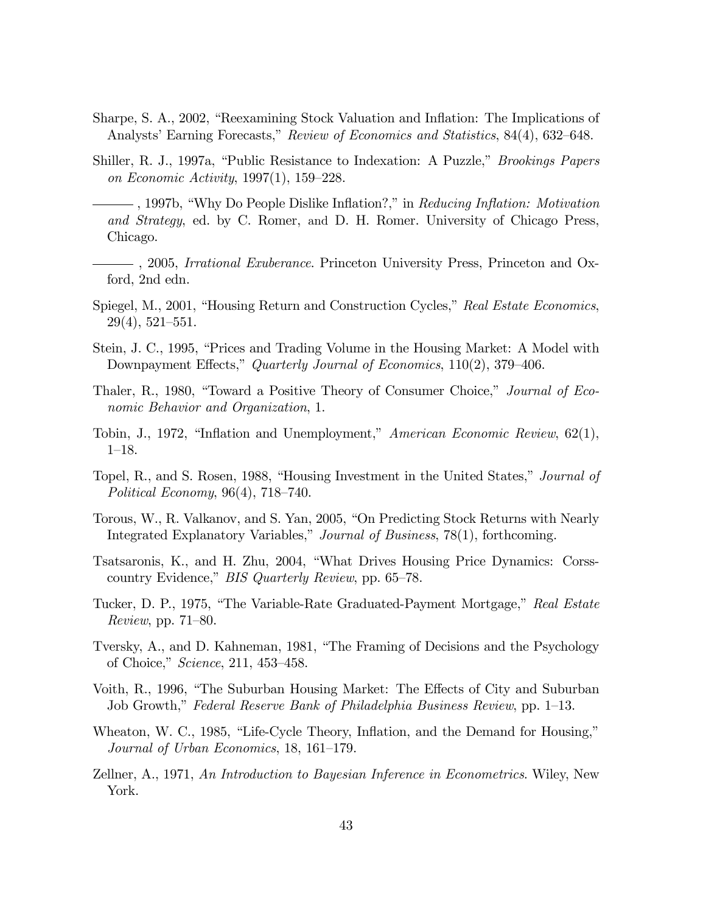Sharpe, S. A., 2002, "Reexamining Stock Valuation and Inflation: The Implications of Analysts' Earning Forecasts," *Review of Economics and Statistics*, 84(4), 632–648.

Shiller, R. J., 1997a, "Public Resistance to Indexation: A Puzzle," *Brookings Papers on Economic Activity*, 1997(1), 159–228.

——— , 1997b, "Why Do People Dislike Inflation?," in *Reducing Inflation: Motivation and Strategy*, ed. by C. Romer, and D. H. Romer. University of Chicago Press, Chicago.

——— , 2005, *Irrational Exuberance*. Princeton University Press, Princeton and Oxford, 2nd edn.

Spiegel, M., 2001, "Housing Return and Construction Cycles," *Real Estate Economics*, 29(4), 521–551.

Stein, J. C., 1995, "Prices and Trading Volume in the Housing Market: A Model with Downpayment Effects," *Quarterly Journal of Economics*, 110(2), 379–406.

Thaler, R., 1980, "Toward a Positive Theory of Consumer Choice," *Journal of Economic Behavior and Organization*, 1.

Tobin, J., 1972, "Inflation and Unemployment," *American Economic Review*, 62(1), 1–18.

Topel, R., and S. Rosen, 1988, "Housing Investment in the United States," *Journal of Political Economy*, 96(4), 718–740.

Torous, W., R. Valkanov, and S. Yan, 2005, "On Predicting Stock Returns with Nearly Integrated Explanatory Variables," *Journal of Business*, 78(1), forthcoming.

Tsatsaronis, K., and H. Zhu, 2004, "What Drives Housing Price Dynamics: Corss-country Evidence," *BIS Quarterly Review*, pp. 65–78.

Tucker, D. P., 1975, "The Variable-Rate Graduated-Payment Mortgage," *Real Estate Review*, pp. 71–80.

Tversky, A., and D. Kahneman, 1981, "The Framing of Decisions and the Psychology of Choice," *Science*, 211, 453–458.

Voith, R., 1996, "The Suburban Housing Market: The Effects of City and Suburban Job Growth," *Federal Reserve Bank of Philadelphia Business Review*, pp. 1–13.

Wheaton, W. C., 1985, "Life-Cycle Theory, Inflation, and the Demand for Housing," *Journal of Urban Economics*, 18, 161–179.

Zellner, A., 1971, *An Introduction to Bayesian Inference in Econometrics*. Wiley, New York.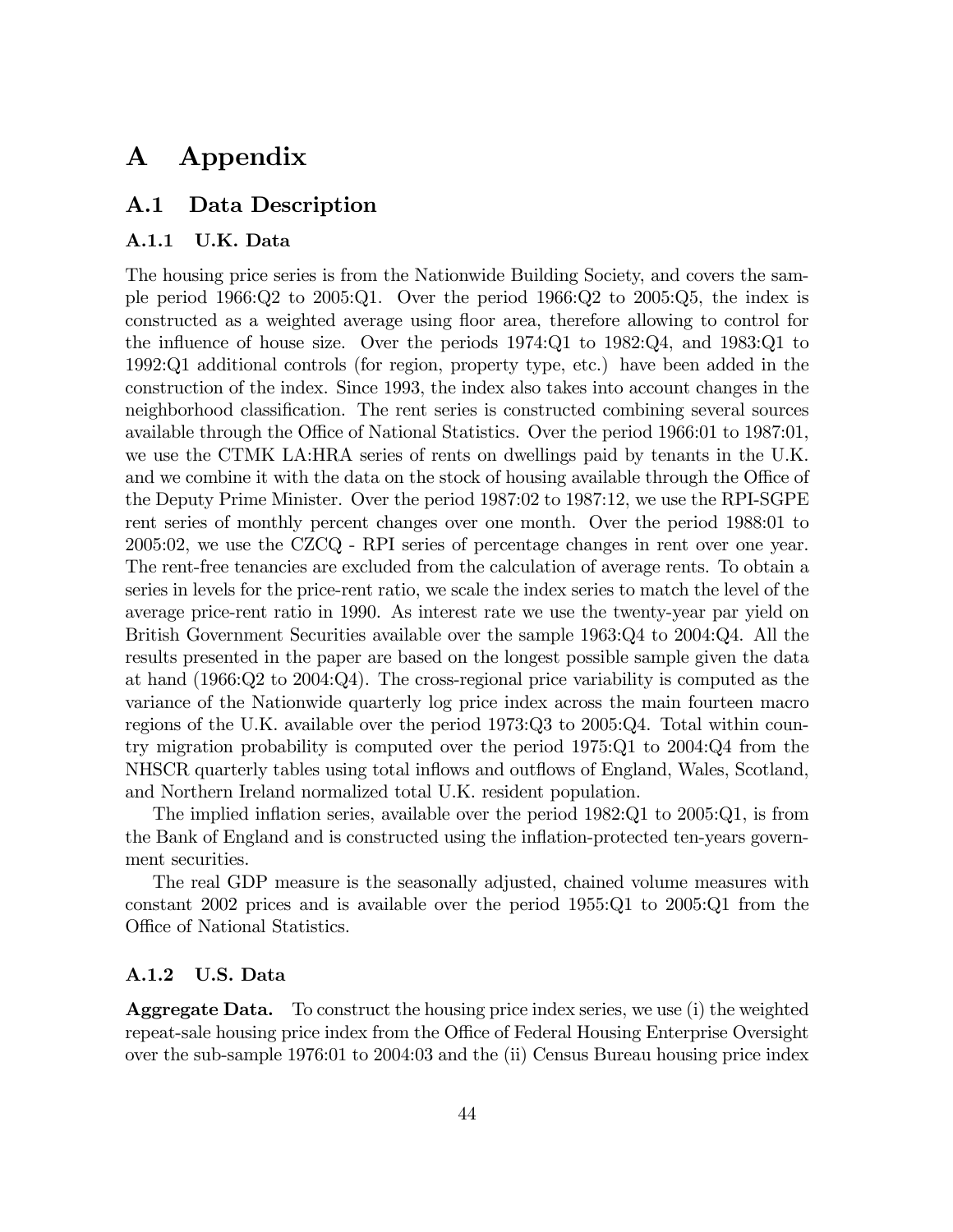# A Appendix

## A.1 Data Description

### A.1.1 U.K. Data

The housing price series is from the Nationwide Building Society, and covers the sample period 1966:Q2 to 2005:Q1. Over the period 1966:Q2 to 2005:Q5, the index is constructed as a weighted average using floor area, therefore allowing to control for the influence of house size. Over the periods 1974:Q1 to 1982:Q4, and 1983:Q1 to 1992:Q1 additional controls (for region, property type, etc.) have been added in the construction of the index. Since 1993, the index also takes into account changes in the neighborhood classification. The rent series is constructed combining several sources available through the Office of National Statistics. Over the period 1966:01 to 1987:01, we use the CTMK LA:HRA series of rents on dwellings paid by tenants in the U.K. and we combine it with the data on the stock of housing available through the Office of the Deputy Prime Minister. Over the period 1987:02 to 1987:12, we use the RPI-SGPE rent series of monthly percent changes over one month. Over the period 1988:01 to 2005:02, we use the CZCQ - RPI series of percentage changes in rent over one year. The rent-free tenancies are excluded from the calculation of average rents. To obtain a series in levels for the price-rent ratio, we scale the index series to match the level of the average price-rent ratio in 1990. As interest rate we use the twenty-year par yield on British Government Securities available over the sample 1963:Q4 to 2004:Q4. All the results presented in the paper are based on the longest possible sample given the data at hand (1966:Q2 to 2004:Q4). The cross-regional price variability is computed as the variance of the Nationwide quarterly log price index across the main fourteen macro regions of the U.K. available over the period 1973:Q3 to 2005:Q4. Total within country migration probability is computed over the period 1975:Q1 to 2004:Q4 from the NHSCR quarterly tables using total inflows and outflows of England, Wales, Scotland, and Northern Ireland normalized total U.K. resident population.

The implied inflation series, available over the period 1982:Q1 to 2005:Q1, is from the Bank of England and is constructed using the inflation-protected ten-years government securities.

The real GDP measure is the seasonally adjusted, chained volume measures with constant 2002 prices and is available over the period 1955:Q1 to 2005:Q1 from the Office of National Statistics.

### A.1.2 U.S. Data

**Aggregate Data.** To construct the housing price index series, we use (i) the weighted repeat-sale housing price index from the Office of Federal Housing Enterprise Oversight over the sub-sample 1976:01 to 2004:03 and the (ii) Census Bureau housing price index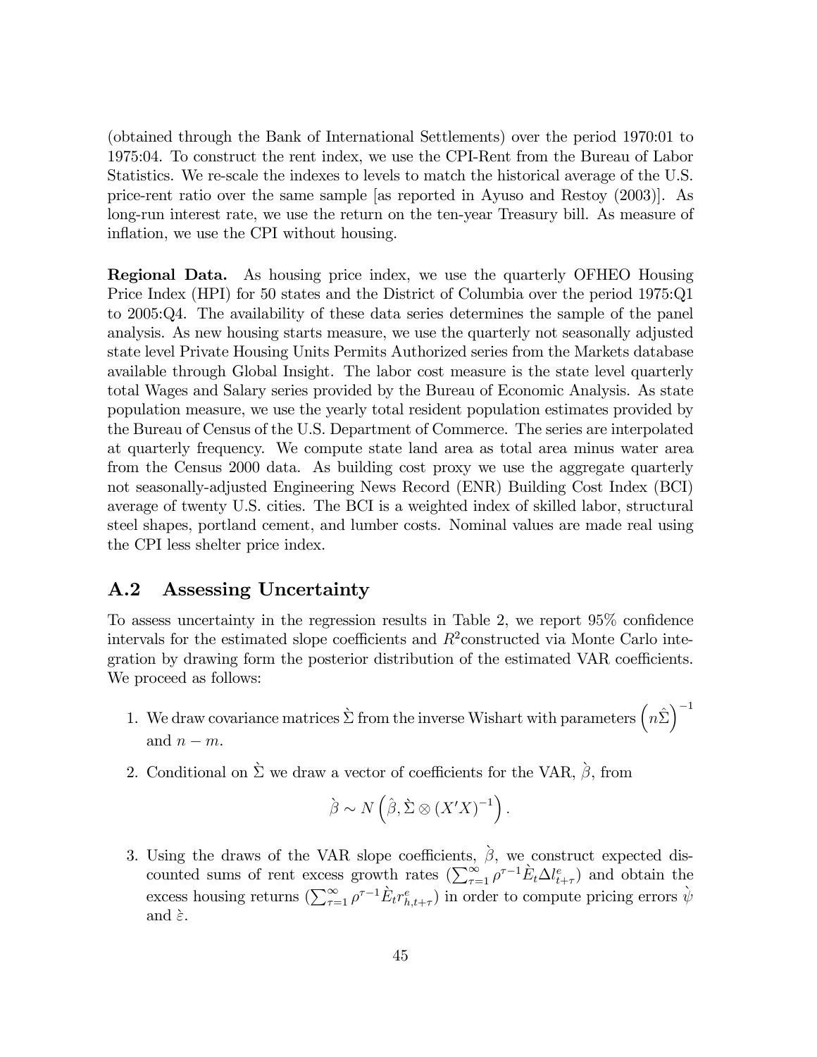(obtained through the Bank of International Settlements) over the period 1970:01 to 1975:04. To construct the rent index, we use the CPI-Rent from the Bureau of Labor Statistics. We re-scale the indexes to levels to match the historical average of the U.S. price-rent ratio over the same sample [as reported in Ayuso and Restoy (2003)]. As long-run interest rate, we use the return on the ten-year Treasury bill. As measure of inflation, we use the CPI without housing.

**Regional Data.** As housing price index, we use the quarterly OFHEO Housing Price Index (HPI) for 50 states and the District of Columbia over the period 1975:Q1 to 2005:Q4. The availability of these data series determines the sample of the panel analysis. As new housing starts measure, we use the quarterly not seasonally adjusted state level Private Housing Units Permits Authorized series from the Markets database available through Global Insight. The labor cost measure is the state level quarterly total Wages and Salary series provided by the Bureau of Economic Analysis. As state population measure, we use the yearly total resident population estimates provided by the Bureau of Census of the U.S. Department of Commerce. The series are interpolated at quarterly frequency. We compute state land area as total area minus water area from the Census 2000 data. As building cost proxy we use the aggregate quarterly not seasonally-adjusted Engineering News Record (ENR) Building Cost Index (BCI) average of twenty U.S. cities. The BCI is a weighted index of skilled labor, structural steel shapes, portland cement, and lumber costs. Nominal values are made real using the CPI less shelter price index.

## A.2 Assessing Uncertainty

To assess uncertainty in the regression results in Table 2, we report 95% confidence intervals for the estimated slope coefficients and $R^2$constructed via Monte Carlo integration by drawing form the posterior distribution of the estimated VAR coefficients. We proceed as follows:

1. We draw covariance matrices $\grave{\Sigma}$ from the inverse Wishart with parameters $\left(n\hat{\Sigma}\right)^{-1}$ and $n - m$.

2. Conditional on $\grave{\Sigma}$ we draw a vector of coefficients for the VAR, $\grave{\beta}$, from

$$\grave{\beta} \sim N\left(\hat{\beta}, \grave{\Sigma} \otimes (X'X)^{-1}\right).$$

3. Using the draws of the VAR slope coefficients, $\grave{\beta}$, we construct expected discounted sums of rent excess growth rates ($\sum_{\tau=1}^{\infty} \rho^{\tau-1} \grave{E}_t \Delta l_{t+\tau}^e$) and obtain the excess housing returns ($\sum_{\tau=1}^{\infty} \rho^{\tau-1} \grave{E}_t r_{h,t+\tau}^e$) in order to compute pricing errors $\grave{\psi}$ and $\grave{\varepsilon}$.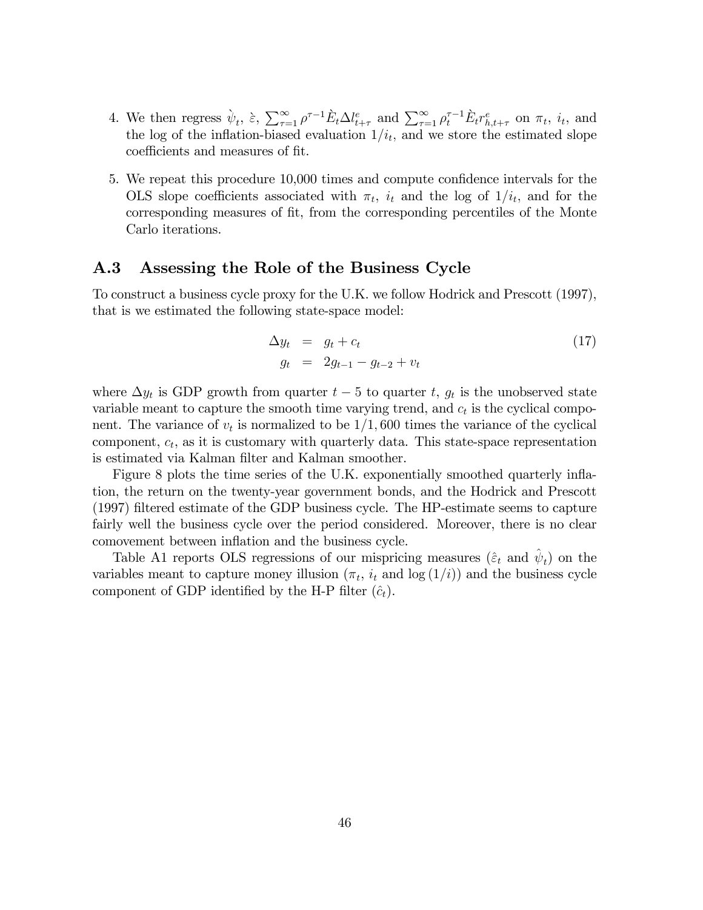4. We then regress $\grave{\psi}_t$, $\grave{\varepsilon}$, $\sum_{\tau=1}^{\infty}\rho^{\tau-1}\grave{E}_t\Delta l^e_{t+\tau}$ and $\sum_{\tau=1}^{\infty}\rho_t^{\tau-1}\grave{E}_t r^e_{h,t+\tau}$ on $\pi_t$, $i_t$, and the log of the inflation-biased evaluation $1/i_t$, and we store the estimated slope coefficients and measures of fit.

5. We repeat this procedure 10,000 times and compute confidence intervals for the OLS slope coefficients associated with $\pi_t$, $i_t$ and the log of $1/i_t$, and for the corresponding measures of fit, from the corresponding percentiles of the Monte Carlo iterations.

## A.3 Assessing the Role of the Business Cycle

To construct a business cycle proxy for the U.K. we follow Hodrick and Prescott (1997), that is we estimated the following state-space model:

$$
\begin{aligned}
\Delta y_t &= g_t + c_t \\
g_t &= 2g_{t-1} - g_{t-2} + v_t
\end{aligned}
\tag{17}
$$

where $\Delta y_t$ is GDP growth from quarter $t-5$ to quarter $t$, $g_t$ is the unobserved state variable meant to capture the smooth time varying trend, and $c_t$ is the cyclical component. The variance of $v_t$ is normalized to be $1/1,600$ times the variance of the cyclical component, $c_t$, as it is customary with quarterly data. This state-space representation is estimated via Kalman filter and Kalman smoother.

Figure 8 plots the time series of the U.K. exponentially smoothed quarterly inflation, the return on the twenty-year government bonds, and the Hodrick and Prescott (1997) filtered estimate of the GDP business cycle. The HP-estimate seems to capture fairly well the business cycle over the period considered. Moreover, there is no clear comovement between inflation and the business cycle.

Table A1 reports OLS regressions of our mispricing measures ($\hat{\varepsilon}_t$ and $\hat{\psi}_t$) on the variables meant to capture money illusion ($\pi_t$, $i_t$ and $\log(1/i)$) and the business cycle component of GDP identified by the H-P filter ($\hat{c}_t$).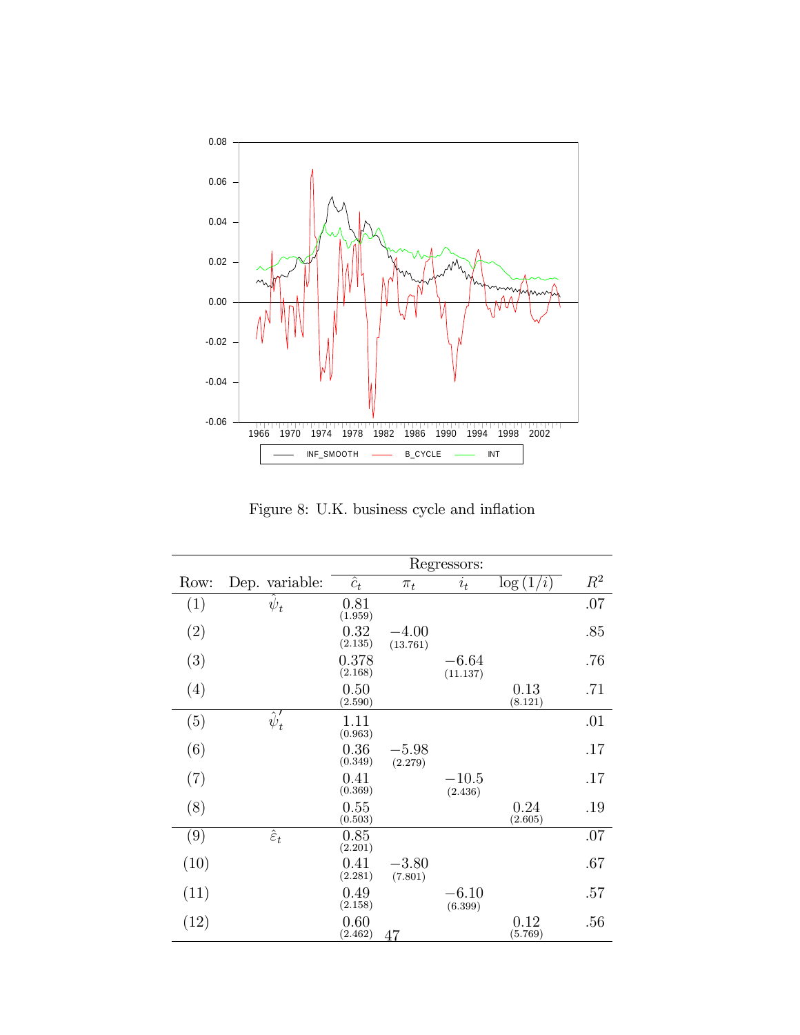Figure 8: U.K. business cycle and inflation

| Row: | Dep. variable: | Regressors: $\hat{c}_t$ | $\pi_t$ | $i_t$ | $\log(1/i)$ | $R^2$ |
|---|---|---|---|---|---|---|
| (1) | $\hat{\psi}_t$ | 0.81 (1.959) | | | | .07 |
| (2) | | 0.32 (2.135) | $-4.00$ (13.761) | | | .85 |
| (3) | | 0.378 (2.168) | | $-6.64$ (11.137) | | .76 |
| (4) | | 0.50 (2.590) | | | 0.13 (8.121) | .71 |
| (5) | $\hat{\psi}_t'$ | 1.11 (0.963) | | | | .01 |
| (6) | | 0.36 (0.349) | $-5.98$ (2.279) | | | .17 |
| (7) | | 0.41 (0.369) | | $-10.5$ (2.436) | | .17 |
| (8) | | 0.55 (0.503) | | | 0.24 (2.605) | .19 |
| (9) | $\hat{\varepsilon}_t$ | 0.85 (2.201) | | | | .07 |
| (10) | | 0.41 (2.281) | $-3.80$ (7.801) | | | .67 |
| (11) | | 0.49 (2.158) | | $-6.10$ (6.399) | | .57 |
| (12) | | 0.60 (2.462) | | | 0.12 (5.769) | .56 |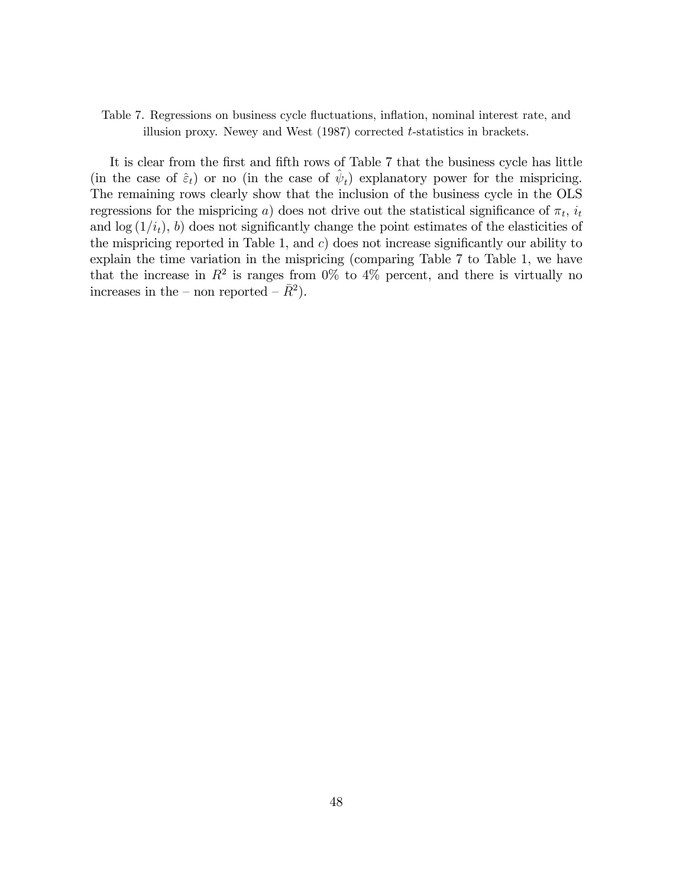Table 7. Regressions on business cycle fluctuations, inflation, nominal interest rate, and illusion proxy. Newey and West (1987) corrected $t$-statistics in brackets.

It is clear from the first and fifth rows of Table 7 that the business cycle has little (in the case of $\hat{\varepsilon}_t$) or no (in the case of $\hat{\psi}_t$) explanatory power for the mispricing. The remaining rows clearly show that the inclusion of the business cycle in the OLS regressions for the mispricing *a*) does not drive out the statistical significance of $\pi_t$, $i_t$ and $\log(1/i_t)$, *b*) does not significantly change the point estimates of the elasticities of the mispricing reported in Table 1, and *c*) does not increase significantly our ability to explain the time variation in the mispricing (comparing Table 7 to Table 1, we have that the increase in $R^2$ is ranges from 0% to 4% percent, and there is virtually no increases in the – non reported – $\bar{R}^2$).